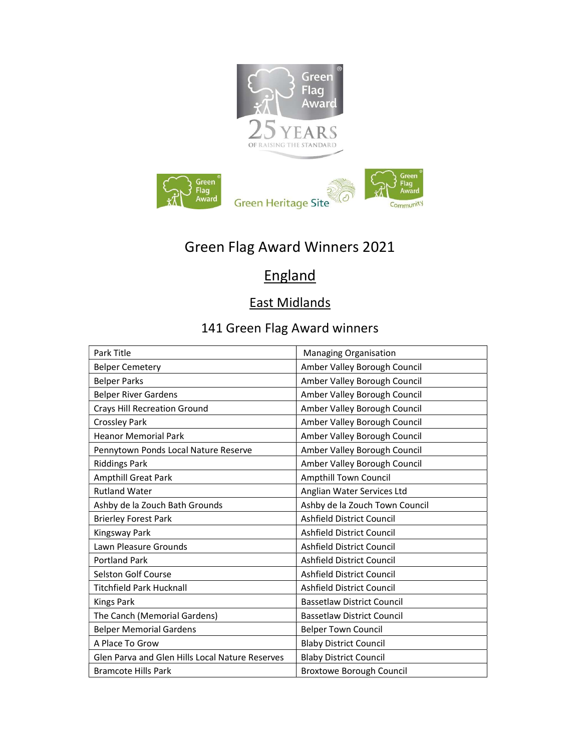# Green Flag Award Winners 2021

## England

### East Midlands

141 Green Flag Award winners

| Park Title | Managing Organisation |
|---|---|
| Belper Cemetery | Amber Valley Borough Council |
| Belper Parks | Amber Valley Borough Council |
| Belper River Gardens | Amber Valley Borough Council |
| Crays Hill Recreation Ground | Amber Valley Borough Council |
| Crossley Park | Amber Valley Borough Council |
| Heanor Memorial Park | Amber Valley Borough Council |
| Pennytown Ponds Local Nature Reserve | Amber Valley Borough Council |
| Riddings Park | Amber Valley Borough Council |
| Ampthill Great Park | Ampthill Town Council |
| Rutland Water | Anglian Water Services Ltd |
| Ashby de la Zouch Bath Grounds | Ashby de la Zouch Town Council |
| Brierley Forest Park | Ashfield District Council |
| Kingsway Park | Ashfield District Council |
| Lawn Pleasure Grounds | Ashfield District Council |
| Portland Park | Ashfield District Council |
| Selston Golf Course | Ashfield District Council |
| Titchfield Park Hucknall | Ashfield District Council |
| Kings Park | Bassetlaw District Council |
| The Canch (Memorial Gardens) | Bassetlaw District Council |
| Belper Memorial Gardens | Belper Town Council |
| A Place To Grow | Blaby District Council |
| Glen Parva and Glen Hills Local Nature Reserves | Blaby District Council |
| Bramcote Hills Park | Broxtowe Borough Council |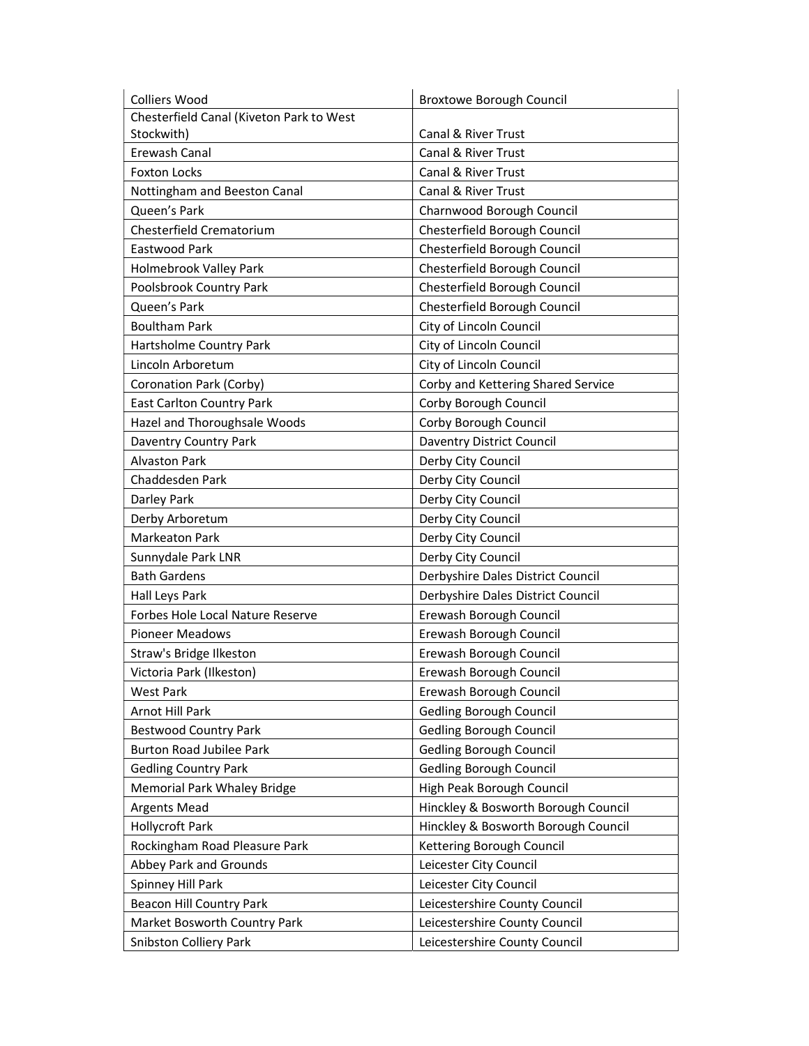| | |
|---|---|
| Colliers Wood | Broxtowe Borough Council |
| Chesterfield Canal (Kiveton Park to West Stockwith) | Canal & River Trust |
| Erewash Canal | Canal & River Trust |
| Foxton Locks | Canal & River Trust |
| Nottingham and Beeston Canal | Canal & River Trust |
| Queen’s Park | Charnwood Borough Council |
| Chesterfield Crematorium | Chesterfield Borough Council |
| Eastwood Park | Chesterfield Borough Council |
| Holmebrook Valley Park | Chesterfield Borough Council |
| Poolsbrook Country Park | Chesterfield Borough Council |
| Queen’s Park | Chesterfield Borough Council |
| Boultham Park | City of Lincoln Council |
| Hartsholme Country Park | City of Lincoln Council |
| Lincoln Arboretum | City of Lincoln Council |
| Coronation Park (Corby) | Corby and Kettering Shared Service |
| East Carlton Country Park | Corby Borough Council |
| Hazel and Thoroughsale Woods | Corby Borough Council |
| Daventry Country Park | Daventry District Council |
| Alvaston Park | Derby City Council |
| Chaddesden Park | Derby City Council |
| Darley Park | Derby City Council |
| Derby Arboretum | Derby City Council |
| Markeaton Park | Derby City Council |
| Sunnydale Park LNR | Derby City Council |
| Bath Gardens | Derbyshire Dales District Council |
| Hall Leys Park | Derbyshire Dales District Council |
| Forbes Hole Local Nature Reserve | Erewash Borough Council |
| Pioneer Meadows | Erewash Borough Council |
| Straw's Bridge Ilkeston | Erewash Borough Council |
| Victoria Park (Ilkeston) | Erewash Borough Council |
| West Park | Erewash Borough Council |
| Arnot Hill Park | Gedling Borough Council |
| Bestwood Country Park | Gedling Borough Council |
| Burton Road Jubilee Park | Gedling Borough Council |
| Gedling Country Park | Gedling Borough Council |
| Memorial Park Whaley Bridge | High Peak Borough Council |
| Argents Mead | Hinckley & Bosworth Borough Council |
| Hollycroft Park | Hinckley & Bosworth Borough Council |
| Rockingham Road Pleasure Park | Kettering Borough Council |
| Abbey Park and Grounds | Leicester City Council |
| Spinney Hill Park | Leicester City Council |
| Beacon Hill Country Park | Leicestershire County Council |
| Market Bosworth Country Park | Leicestershire County Council |
| Snibston Colliery Park | Leicestershire County Council |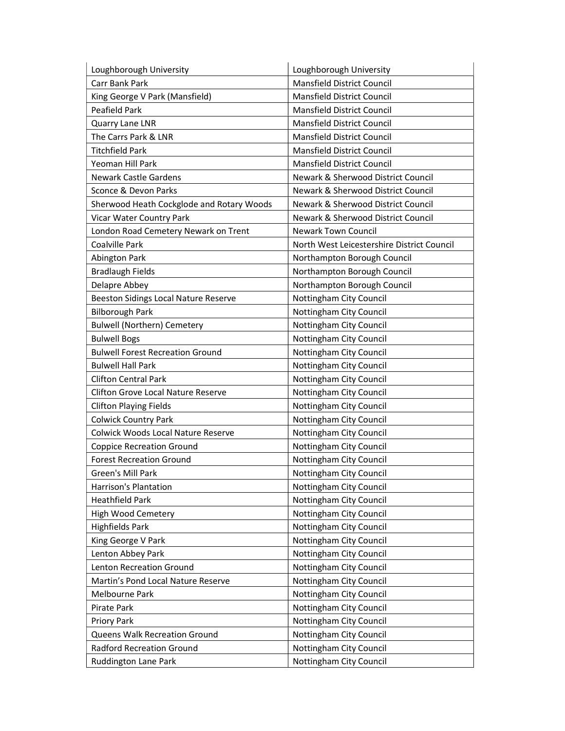| Loughborough University | Loughborough University |
|---|---|
| Carr Bank Park | Mansfield District Council |
| King George V Park (Mansfield) | Mansfield District Council |
| Peafield Park | Mansfield District Council |
| Quarry Lane LNR | Mansfield District Council |
| The Carrs Park & LNR | Mansfield District Council |
| Titchfield Park | Mansfield District Council |
| Yeoman Hill Park | Mansfield District Council |
| Newark Castle Gardens | Newark & Sherwood District Council |
| Sconce & Devon Parks | Newark & Sherwood District Council |
| Sherwood Heath Cockglode and Rotary Woods | Newark & Sherwood District Council |
| Vicar Water Country Park | Newark & Sherwood District Council |
| London Road Cemetery Newark on Trent | Newark Town Council |
| Coalville Park | North West Leicestershire District Council |
| Abington Park | Northampton Borough Council |
| Bradlaugh Fields | Northampton Borough Council |
| Delapre Abbey | Northampton Borough Council |
| Beeston Sidings Local Nature Reserve | Nottingham City Council |
| Bilborough Park | Nottingham City Council |
| Bulwell (Northern) Cemetery | Nottingham City Council |
| Bulwell Bogs | Nottingham City Council |
| Bulwell Forest Recreation Ground | Nottingham City Council |
| Bulwell Hall Park | Nottingham City Council |
| Clifton Central Park | Nottingham City Council |
| Clifton Grove Local Nature Reserve | Nottingham City Council |
| Clifton Playing Fields | Nottingham City Council |
| Colwick Country Park | Nottingham City Council |
| Colwick Woods Local Nature Reserve | Nottingham City Council |
| Coppice Recreation Ground | Nottingham City Council |
| Forest Recreation Ground | Nottingham City Council |
| Green's Mill Park | Nottingham City Council |
| Harrison's Plantation | Nottingham City Council |
| Heathfield Park | Nottingham City Council |
| High Wood Cemetery | Nottingham City Council |
| Highfields Park | Nottingham City Council |
| King George V Park | Nottingham City Council |
| Lenton Abbey Park | Nottingham City Council |
| Lenton Recreation Ground | Nottingham City Council |
| Martin's Pond Local Nature Reserve | Nottingham City Council |
| Melbourne Park | Nottingham City Council |
| Pirate Park | Nottingham City Council |
| Priory Park | Nottingham City Council |
| Queens Walk Recreation Ground | Nottingham City Council |
| Radford Recreation Ground | Nottingham City Council |
| Ruddington Lane Park | Nottingham City Council |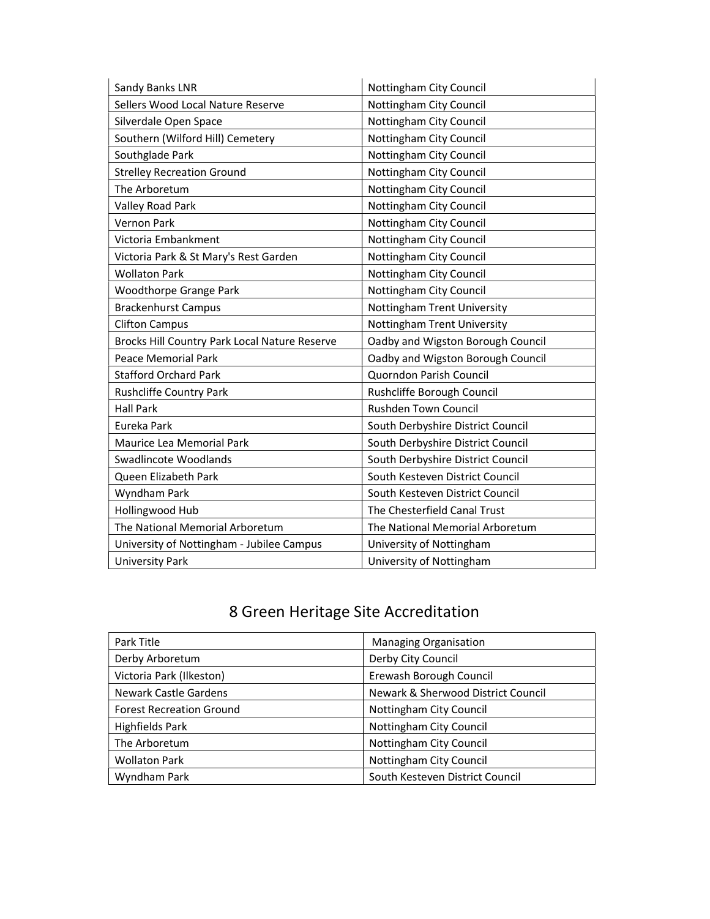| | |
|---|---|
| Sandy Banks LNR | Nottingham City Council |
| Sellers Wood Local Nature Reserve | Nottingham City Council |
| Silverdale Open Space | Nottingham City Council |
| Southern (Wilford Hill) Cemetery | Nottingham City Council |
| Southglade Park | Nottingham City Council |
| Strelley Recreation Ground | Nottingham City Council |
| The Arboretum | Nottingham City Council |
| Valley Road Park | Nottingham City Council |
| Vernon Park | Nottingham City Council |
| Victoria Embankment | Nottingham City Council |
| Victoria Park & St Mary's Rest Garden | Nottingham City Council |
| Wollaton Park | Nottingham City Council |
| Woodthorpe Grange Park | Nottingham City Council |
| Brackenhurst Campus | Nottingham Trent University |
| Clifton Campus | Nottingham Trent University |
| Brocks Hill Country Park Local Nature Reserve | Oadby and Wigston Borough Council |
| Peace Memorial Park | Oadby and Wigston Borough Council |
| Stafford Orchard Park | Quorndon Parish Council |
| Rushcliffe Country Park | Rushcliffe Borough Council |
| Hall Park | Rushden Town Council |
| Eureka Park | South Derbyshire District Council |
| Maurice Lea Memorial Park | South Derbyshire District Council |
| Swadlincote Woodlands | South Derbyshire District Council |
| Queen Elizabeth Park | South Kesteven District Council |
| Wyndham Park | South Kesteven District Council |
| Hollingwood Hub | The Chesterfield Canal Trust |
| The National Memorial Arboretum | The National Memorial Arboretum |
| University of Nottingham - Jubilee Campus | University of Nottingham |
| University Park | University of Nottingham |

# 8 Green Heritage Site Accreditation

| Park Title | Managing Organisation |
|---|---|
| Derby Arboretum | Derby City Council |
| Victoria Park (Ilkeston) | Erewash Borough Council |
| Newark Castle Gardens | Newark & Sherwood District Council |
| Forest Recreation Ground | Nottingham City Council |
| Highfields Park | Nottingham City Council |
| The Arboretum | Nottingham City Council |
| Wollaton Park | Nottingham City Council |
| Wyndham Park | South Kesteven District Council |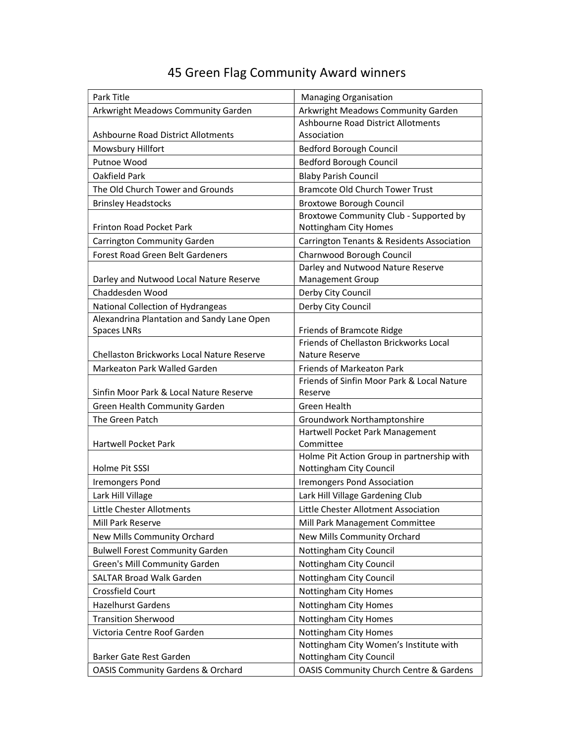# 45 Green Flag Community Award winners

| Park Title | Managing Organisation |
| --- | --- |
| Arkwright Meadows Community Garden | Arkwright Meadows Community Garden |
| Ashbourne Road District Allotments | Ashbourne Road District Allotments Association |
| Mowsbury Hillfort | Bedford Borough Council |
| Putnoe Wood | Bedford Borough Council |
| Oakfield Park | Blaby Parish Council |
| The Old Church Tower and Grounds | Bramcote Old Church Tower Trust |
| Brinsley Headstocks | Broxtowe Borough Council |
| Frinton Road Pocket Park | Broxtowe Community Club - Supported by Nottingham City Homes |
| Carrington Community Garden | Carrington Tenants & Residents Association |
| Forest Road Green Belt Gardeners | Charnwood Borough Council |
| Darley and Nutwood Local Nature Reserve | Darley and Nutwood Nature Reserve Management Group |
| Chaddesden Wood | Derby City Council |
| National Collection of Hydrangeas | Derby City Council |
| Alexandrina Plantation and Sandy Lane Open Spaces LNRs | Friends of Bramcote Ridge |
| Chellaston Brickworks Local Nature Reserve | Friends of Chellaston Brickworks Local Nature Reserve |
| Markeaton Park Walled Garden | Friends of Markeaton Park |
| Sinfin Moor Park & Local Nature Reserve | Friends of Sinfin Moor Park & Local Nature Reserve |
| Green Health Community Garden | Green Health |
| The Green Patch | Groundwork Northamptonshire |
| Hartwell Pocket Park | Hartwell Pocket Park Management Committee |
| Holme Pit SSSI | Holme Pit Action Group in partnership with Nottingham City Council |
| Iremongers Pond | Iremongers Pond Association |
| Lark Hill Village | Lark Hill Village Gardening Club |
| Little Chester Allotments | Little Chester Allotment Association |
| Mill Park Reserve | Mill Park Management Committee |
| New Mills Community Orchard | New Mills Community Orchard |
| Bulwell Forest Community Garden | Nottingham City Council |
| Green's Mill Community Garden | Nottingham City Council |
| SALTAR Broad Walk Garden | Nottingham City Council |
| Crossfield Court | Nottingham City Homes |
| Hazelhurst Gardens | Nottingham City Homes |
| Transition Sherwood | Nottingham City Homes |
| Victoria Centre Roof Garden | Nottingham City Homes |
| Barker Gate Rest Garden | Nottingham City Women's Institute with Nottingham City Council |
| OASIS Community Gardens & Orchard | OASIS Community Church Centre & Gardens |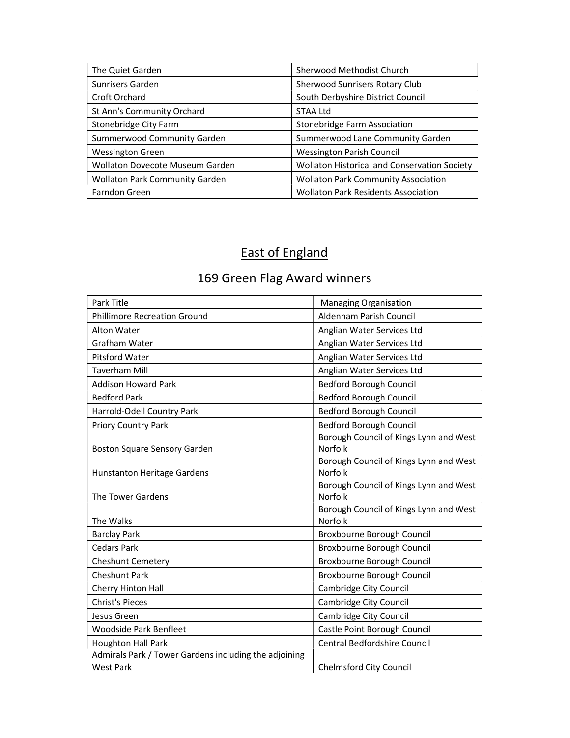| The Quiet Garden | Sherwood Methodist Church |
|---|---|
| Sunrisers Garden | Sherwood Sunrisers Rotary Club |
| Croft Orchard | South Derbyshire District Council |
| St Ann's Community Orchard | STAA Ltd |
| Stonebridge City Farm | Stonebridge Farm Association |
| Summerwood Community Garden | Summerwood Lane Community Garden |
| Wessington Green | Wessington Parish Council |
| Wollaton Dovecote Museum Garden | Wollaton Historical and Conservation Society |
| Wollaton Park Community Garden | Wollaton Park Community Association |
| Farndon Green | Wollaton Park Residents Association |

## East of England

## 169 Green Flag Award winners

| Park Title | Managing Organisation |
|---|---|
| Phillimore Recreation Ground | Aldenham Parish Council |
| Alton Water | Anglian Water Services Ltd |
| Grafham Water | Anglian Water Services Ltd |
| Pitsford Water | Anglian Water Services Ltd |
| Taverham Mill | Anglian Water Services Ltd |
| Addison Howard Park | Bedford Borough Council |
| Bedford Park | Bedford Borough Council |
| Harrold-Odell Country Park | Bedford Borough Council |
| Priory Country Park | Bedford Borough Council |
| Boston Square Sensory Garden | Borough Council of Kings Lynn and West Norfolk |
| Hunstanton Heritage Gardens | Borough Council of Kings Lynn and West Norfolk |
| The Tower Gardens | Borough Council of Kings Lynn and West Norfolk |
| The Walks | Borough Council of Kings Lynn and West Norfolk |
| Barclay Park | Broxbourne Borough Council |
| Cedars Park | Broxbourne Borough Council |
| Cheshunt Cemetery | Broxbourne Borough Council |
| Cheshunt Park | Broxbourne Borough Council |
| Cherry Hinton Hall | Cambridge City Council |
| Christ's Pieces | Cambridge City Council |
| Jesus Green | Cambridge City Council |
| Woodside Park Benfleet | Castle Point Borough Council |
| Houghton Hall Park | Central Bedfordshire Council |
| Admirals Park / Tower Gardens including the adjoining West Park | Chelmsford City Council |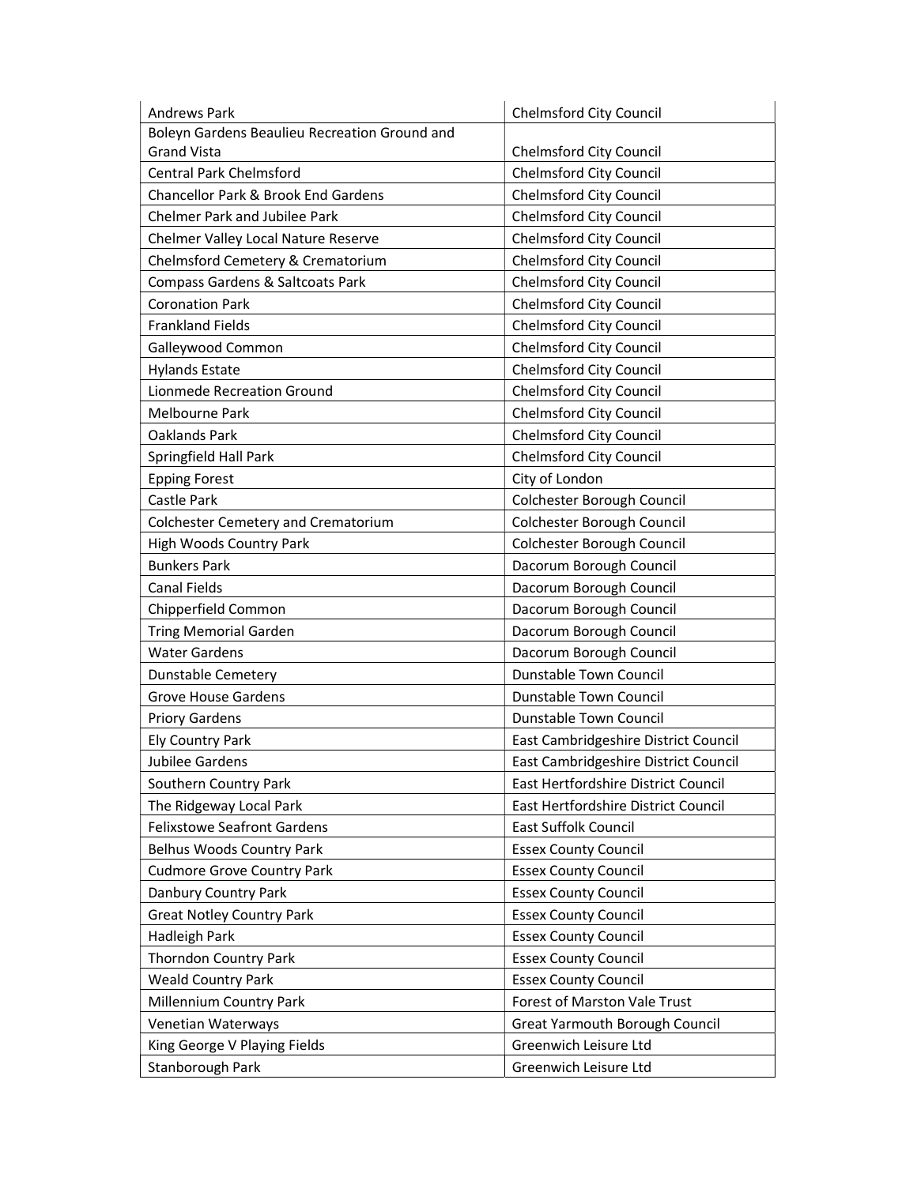| | |
|---|---|
| Andrews Park | Chelmsford City Council |
| Boleyn Gardens Beaulieu Recreation Ground and Grand Vista | Chelmsford City Council |
| Central Park Chelmsford | Chelmsford City Council |
| Chancellor Park & Brook End Gardens | Chelmsford City Council |
| Chelmer Park and Jubilee Park | Chelmsford City Council |
| Chelmer Valley Local Nature Reserve | Chelmsford City Council |
| Chelmsford Cemetery & Crematorium | Chelmsford City Council |
| Compass Gardens & Saltcoats Park | Chelmsford City Council |
| Coronation Park | Chelmsford City Council |
| Frankland Fields | Chelmsford City Council |
| Galleywood Common | Chelmsford City Council |
| Hylands Estate | Chelmsford City Council |
| Lionmede Recreation Ground | Chelmsford City Council |
| Melbourne Park | Chelmsford City Council |
| Oaklands Park | Chelmsford City Council |
| Springfield Hall Park | Chelmsford City Council |
| Epping Forest | City of London |
| Castle Park | Colchester Borough Council |
| Colchester Cemetery and Crematorium | Colchester Borough Council |
| High Woods Country Park | Colchester Borough Council |
| Bunkers Park | Dacorum Borough Council |
| Canal Fields | Dacorum Borough Council |
| Chipperfield Common | Dacorum Borough Council |
| Tring Memorial Garden | Dacorum Borough Council |
| Water Gardens | Dacorum Borough Council |
| Dunstable Cemetery | Dunstable Town Council |
| Grove House Gardens | Dunstable Town Council |
| Priory Gardens | Dunstable Town Council |
| Ely Country Park | East Cambridgeshire District Council |
| Jubilee Gardens | East Cambridgeshire District Council |
| Southern Country Park | East Hertfordshire District Council |
| The Ridgeway Local Park | East Hertfordshire District Council |
| Felixstowe Seafront Gardens | East Suffolk Council |
| Belhus Woods Country Park | Essex County Council |
| Cudmore Grove Country Park | Essex County Council |
| Danbury Country Park | Essex County Council |
| Great Notley Country Park | Essex County Council |
| Hadleigh Park | Essex County Council |
| Thorndon Country Park | Essex County Council |
| Weald Country Park | Essex County Council |
| Millennium Country Park | Forest of Marston Vale Trust |
| Venetian Waterways | Great Yarmouth Borough Council |
| King George V Playing Fields | Greenwich Leisure Ltd |
| Stanborough Park | Greenwich Leisure Ltd |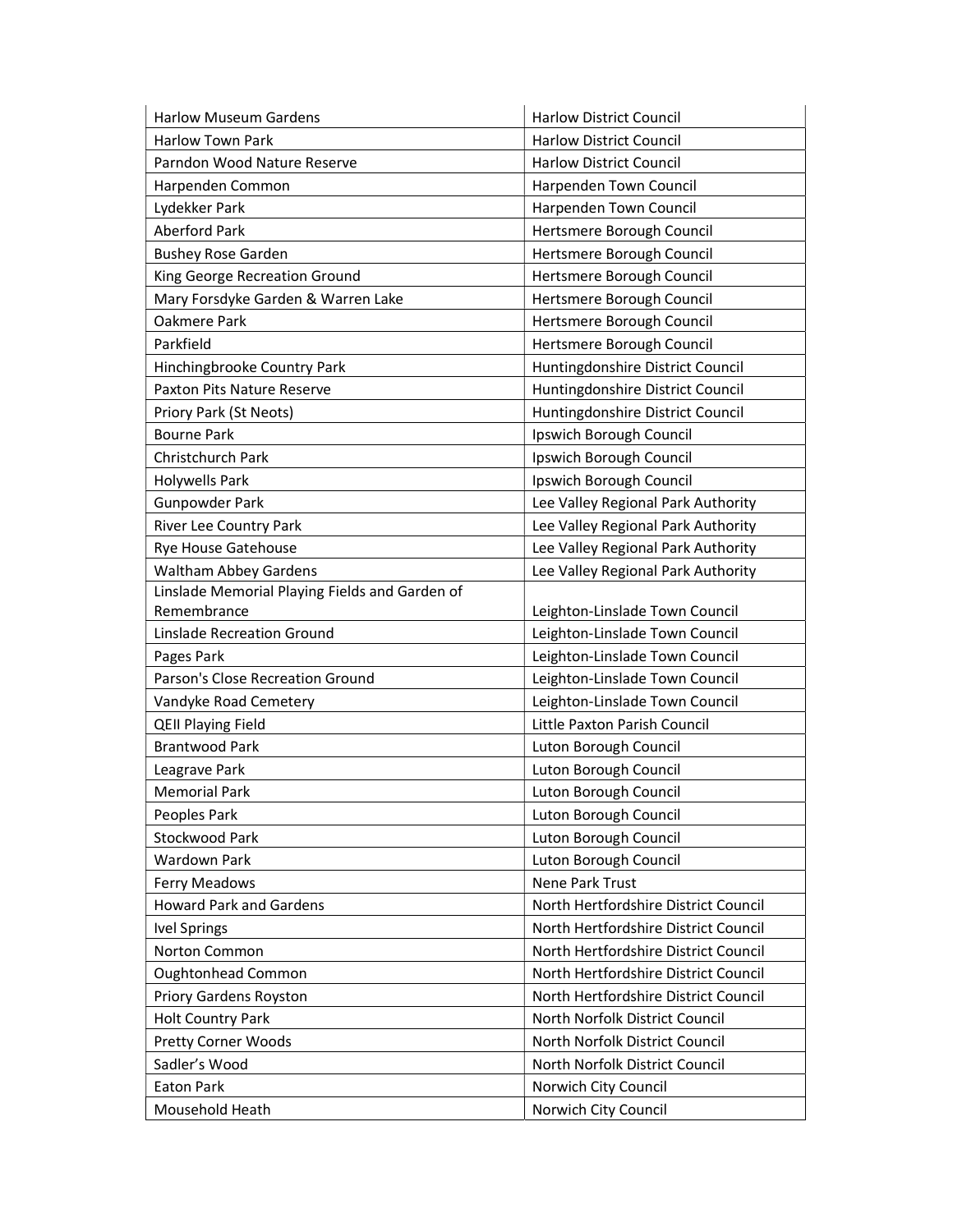| | |
|---|---|
| Harlow Museum Gardens | Harlow District Council |
| Harlow Town Park | Harlow District Council |
| Parndon Wood Nature Reserve | Harlow District Council |
| Harpenden Common | Harpenden Town Council |
| Lydekker Park | Harpenden Town Council |
| Aberford Park | Hertsmere Borough Council |
| Bushey Rose Garden | Hertsmere Borough Council |
| King George Recreation Ground | Hertsmere Borough Council |
| Mary Forsdyke Garden & Warren Lake | Hertsmere Borough Council |
| Oakmere Park | Hertsmere Borough Council |
| Parkfield | Hertsmere Borough Council |
| Hinchingbrooke Country Park | Huntingdonshire District Council |
| Paxton Pits Nature Reserve | Huntingdonshire District Council |
| Priory Park (St Neots) | Huntingdonshire District Council |
| Bourne Park | Ipswich Borough Council |
| Christchurch Park | Ipswich Borough Council |
| Holywells Park | Ipswich Borough Council |
| Gunpowder Park | Lee Valley Regional Park Authority |
| River Lee Country Park | Lee Valley Regional Park Authority |
| Rye House Gatehouse | Lee Valley Regional Park Authority |
| Waltham Abbey Gardens | Lee Valley Regional Park Authority |
| Linslade Memorial Playing Fields and Garden of Remembrance | Leighton-Linslade Town Council |
| Linslade Recreation Ground | Leighton-Linslade Town Council |
| Pages Park | Leighton-Linslade Town Council |
| Parson's Close Recreation Ground | Leighton-Linslade Town Council |
| Vandyke Road Cemetery | Leighton-Linslade Town Council |
| QEII Playing Field | Little Paxton Parish Council |
| Brantwood Park | Luton Borough Council |
| Leagrave Park | Luton Borough Council |
| Memorial Park | Luton Borough Council |
| Peoples Park | Luton Borough Council |
| Stockwood Park | Luton Borough Council |
| Wardown Park | Luton Borough Council |
| Ferry Meadows | Nene Park Trust |
| Howard Park and Gardens | North Hertfordshire District Council |
| Ivel Springs | North Hertfordshire District Council |
| Norton Common | North Hertfordshire District Council |
| Oughtonhead Common | North Hertfordshire District Council |
| Priory Gardens Royston | North Hertfordshire District Council |
| Holt Country Park | North Norfolk District Council |
| Pretty Corner Woods | North Norfolk District Council |
| Sadler's Wood | North Norfolk District Council |
| Eaton Park | Norwich City Council |
| Mousehold Heath | Norwich City Council |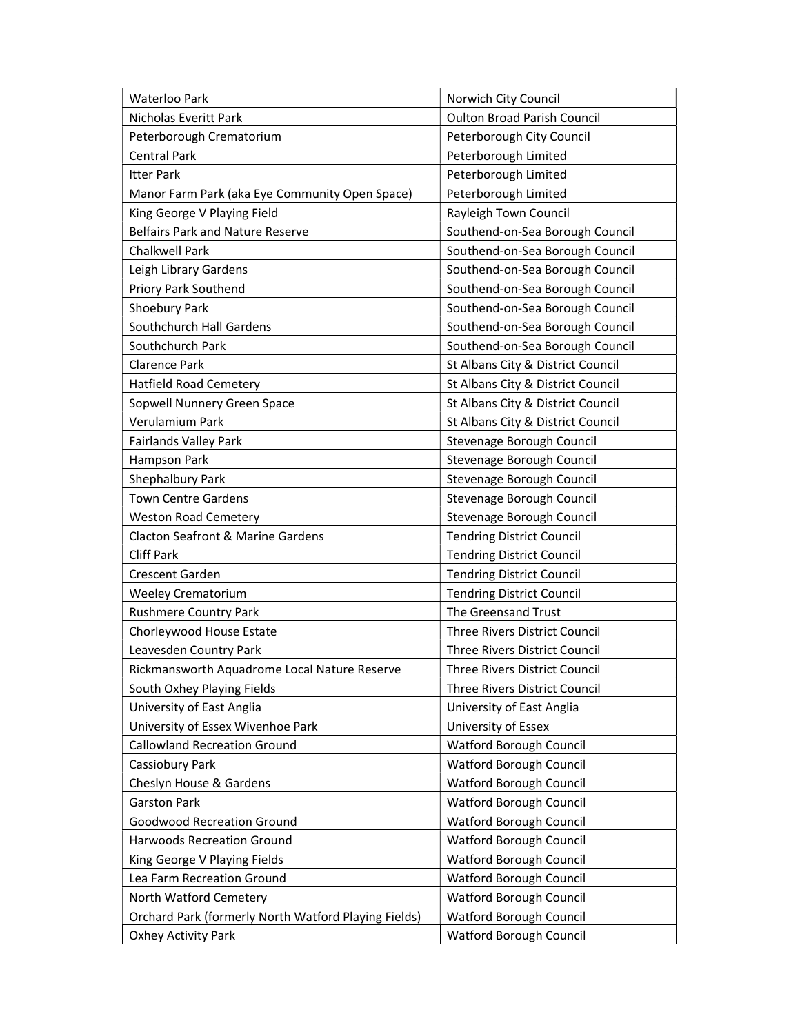| Waterloo Park | Norwich City Council |
| --- | --- |
| Nicholas Everitt Park | Oulton Broad Parish Council |
| Peterborough Crematorium | Peterborough City Council |
| Central Park | Peterborough Limited |
| Itter Park | Peterborough Limited |
| Manor Farm Park (aka Eye Community Open Space) | Peterborough Limited |
| King George V Playing Field | Rayleigh Town Council |
| Belfairs Park and Nature Reserve | Southend-on-Sea Borough Council |
| Chalkwell Park | Southend-on-Sea Borough Council |
| Leigh Library Gardens | Southend-on-Sea Borough Council |
| Priory Park Southend | Southend-on-Sea Borough Council |
| Shoebury Park | Southend-on-Sea Borough Council |
| Southchurch Hall Gardens | Southend-on-Sea Borough Council |
| Southchurch Park | Southend-on-Sea Borough Council |
| Clarence Park | St Albans City & District Council |
| Hatfield Road Cemetery | St Albans City & District Council |
| Sopwell Nunnery Green Space | St Albans City & District Council |
| Verulamium Park | St Albans City & District Council |
| Fairlands Valley Park | Stevenage Borough Council |
| Hampson Park | Stevenage Borough Council |
| Shephalbury Park | Stevenage Borough Council |
| Town Centre Gardens | Stevenage Borough Council |
| Weston Road Cemetery | Stevenage Borough Council |
| Clacton Seafront & Marine Gardens | Tendring District Council |
| Cliff Park | Tendring District Council |
| Crescent Garden | Tendring District Council |
| Weeley Crematorium | Tendring District Council |
| Rushmere Country Park | The Greensand Trust |
| Chorleywood House Estate | Three Rivers District Council |
| Leavesden Country Park | Three Rivers District Council |
| Rickmansworth Aquadrome Local Nature Reserve | Three Rivers District Council |
| South Oxhey Playing Fields | Three Rivers District Council |
| University of East Anglia | University of East Anglia |
| University of Essex Wivenhoe Park | University of Essex |
| Callowland Recreation Ground | Watford Borough Council |
| Cassiobury Park | Watford Borough Council |
| Cheslyn House & Gardens | Watford Borough Council |
| Garston Park | Watford Borough Council |
| Goodwood Recreation Ground | Watford Borough Council |
| Harwoods Recreation Ground | Watford Borough Council |
| King George V Playing Fields | Watford Borough Council |
| Lea Farm Recreation Ground | Watford Borough Council |
| North Watford Cemetery | Watford Borough Council |
| Orchard Park (formerly North Watford Playing Fields) | Watford Borough Council |
| Oxhey Activity Park | Watford Borough Council |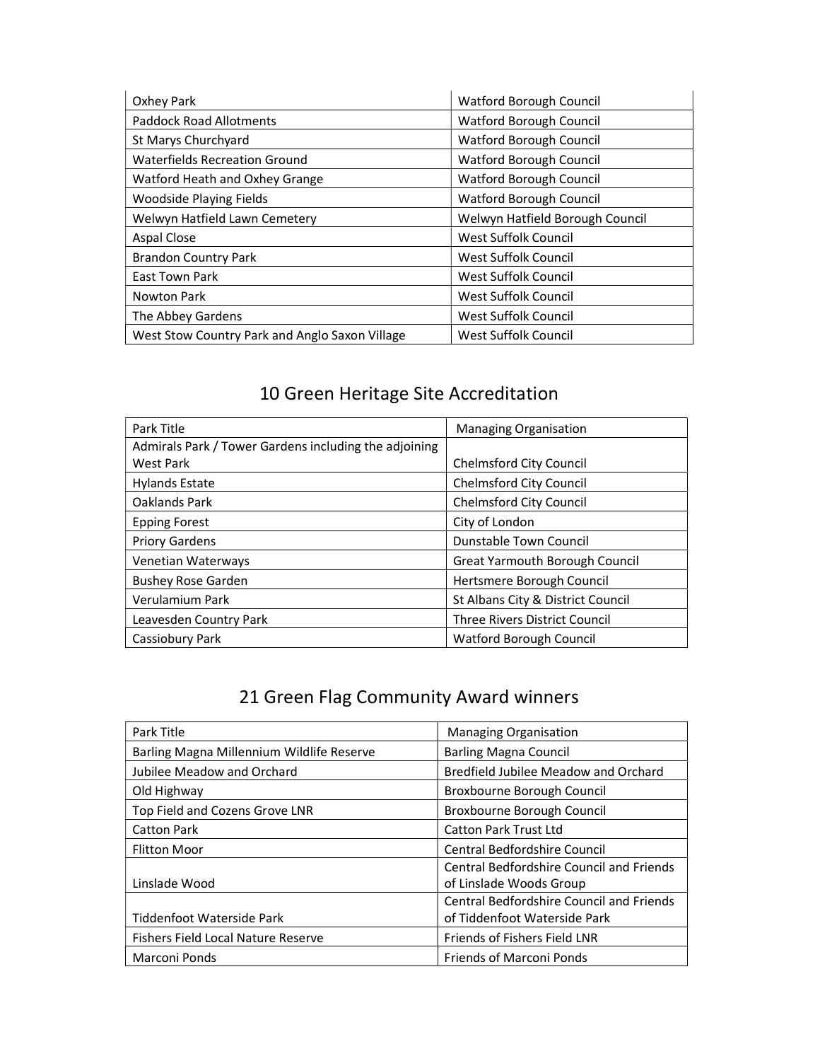| | |
|---|---|
| Oxhey Park | Watford Borough Council |
| Paddock Road Allotments | Watford Borough Council |
| St Marys Churchyard | Watford Borough Council |
| Waterfields Recreation Ground | Watford Borough Council |
| Watford Heath and Oxhey Grange | Watford Borough Council |
| Woodside Playing Fields | Watford Borough Council |
| Welwyn Hatfield Lawn Cemetery | Welwyn Hatfield Borough Council |
| Aspal Close | West Suffolk Council |
| Brandon Country Park | West Suffolk Council |
| East Town Park | West Suffolk Council |
| Nowton Park | West Suffolk Council |
| The Abbey Gardens | West Suffolk Council |
| West Stow Country Park and Anglo Saxon Village | West Suffolk Council |

## 10 Green Heritage Site Accreditation

| Park Title | Managing Organisation |
|---|---|
| Admirals Park / Tower Gardens including the adjoining West Park | Chelmsford City Council |
| Hylands Estate | Chelmsford City Council |
| Oaklands Park | Chelmsford City Council |
| Epping Forest | City of London |
| Priory Gardens | Dunstable Town Council |
| Venetian Waterways | Great Yarmouth Borough Council |
| Bushey Rose Garden | Hertsmere Borough Council |
| Verulamium Park | St Albans City & District Council |
| Leavesden Country Park | Three Rivers District Council |
| Cassiobury Park | Watford Borough Council |

## 21 Green Flag Community Award winners

| Park Title | Managing Organisation |
|---|---|
| Barling Magna Millennium Wildlife Reserve | Barling Magna Council |
| Jubilee Meadow and Orchard | Bredfield Jubilee Meadow and Orchard |
| Old Highway | Broxbourne Borough Council |
| Top Field and Cozens Grove LNR | Broxbourne Borough Council |
| Catton Park | Catton Park Trust Ltd |
| Flitton Moor | Central Bedfordshire Council |
| Linslade Wood | Central Bedfordshire Council and Friends of Linslade Woods Group |
| Tiddenfoot Waterside Park | Central Bedfordshire Council and Friends of Tiddenfoot Waterside Park |
| Fishers Field Local Nature Reserve | Friends of Fishers Field LNR |
| Marconi Ponds | Friends of Marconi Ponds |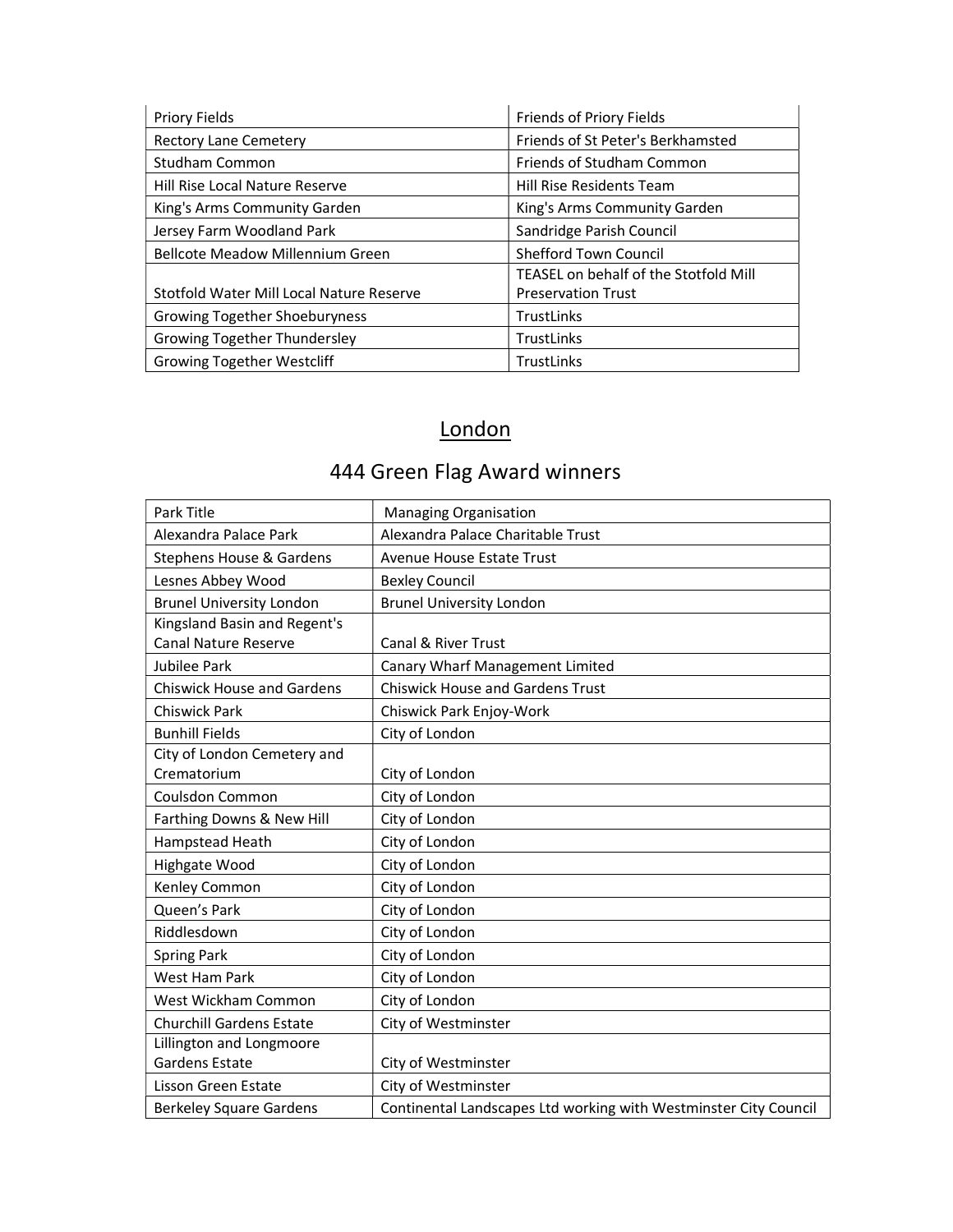| | |
|---|---|
| Priory Fields | Friends of Priory Fields |
| Rectory Lane Cemetery | Friends of St Peter's Berkhamsted |
| Studham Common | Friends of Studham Common |
| Hill Rise Local Nature Reserve | Hill Rise Residents Team |
| King's Arms Community Garden | King's Arms Community Garden |
| Jersey Farm Woodland Park | Sandridge Parish Council |
| Bellcote Meadow Millennium Green | Shefford Town Council |
| Stotfold Water Mill Local Nature Reserve | TEASEL on behalf of the Stotfold Mill Preservation Trust |
| Growing Together Shoeburyness | TrustLinks |
| Growing Together Thundersley | TrustLinks |
| Growing Together Westcliff | TrustLinks |

## London

## 444 Green Flag Award winners

| Park Title | Managing Organisation |
|---|---|
| Alexandra Palace Park | Alexandra Palace Charitable Trust |
| Stephens House & Gardens | Avenue House Estate Trust |
| Lesnes Abbey Wood | Bexley Council |
| Brunel University London | Brunel University London |
| Kingsland Basin and Regent's Canal Nature Reserve | Canal & River Trust |
| Jubilee Park | Canary Wharf Management Limited |
| Chiswick House and Gardens | Chiswick House and Gardens Trust |
| Chiswick Park | Chiswick Park Enjoy-Work |
| Bunhill Fields | City of London |
| City of London Cemetery and Crematorium | City of London |
| Coulsdon Common | City of London |
| Farthing Downs & New Hill | City of London |
| Hampstead Heath | City of London |
| Highgate Wood | City of London |
| Kenley Common | City of London |
| Queen’s Park | City of London |
| Riddlesdown | City of London |
| Spring Park | City of London |
| West Ham Park | City of London |
| West Wickham Common | City of London |
| Churchill Gardens Estate | City of Westminster |
| Lillington and Longmoore Gardens Estate | City of Westminster |
| Lisson Green Estate | City of Westminster |
| Berkeley Square Gardens | Continental Landscapes Ltd working with Westminster City Council |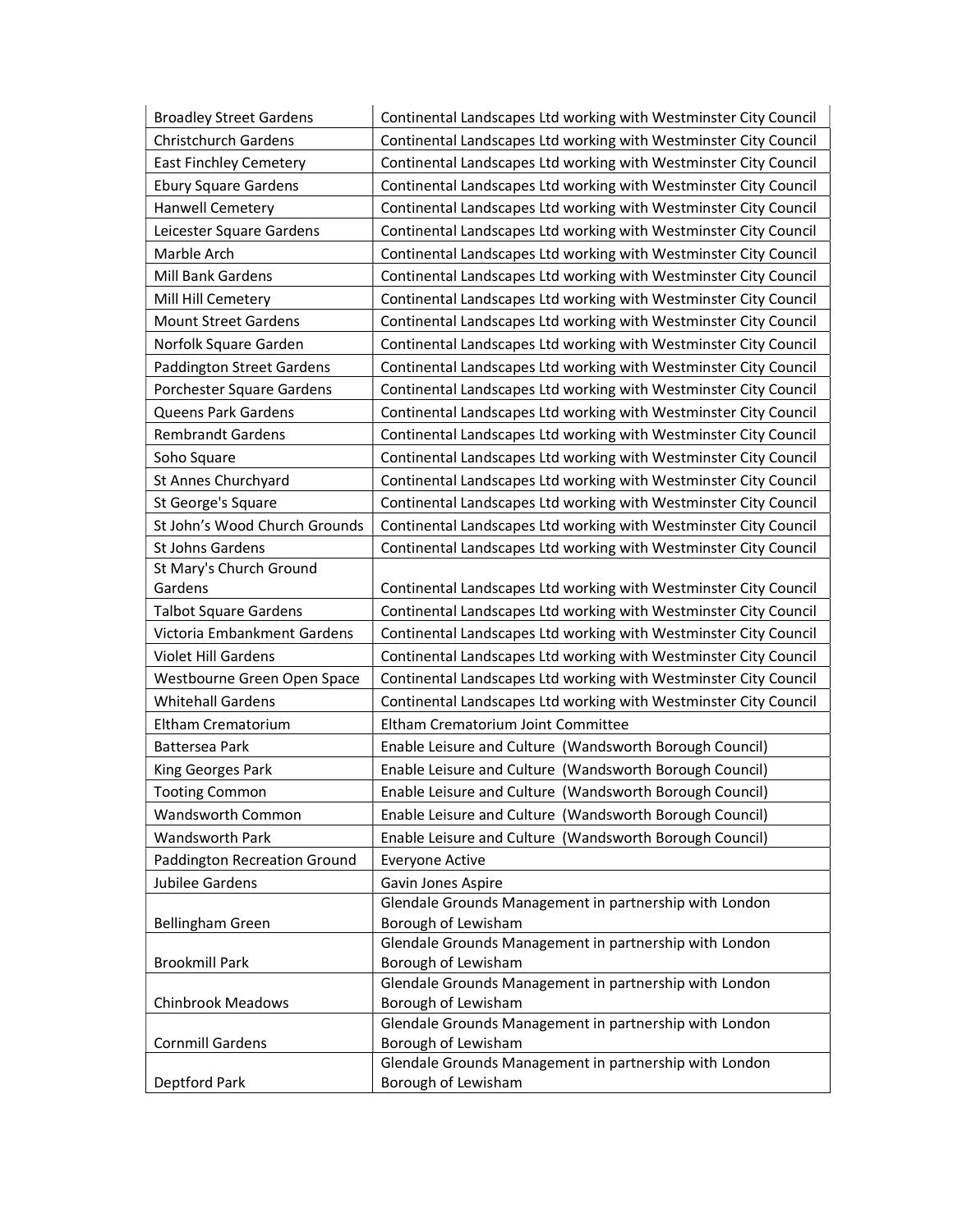| | |
|---|---|
| Broadley Street Gardens | Continental Landscapes Ltd working with Westminster City Council |
| Christchurch Gardens | Continental Landscapes Ltd working with Westminster City Council |
| East Finchley Cemetery | Continental Landscapes Ltd working with Westminster City Council |
| Ebury Square Gardens | Continental Landscapes Ltd working with Westminster City Council |
| Hanwell Cemetery | Continental Landscapes Ltd working with Westminster City Council |
| Leicester Square Gardens | Continental Landscapes Ltd working with Westminster City Council |
| Marble Arch | Continental Landscapes Ltd working with Westminster City Council |
| Mill Bank Gardens | Continental Landscapes Ltd working with Westminster City Council |
| Mill Hill Cemetery | Continental Landscapes Ltd working with Westminster City Council |
| Mount Street Gardens | Continental Landscapes Ltd working with Westminster City Council |
| Norfolk Square Garden | Continental Landscapes Ltd working with Westminster City Council |
| Paddington Street Gardens | Continental Landscapes Ltd working with Westminster City Council |
| Porchester Square Gardens | Continental Landscapes Ltd working with Westminster City Council |
| Queens Park Gardens | Continental Landscapes Ltd working with Westminster City Council |
| Rembrandt Gardens | Continental Landscapes Ltd working with Westminster City Council |
| Soho Square | Continental Landscapes Ltd working with Westminster City Council |
| St Annes Churchyard | Continental Landscapes Ltd working with Westminster City Council |
| St George's Square | Continental Landscapes Ltd working with Westminster City Council |
| St John's Wood Church Grounds | Continental Landscapes Ltd working with Westminster City Council |
| St Johns Gardens | Continental Landscapes Ltd working with Westminster City Council |
| St Mary's Church Ground Gardens | Continental Landscapes Ltd working with Westminster City Council |
| Talbot Square Gardens | Continental Landscapes Ltd working with Westminster City Council |
| Victoria Embankment Gardens | Continental Landscapes Ltd working with Westminster City Council |
| Violet Hill Gardens | Continental Landscapes Ltd working with Westminster City Council |
| Westbourne Green Open Space | Continental Landscapes Ltd working with Westminster City Council |
| Whitehall Gardens | Continental Landscapes Ltd working with Westminster City Council |
| Eltham Crematorium | Eltham Crematorium Joint Committee |
| Battersea Park | Enable Leisure and Culture (Wandsworth Borough Council) |
| King Georges Park | Enable Leisure and Culture (Wandsworth Borough Council) |
| Tooting Common | Enable Leisure and Culture (Wandsworth Borough Council) |
| Wandsworth Common | Enable Leisure and Culture (Wandsworth Borough Council) |
| Wandsworth Park | Enable Leisure and Culture (Wandsworth Borough Council) |
| Paddington Recreation Ground | Everyone Active |
| Jubilee Gardens | Gavin Jones Aspire |
| Bellingham Green | Glendale Grounds Management in partnership with London Borough of Lewisham |
| Brookmill Park | Glendale Grounds Management in partnership with London Borough of Lewisham |
| Chinbrook Meadows | Glendale Grounds Management in partnership with London Borough of Lewisham |
| Cornmill Gardens | Glendale Grounds Management in partnership with London Borough of Lewisham |
| Deptford Park | Glendale Grounds Management in partnership with London Borough of Lewisham |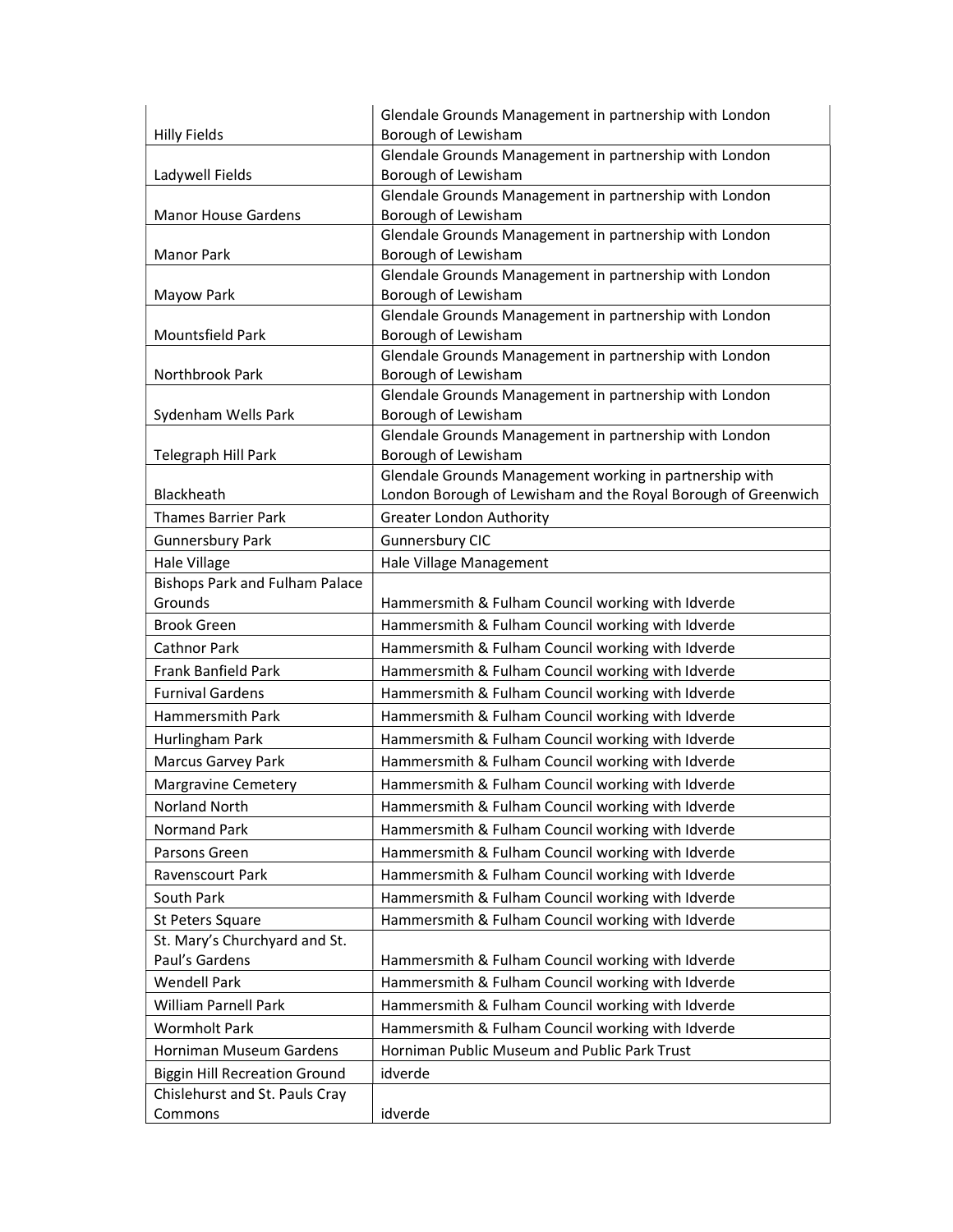| | |
|---|---|
| Hilly Fields | Glendale Grounds Management in partnership with London Borough of Lewisham |
| Ladywell Fields | Glendale Grounds Management in partnership with London Borough of Lewisham |
| Manor House Gardens | Glendale Grounds Management in partnership with London Borough of Lewisham |
| Manor Park | Glendale Grounds Management in partnership with London Borough of Lewisham |
| Mayow Park | Glendale Grounds Management in partnership with London Borough of Lewisham |
| Mountsfield Park | Glendale Grounds Management in partnership with London Borough of Lewisham |
| Northbrook Park | Glendale Grounds Management in partnership with London Borough of Lewisham |
| Sydenham Wells Park | Glendale Grounds Management in partnership with London Borough of Lewisham |
| Telegraph Hill Park | Glendale Grounds Management in partnership with London Borough of Lewisham |
| Blackheath | Glendale Grounds Management working in partnership with London Borough of Lewisham and the Royal Borough of Greenwich |
| Thames Barrier Park | Greater London Authority |
| Gunnersbury Park | Gunnersbury CIC |
| Hale Village | Hale Village Management |
| Bishops Park and Fulham Palace Grounds | Hammersmith & Fulham Council working with Idverde |
| Brook Green | Hammersmith & Fulham Council working with Idverde |
| Cathnor Park | Hammersmith & Fulham Council working with Idverde |
| Frank Banfield Park | Hammersmith & Fulham Council working with Idverde |
| Furnival Gardens | Hammersmith & Fulham Council working with Idverde |
| Hammersmith Park | Hammersmith & Fulham Council working with Idverde |
| Hurlingham Park | Hammersmith & Fulham Council working with Idverde |
| Marcus Garvey Park | Hammersmith & Fulham Council working with Idverde |
| Margravine Cemetery | Hammersmith & Fulham Council working with Idverde |
| Norland North | Hammersmith & Fulham Council working with Idverde |
| Normand Park | Hammersmith & Fulham Council working with Idverde |
| Parsons Green | Hammersmith & Fulham Council working with Idverde |
| Ravenscourt Park | Hammersmith & Fulham Council working with Idverde |
| South Park | Hammersmith & Fulham Council working with Idverde |
| St Peters Square | Hammersmith & Fulham Council working with Idverde |
| St. Mary's Churchyard and St. Paul's Gardens | Hammersmith & Fulham Council working with Idverde |
| Wendell Park | Hammersmith & Fulham Council working with Idverde |
| William Parnell Park | Hammersmith & Fulham Council working with Idverde |
| Wormholt Park | Hammersmith & Fulham Council working with Idverde |
| Horniman Museum Gardens | Horniman Public Museum and Public Park Trust |
| Biggin Hill Recreation Ground | idverde |
| Chislehurst and St. Pauls Cray Commons | idverde |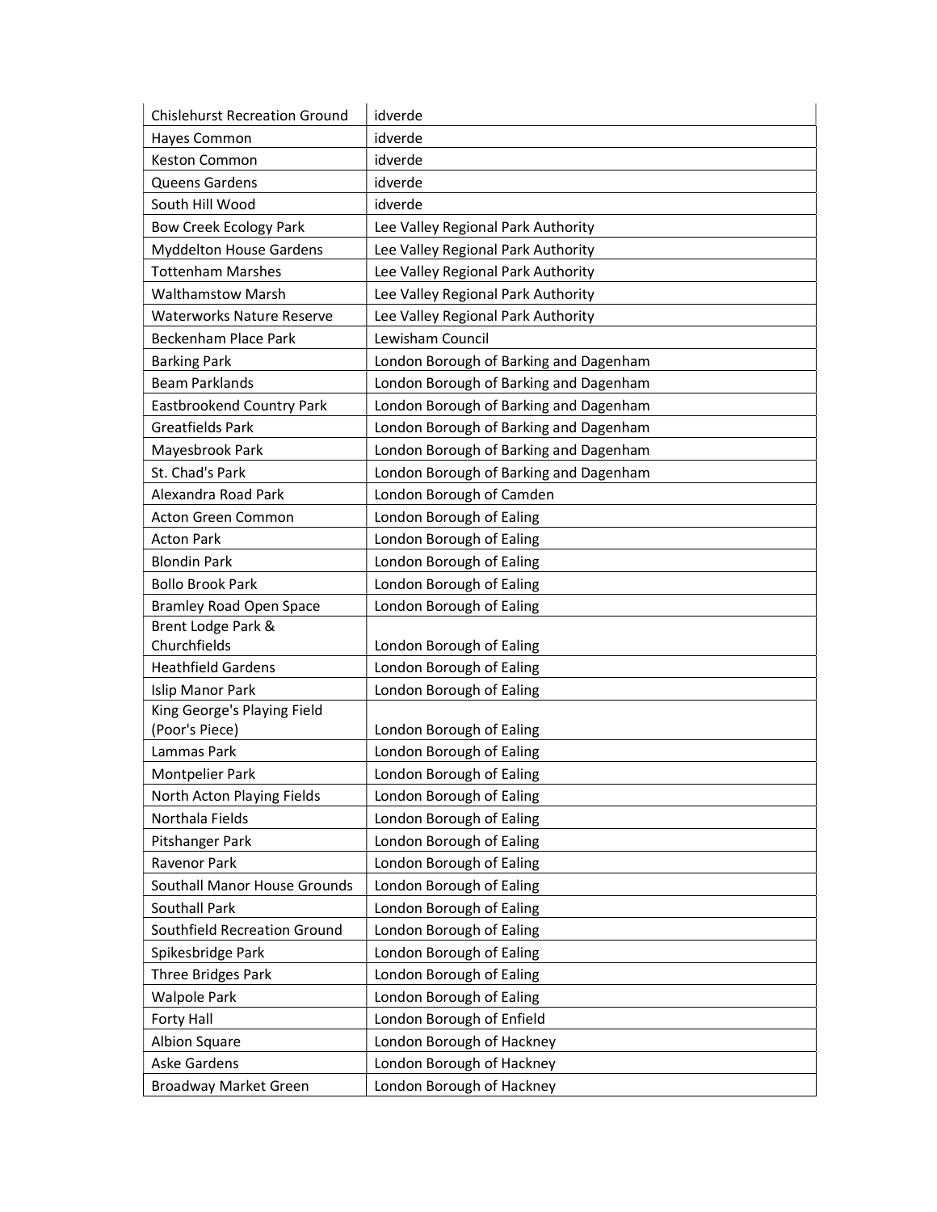| Chislehurst Recreation Ground | idverde |
|---|---|
| Hayes Common | idverde |
| Keston Common | idverde |
| Queens Gardens | idverde |
| South Hill Wood | idverde |
| Bow Creek Ecology Park | Lee Valley Regional Park Authority |
| Myddelton House Gardens | Lee Valley Regional Park Authority |
| Tottenham Marshes | Lee Valley Regional Park Authority |
| Walthamstow Marsh | Lee Valley Regional Park Authority |
| Waterworks Nature Reserve | Lee Valley Regional Park Authority |
| Beckenham Place Park | Lewisham Council |
| Barking Park | London Borough of Barking and Dagenham |
| Beam Parklands | London Borough of Barking and Dagenham |
| Eastbrookend Country Park | London Borough of Barking and Dagenham |
| Greatfields Park | London Borough of Barking and Dagenham |
| Mayesbrook Park | London Borough of Barking and Dagenham |
| St. Chad's Park | London Borough of Barking and Dagenham |
| Alexandra Road Park | London Borough of Camden |
| Acton Green Common | London Borough of Ealing |
| Acton Park | London Borough of Ealing |
| Blondin Park | London Borough of Ealing |
| Bollo Brook Park | London Borough of Ealing |
| Bramley Road Open Space | London Borough of Ealing |
| Brent Lodge Park & Churchfields | London Borough of Ealing |
| Heathfield Gardens | London Borough of Ealing |
| Islip Manor Park | London Borough of Ealing |
| King George's Playing Field (Poor's Piece) | London Borough of Ealing |
| Lammas Park | London Borough of Ealing |
| Montpelier Park | London Borough of Ealing |
| North Acton Playing Fields | London Borough of Ealing |
| Northala Fields | London Borough of Ealing |
| Pitshanger Park | London Borough of Ealing |
| Ravenor Park | London Borough of Ealing |
| Southall Manor House Grounds | London Borough of Ealing |
| Southall Park | London Borough of Ealing |
| Southfield Recreation Ground | London Borough of Ealing |
| Spikesbridge Park | London Borough of Ealing |
| Three Bridges Park | London Borough of Ealing |
| Walpole Park | London Borough of Ealing |
| Forty Hall | London Borough of Enfield |
| Albion Square | London Borough of Hackney |
| Aske Gardens | London Borough of Hackney |
| Broadway Market Green | London Borough of Hackney |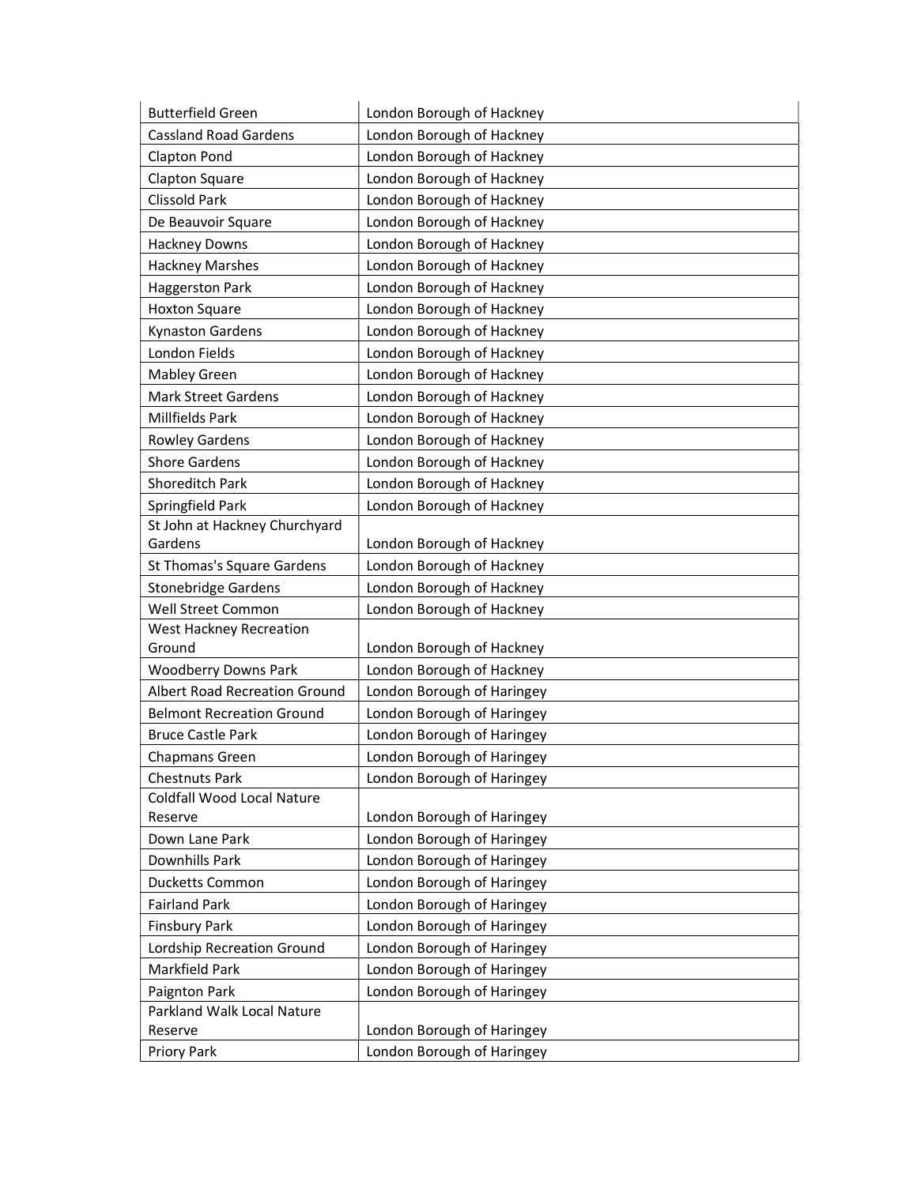| Butterfield Green | London Borough of Hackney |
|---|---|
| Cassland Road Gardens | London Borough of Hackney |
| Clapton Pond | London Borough of Hackney |
| Clapton Square | London Borough of Hackney |
| Clissold Park | London Borough of Hackney |
| De Beauvoir Square | London Borough of Hackney |
| Hackney Downs | London Borough of Hackney |
| Hackney Marshes | London Borough of Hackney |
| Haggerston Park | London Borough of Hackney |
| Hoxton Square | London Borough of Hackney |
| Kynaston Gardens | London Borough of Hackney |
| London Fields | London Borough of Hackney |
| Mabley Green | London Borough of Hackney |
| Mark Street Gardens | London Borough of Hackney |
| Millfields Park | London Borough of Hackney |
| Rowley Gardens | London Borough of Hackney |
| Shore Gardens | London Borough of Hackney |
| Shoreditch Park | London Borough of Hackney |
| Springfield Park | London Borough of Hackney |
| St John at Hackney Churchyard Gardens | London Borough of Hackney |
| St Thomas's Square Gardens | London Borough of Hackney |
| Stonebridge Gardens | London Borough of Hackney |
| Well Street Common | London Borough of Hackney |
| West Hackney Recreation Ground | London Borough of Hackney |
| Woodberry Downs Park | London Borough of Hackney |
| Albert Road Recreation Ground | London Borough of Haringey |
| Belmont Recreation Ground | London Borough of Haringey |
| Bruce Castle Park | London Borough of Haringey |
| Chapmans Green | London Borough of Haringey |
| Chestnuts Park | London Borough of Haringey |
| Coldfall Wood Local Nature Reserve | London Borough of Haringey |
| Down Lane Park | London Borough of Haringey |
| Downhills Park | London Borough of Haringey |
| Ducketts Common | London Borough of Haringey |
| Fairland Park | London Borough of Haringey |
| Finsbury Park | London Borough of Haringey |
| Lordship Recreation Ground | London Borough of Haringey |
| Markfield Park | London Borough of Haringey |
| Paignton Park | London Borough of Haringey |
| Parkland Walk Local Nature Reserve | London Borough of Haringey |
| Priory Park | London Borough of Haringey |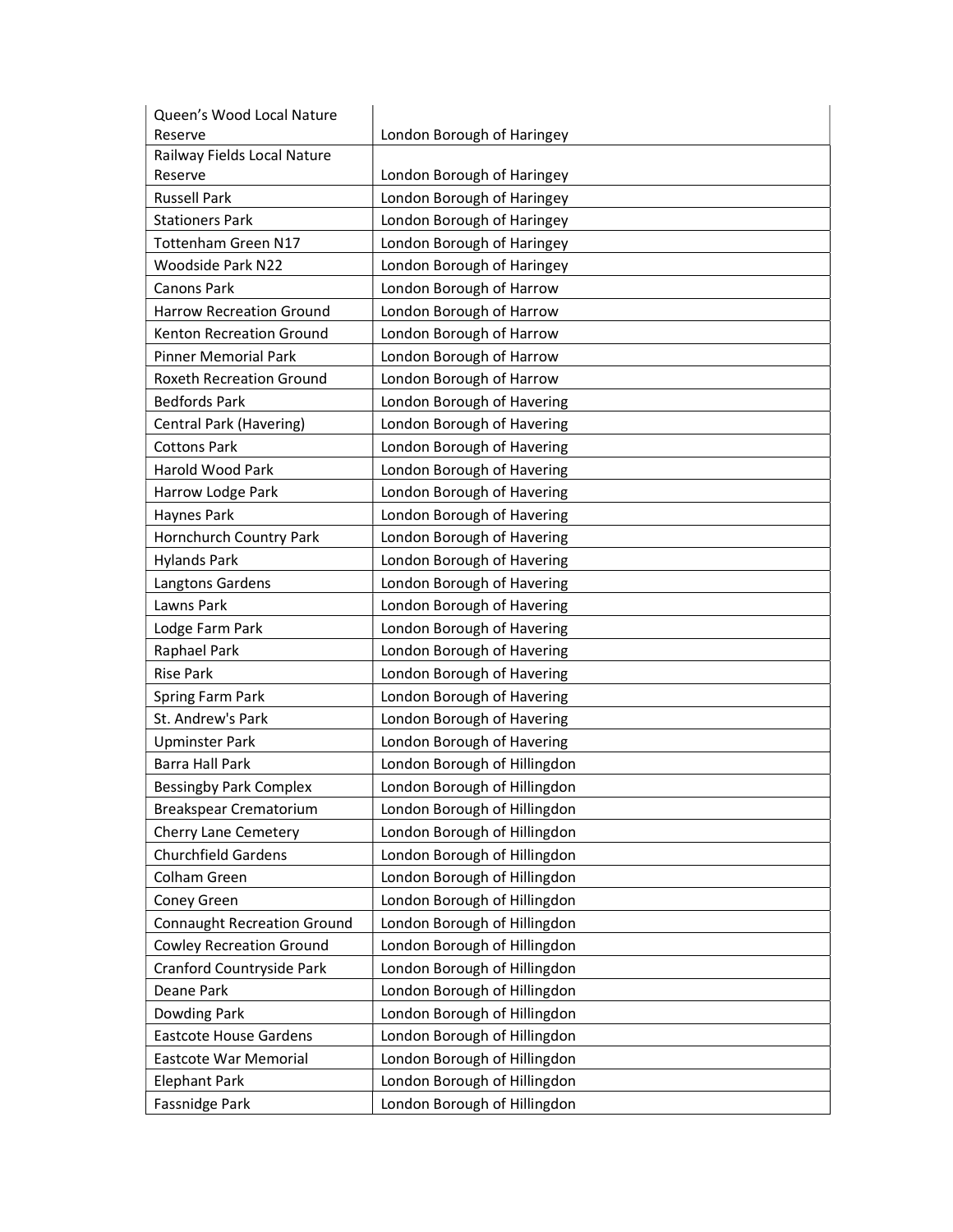| Queen’s Wood Local Nature Reserve | London Borough of Haringey |
|---|---|
| Railway Fields Local Nature Reserve | London Borough of Haringey |
| Russell Park | London Borough of Haringey |
| Stationers Park | London Borough of Haringey |
| Tottenham Green N17 | London Borough of Haringey |
| Woodside Park N22 | London Borough of Haringey |
| Canons Park | London Borough of Harrow |
| Harrow Recreation Ground | London Borough of Harrow |
| Kenton Recreation Ground | London Borough of Harrow |
| Pinner Memorial Park | London Borough of Harrow |
| Roxeth Recreation Ground | London Borough of Harrow |
| Bedfords Park | London Borough of Havering |
| Central Park (Havering) | London Borough of Havering |
| Cottons Park | London Borough of Havering |
| Harold Wood Park | London Borough of Havering |
| Harrow Lodge Park | London Borough of Havering |
| Haynes Park | London Borough of Havering |
| Hornchurch Country Park | London Borough of Havering |
| Hylands Park | London Borough of Havering |
| Langtons Gardens | London Borough of Havering |
| Lawns Park | London Borough of Havering |
| Lodge Farm Park | London Borough of Havering |
| Raphael Park | London Borough of Havering |
| Rise Park | London Borough of Havering |
| Spring Farm Park | London Borough of Havering |
| St. Andrew's Park | London Borough of Havering |
| Upminster Park | London Borough of Havering |
| Barra Hall Park | London Borough of Hillingdon |
| Bessingby Park Complex | London Borough of Hillingdon |
| Breakspear Crematorium | London Borough of Hillingdon |
| Cherry Lane Cemetery | London Borough of Hillingdon |
| Churchfield Gardens | London Borough of Hillingdon |
| Colham Green | London Borough of Hillingdon |
| Coney Green | London Borough of Hillingdon |
| Connaught Recreation Ground | London Borough of Hillingdon |
| Cowley Recreation Ground | London Borough of Hillingdon |
| Cranford Countryside Park | London Borough of Hillingdon |
| Deane Park | London Borough of Hillingdon |
| Dowding Park | London Borough of Hillingdon |
| Eastcote House Gardens | London Borough of Hillingdon |
| Eastcote War Memorial | London Borough of Hillingdon |
| Elephant Park | London Borough of Hillingdon |
| Fassnidge Park | London Borough of Hillingdon |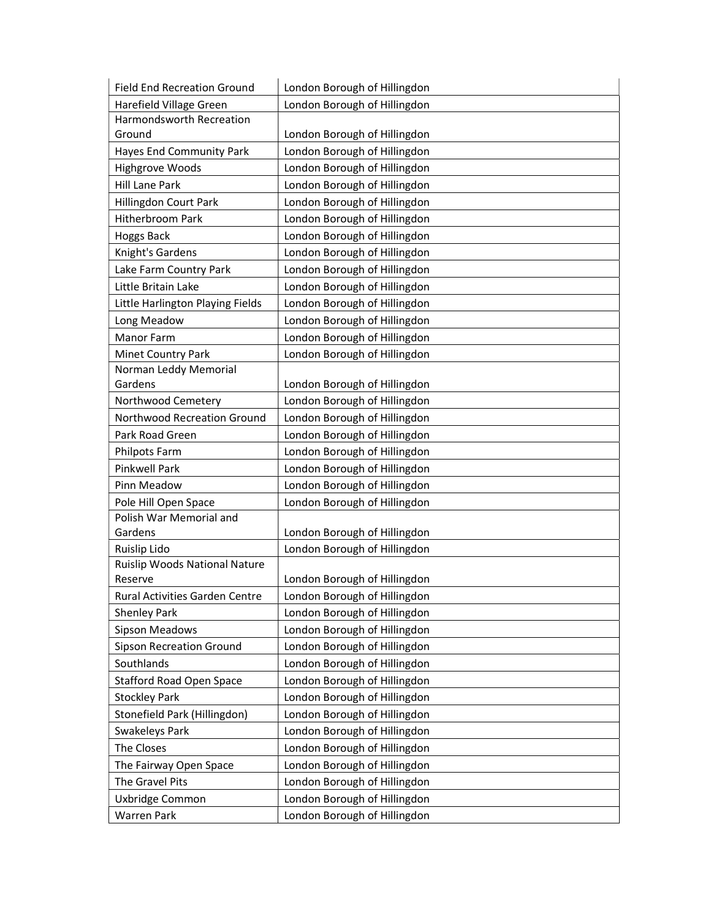| Field End Recreation Ground | London Borough of Hillingdon |
|---|---|
| Harefield Village Green | London Borough of Hillingdon |
| Harmondsworth Recreation Ground | London Borough of Hillingdon |
| Hayes End Community Park | London Borough of Hillingdon |
| Highgrove Woods | London Borough of Hillingdon |
| Hill Lane Park | London Borough of Hillingdon |
| Hillingdon Court Park | London Borough of Hillingdon |
| Hitherbroom Park | London Borough of Hillingdon |
| Hoggs Back | London Borough of Hillingdon |
| Knight's Gardens | London Borough of Hillingdon |
| Lake Farm Country Park | London Borough of Hillingdon |
| Little Britain Lake | London Borough of Hillingdon |
| Little Harlington Playing Fields | London Borough of Hillingdon |
| Long Meadow | London Borough of Hillingdon |
| Manor Farm | London Borough of Hillingdon |
| Minet Country Park | London Borough of Hillingdon |
| Norman Leddy Memorial Gardens | London Borough of Hillingdon |
| Northwood Cemetery | London Borough of Hillingdon |
| Northwood Recreation Ground | London Borough of Hillingdon |
| Park Road Green | London Borough of Hillingdon |
| Philpots Farm | London Borough of Hillingdon |
| Pinkwell Park | London Borough of Hillingdon |
| Pinn Meadow | London Borough of Hillingdon |
| Pole Hill Open Space | London Borough of Hillingdon |
| Polish War Memorial and Gardens | London Borough of Hillingdon |
| Ruislip Lido | London Borough of Hillingdon |
| Ruislip Woods National Nature Reserve | London Borough of Hillingdon |
| Rural Activities Garden Centre | London Borough of Hillingdon |
| Shenley Park | London Borough of Hillingdon |
| Sipson Meadows | London Borough of Hillingdon |
| Sipson Recreation Ground | London Borough of Hillingdon |
| Southlands | London Borough of Hillingdon |
| Stafford Road Open Space | London Borough of Hillingdon |
| Stockley Park | London Borough of Hillingdon |
| Stonefield Park (Hillingdon) | London Borough of Hillingdon |
| Swakeleys Park | London Borough of Hillingdon |
| The Closes | London Borough of Hillingdon |
| The Fairway Open Space | London Borough of Hillingdon |
| The Gravel Pits | London Borough of Hillingdon |
| Uxbridge Common | London Borough of Hillingdon |
| Warren Park | London Borough of Hillingdon |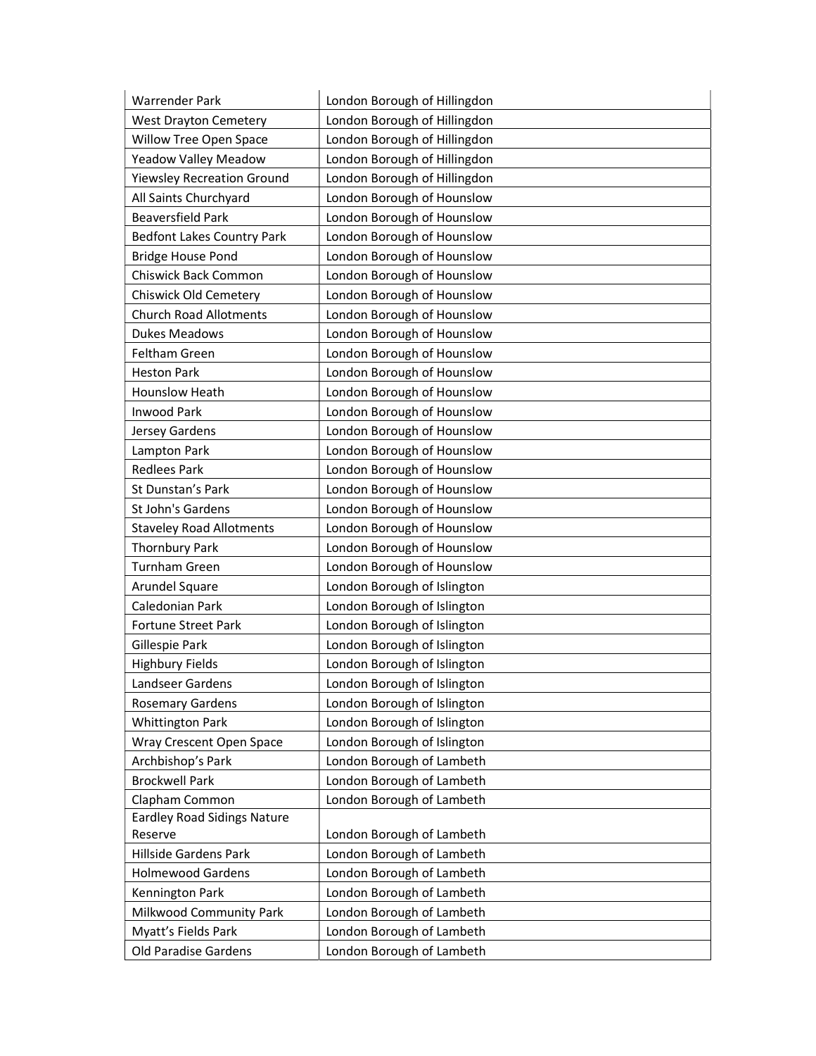| | |
|---|---|
| Warrender Park | London Borough of Hillingdon |
| West Drayton Cemetery | London Borough of Hillingdon |
| Willow Tree Open Space | London Borough of Hillingdon |
| Yeadow Valley Meadow | London Borough of Hillingdon |
| Yiewsley Recreation Ground | London Borough of Hillingdon |
| All Saints Churchyard | London Borough of Hounslow |
| Beaversfield Park | London Borough of Hounslow |
| Bedfont Lakes Country Park | London Borough of Hounslow |
| Bridge House Pond | London Borough of Hounslow |
| Chiswick Back Common | London Borough of Hounslow |
| Chiswick Old Cemetery | London Borough of Hounslow |
| Church Road Allotments | London Borough of Hounslow |
| Dukes Meadows | London Borough of Hounslow |
| Feltham Green | London Borough of Hounslow |
| Heston Park | London Borough of Hounslow |
| Hounslow Heath | London Borough of Hounslow |
| Inwood Park | London Borough of Hounslow |
| Jersey Gardens | London Borough of Hounslow |
| Lampton Park | London Borough of Hounslow |
| Redlees Park | London Borough of Hounslow |
| St Dunstan's Park | London Borough of Hounslow |
| St John's Gardens | London Borough of Hounslow |
| Staveley Road Allotments | London Borough of Hounslow |
| Thornbury Park | London Borough of Hounslow |
| Turnham Green | London Borough of Hounslow |
| Arundel Square | London Borough of Islington |
| Caledonian Park | London Borough of Islington |
| Fortune Street Park | London Borough of Islington |
| Gillespie Park | London Borough of Islington |
| Highbury Fields | London Borough of Islington |
| Landseer Gardens | London Borough of Islington |
| Rosemary Gardens | London Borough of Islington |
| Whittington Park | London Borough of Islington |
| Wray Crescent Open Space | London Borough of Islington |
| Archbishop's Park | London Borough of Lambeth |
| Brockwell Park | London Borough of Lambeth |
| Clapham Common | London Borough of Lambeth |
| Eardley Road Sidings Nature Reserve | London Borough of Lambeth |
| Hillside Gardens Park | London Borough of Lambeth |
| Holmewood Gardens | London Borough of Lambeth |
| Kennington Park | London Borough of Lambeth |
| Milkwood Community Park | London Borough of Lambeth |
| Myatt's Fields Park | London Borough of Lambeth |
| Old Paradise Gardens | London Borough of Lambeth |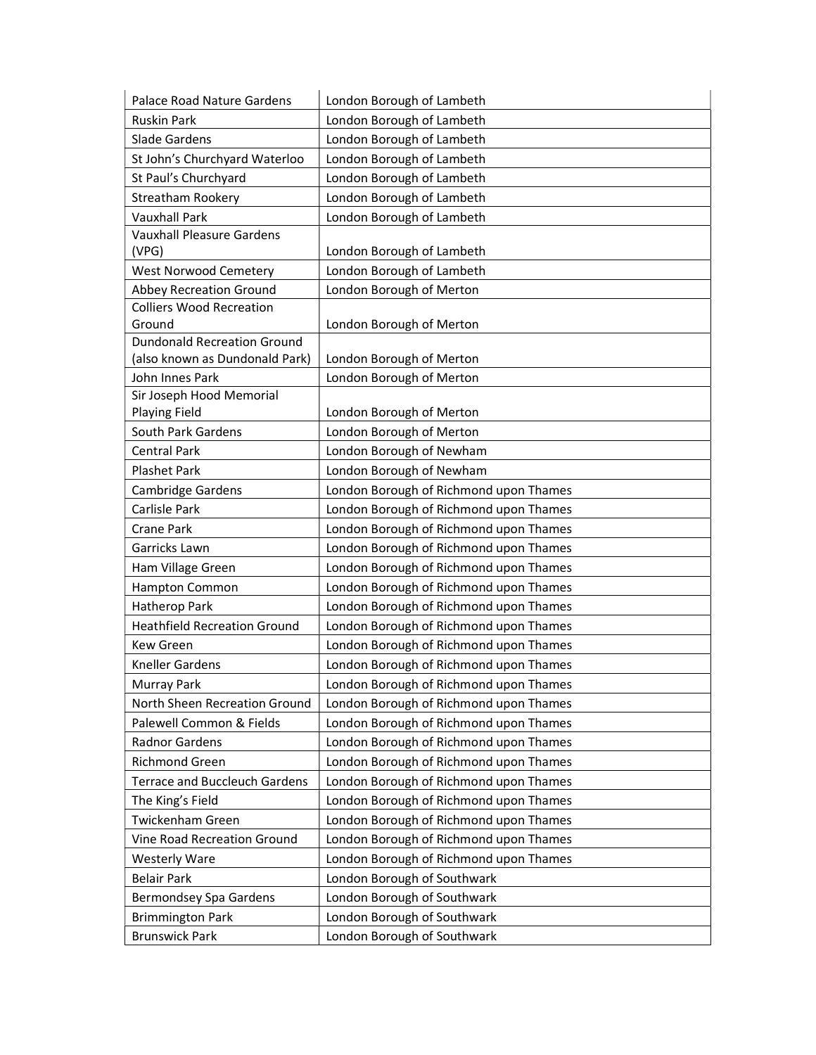| Palace Road Nature Gardens | London Borough of Lambeth |
|---|---|
| Ruskin Park | London Borough of Lambeth |
| Slade Gardens | London Borough of Lambeth |
| St John's Churchyard Waterloo | London Borough of Lambeth |
| St Paul's Churchyard | London Borough of Lambeth |
| Streatham Rookery | London Borough of Lambeth |
| Vauxhall Park | London Borough of Lambeth |
| Vauxhall Pleasure Gardens (VPG) | London Borough of Lambeth |
| West Norwood Cemetery | London Borough of Lambeth |
| Abbey Recreation Ground | London Borough of Merton |
| Colliers Wood Recreation Ground | London Borough of Merton |
| Dundonald Recreation Ground (also known as Dundonald Park) | London Borough of Merton |
| John Innes Park | London Borough of Merton |
| Sir Joseph Hood Memorial Playing Field | London Borough of Merton |
| South Park Gardens | London Borough of Merton |
| Central Park | London Borough of Newham |
| Plashet Park | London Borough of Newham |
| Cambridge Gardens | London Borough of Richmond upon Thames |
| Carlisle Park | London Borough of Richmond upon Thames |
| Crane Park | London Borough of Richmond upon Thames |
| Garricks Lawn | London Borough of Richmond upon Thames |
| Ham Village Green | London Borough of Richmond upon Thames |
| Hampton Common | London Borough of Richmond upon Thames |
| Hatherop Park | London Borough of Richmond upon Thames |
| Heathfield Recreation Ground | London Borough of Richmond upon Thames |
| Kew Green | London Borough of Richmond upon Thames |
| Kneller Gardens | London Borough of Richmond upon Thames |
| Murray Park | London Borough of Richmond upon Thames |
| North Sheen Recreation Ground | London Borough of Richmond upon Thames |
| Palewell Common & Fields | London Borough of Richmond upon Thames |
| Radnor Gardens | London Borough of Richmond upon Thames |
| Richmond Green | London Borough of Richmond upon Thames |
| Terrace and Buccleuch Gardens | London Borough of Richmond upon Thames |
| The King's Field | London Borough of Richmond upon Thames |
| Twickenham Green | London Borough of Richmond upon Thames |
| Vine Road Recreation Ground | London Borough of Richmond upon Thames |
| Westerly Ware | London Borough of Richmond upon Thames |
| Belair Park | London Borough of Southwark |
| Bermondsey Spa Gardens | London Borough of Southwark |
| Brimmington Park | London Borough of Southwark |
| Brunswick Park | London Borough of Southwark |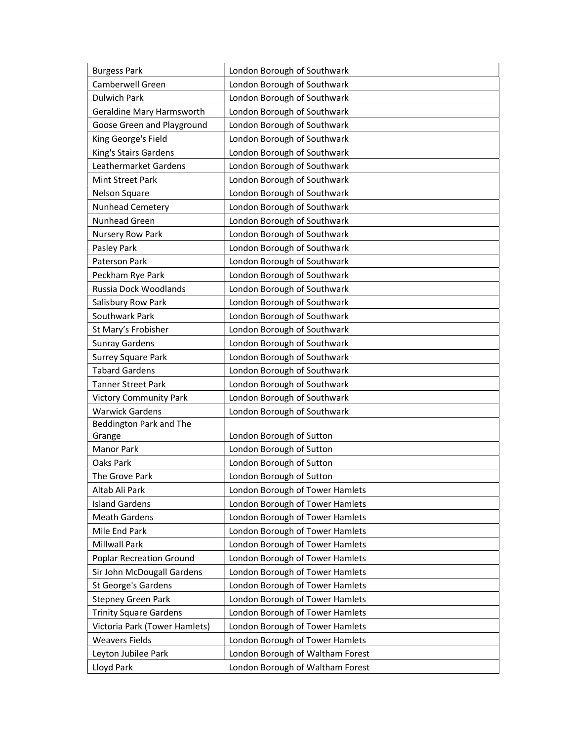| | |
|---|---|
| Burgess Park | London Borough of Southwark |
| Camberwell Green | London Borough of Southwark |
| Dulwich Park | London Borough of Southwark |
| Geraldine Mary Harmsworth | London Borough of Southwark |
| Goose Green and Playground | London Borough of Southwark |
| King George's Field | London Borough of Southwark |
| King's Stairs Gardens | London Borough of Southwark |
| Leathermarket Gardens | London Borough of Southwark |
| Mint Street Park | London Borough of Southwark |
| Nelson Square | London Borough of Southwark |
| Nunhead Cemetery | London Borough of Southwark |
| Nunhead Green | London Borough of Southwark |
| Nursery Row Park | London Borough of Southwark |
| Pasley Park | London Borough of Southwark |
| Paterson Park | London Borough of Southwark |
| Peckham Rye Park | London Borough of Southwark |
| Russia Dock Woodlands | London Borough of Southwark |
| Salisbury Row Park | London Borough of Southwark |
| Southwark Park | London Borough of Southwark |
| St Mary’s Frobisher | London Borough of Southwark |
| Sunray Gardens | London Borough of Southwark |
| Surrey Square Park | London Borough of Southwark |
| Tabard Gardens | London Borough of Southwark |
| Tanner Street Park | London Borough of Southwark |
| Victory Community Park | London Borough of Southwark |
| Warwick Gardens | London Borough of Southwark |
| Beddington Park and The Grange | London Borough of Sutton |
| Manor Park | London Borough of Sutton |
| Oaks Park | London Borough of Sutton |
| The Grove Park | London Borough of Sutton |
| Altab Ali Park | London Borough of Tower Hamlets |
| Island Gardens | London Borough of Tower Hamlets |
| Meath Gardens | London Borough of Tower Hamlets |
| Mile End Park | London Borough of Tower Hamlets |
| Millwall Park | London Borough of Tower Hamlets |
| Poplar Recreation Ground | London Borough of Tower Hamlets |
| Sir John McDougall Gardens | London Borough of Tower Hamlets |
| St George's Gardens | London Borough of Tower Hamlets |
| Stepney Green Park | London Borough of Tower Hamlets |
| Trinity Square Gardens | London Borough of Tower Hamlets |
| Victoria Park (Tower Hamlets) | London Borough of Tower Hamlets |
| Weavers Fields | London Borough of Tower Hamlets |
| Leyton Jubilee Park | London Borough of Waltham Forest |
| Lloyd Park | London Borough of Waltham Forest |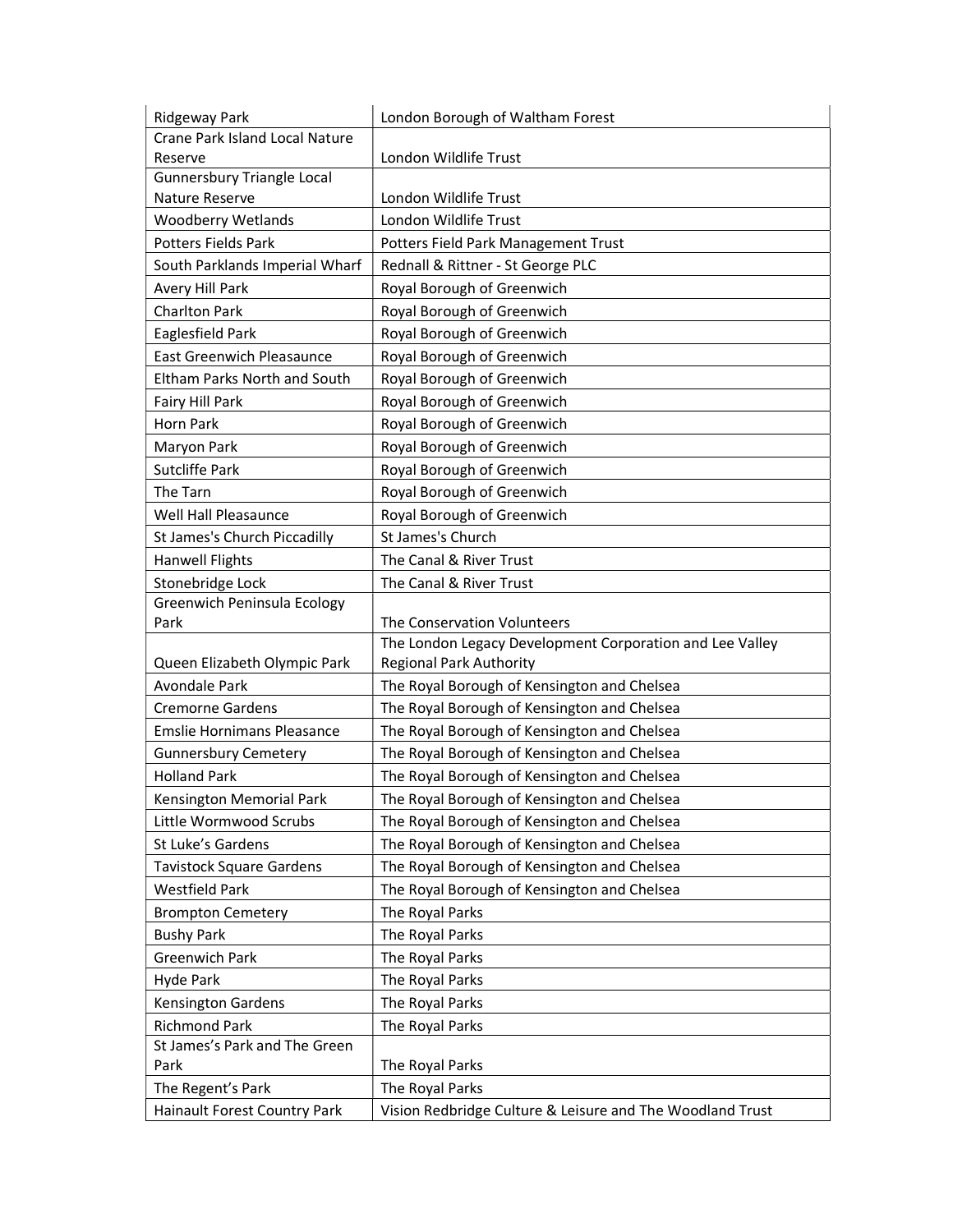| Ridgeway Park | London Borough of Waltham Forest |
|---|---|
| Crane Park Island Local Nature Reserve | London Wildlife Trust |
| Gunnersbury Triangle Local Nature Reserve | London Wildlife Trust |
| Woodberry Wetlands | London Wildlife Trust |
| Potters Fields Park | Potters Field Park Management Trust |
| South Parklands Imperial Wharf | Rednall & Rittner - St George PLC |
| Avery Hill Park | Royal Borough of Greenwich |
| Charlton Park | Royal Borough of Greenwich |
| Eaglesfield Park | Royal Borough of Greenwich |
| East Greenwich Pleasaunce | Royal Borough of Greenwich |
| Eltham Parks North and South | Royal Borough of Greenwich |
| Fairy Hill Park | Royal Borough of Greenwich |
| Horn Park | Royal Borough of Greenwich |
| Maryon Park | Royal Borough of Greenwich |
| Sutcliffe Park | Royal Borough of Greenwich |
| The Tarn | Royal Borough of Greenwich |
| Well Hall Pleasaunce | Royal Borough of Greenwich |
| St James's Church Piccadilly | St James's Church |
| Hanwell Flights | The Canal & River Trust |
| Stonebridge Lock | The Canal & River Trust |
| Greenwich Peninsula Ecology Park | The Conservation Volunteers |
| Queen Elizabeth Olympic Park | The London Legacy Development Corporation and Lee Valley Regional Park Authority |
| Avondale Park | The Royal Borough of Kensington and Chelsea |
| Cremorne Gardens | The Royal Borough of Kensington and Chelsea |
| Emslie Hornimans Pleasance | The Royal Borough of Kensington and Chelsea |
| Gunnersbury Cemetery | The Royal Borough of Kensington and Chelsea |
| Holland Park | The Royal Borough of Kensington and Chelsea |
| Kensington Memorial Park | The Royal Borough of Kensington and Chelsea |
| Little Wormwood Scrubs | The Royal Borough of Kensington and Chelsea |
| St Luke's Gardens | The Royal Borough of Kensington and Chelsea |
| Tavistock Square Gardens | The Royal Borough of Kensington and Chelsea |
| Westfield Park | The Royal Borough of Kensington and Chelsea |
| Brompton Cemetery | The Royal Parks |
| Bushy Park | The Royal Parks |
| Greenwich Park | The Royal Parks |
| Hyde Park | The Royal Parks |
| Kensington Gardens | The Royal Parks |
| Richmond Park | The Royal Parks |
| St James's Park and The Green Park | The Royal Parks |
| The Regent's Park | The Royal Parks |
| Hainault Forest Country Park | Vision Redbridge Culture & Leisure and The Woodland Trust |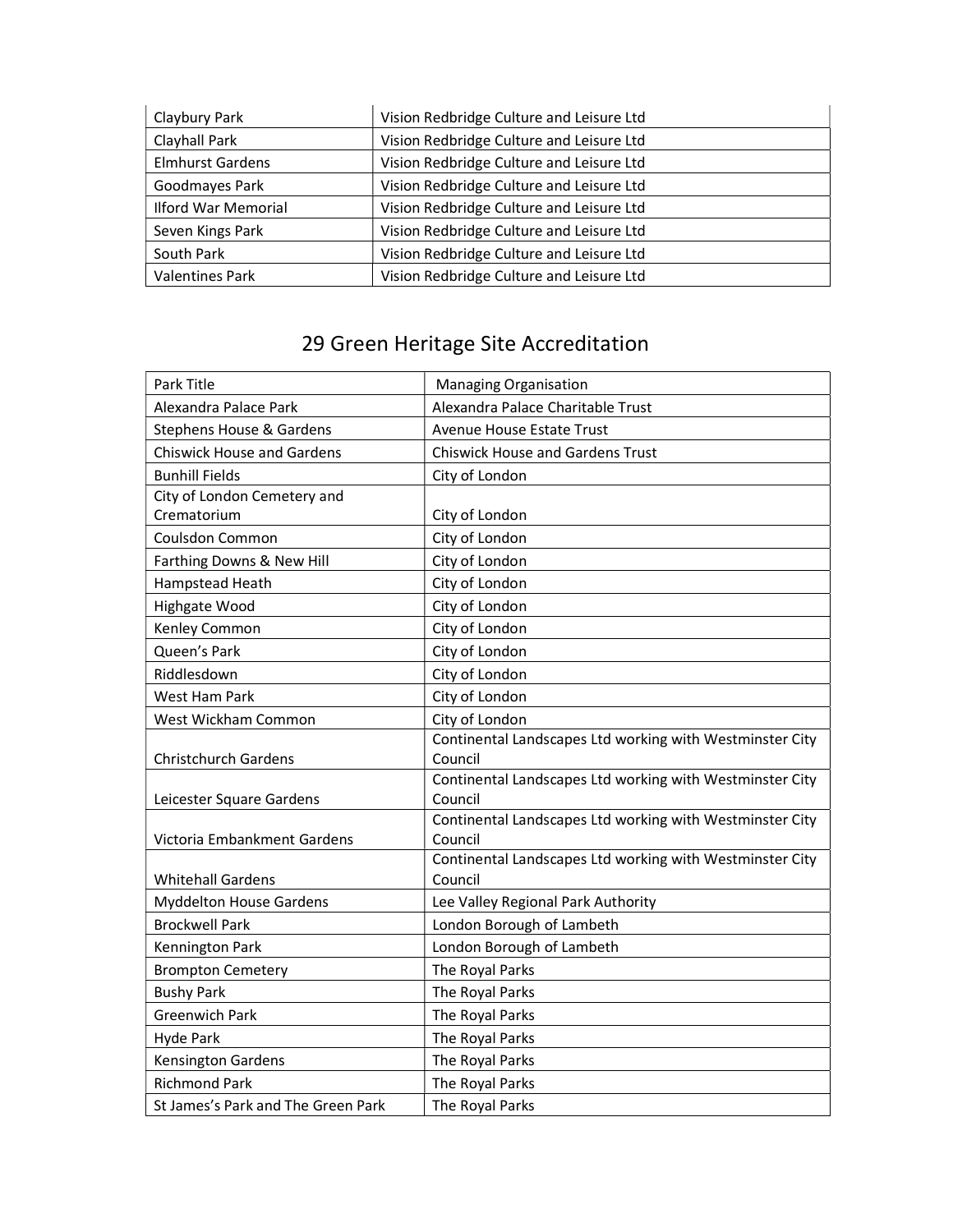| | |
|---|---|
| Claybury Park | Vision Redbridge Culture and Leisure Ltd |
| Clayhall Park | Vision Redbridge Culture and Leisure Ltd |
| Elmhurst Gardens | Vision Redbridge Culture and Leisure Ltd |
| Goodmayes Park | Vision Redbridge Culture and Leisure Ltd |
| Ilford War Memorial | Vision Redbridge Culture and Leisure Ltd |
| Seven Kings Park | Vision Redbridge Culture and Leisure Ltd |
| South Park | Vision Redbridge Culture and Leisure Ltd |
| Valentines Park | Vision Redbridge Culture and Leisure Ltd |

## 29 Green Heritage Site Accreditation

| Park Title | Managing Organisation |
|---|---|
| Alexandra Palace Park | Alexandra Palace Charitable Trust |
| Stephens House & Gardens | Avenue House Estate Trust |
| Chiswick House and Gardens | Chiswick House and Gardens Trust |
| Bunhill Fields | City of London |
| City of London Cemetery and Crematorium | City of London |
| Coulsdon Common | City of London |
| Farthing Downs & New Hill | City of London |
| Hampstead Heath | City of London |
| Highgate Wood | City of London |
| Kenley Common | City of London |
| Queen's Park | City of London |
| Riddlesdown | City of London |
| West Ham Park | City of London |
| West Wickham Common | City of London |
| Christchurch Gardens | Continental Landscapes Ltd working with Westminster City Council |
| Leicester Square Gardens | Continental Landscapes Ltd working with Westminster City Council |
| Victoria Embankment Gardens | Continental Landscapes Ltd working with Westminster City Council |
| Whitehall Gardens | Continental Landscapes Ltd working with Westminster City Council |
| Myddelton House Gardens | Lee Valley Regional Park Authority |
| Brockwell Park | London Borough of Lambeth |
| Kennington Park | London Borough of Lambeth |
| Brompton Cemetery | The Royal Parks |
| Bushy Park | The Royal Parks |
| Greenwich Park | The Royal Parks |
| Hyde Park | The Royal Parks |
| Kensington Gardens | The Royal Parks |
| Richmond Park | The Royal Parks |
| St James's Park and The Green Park | The Royal Parks |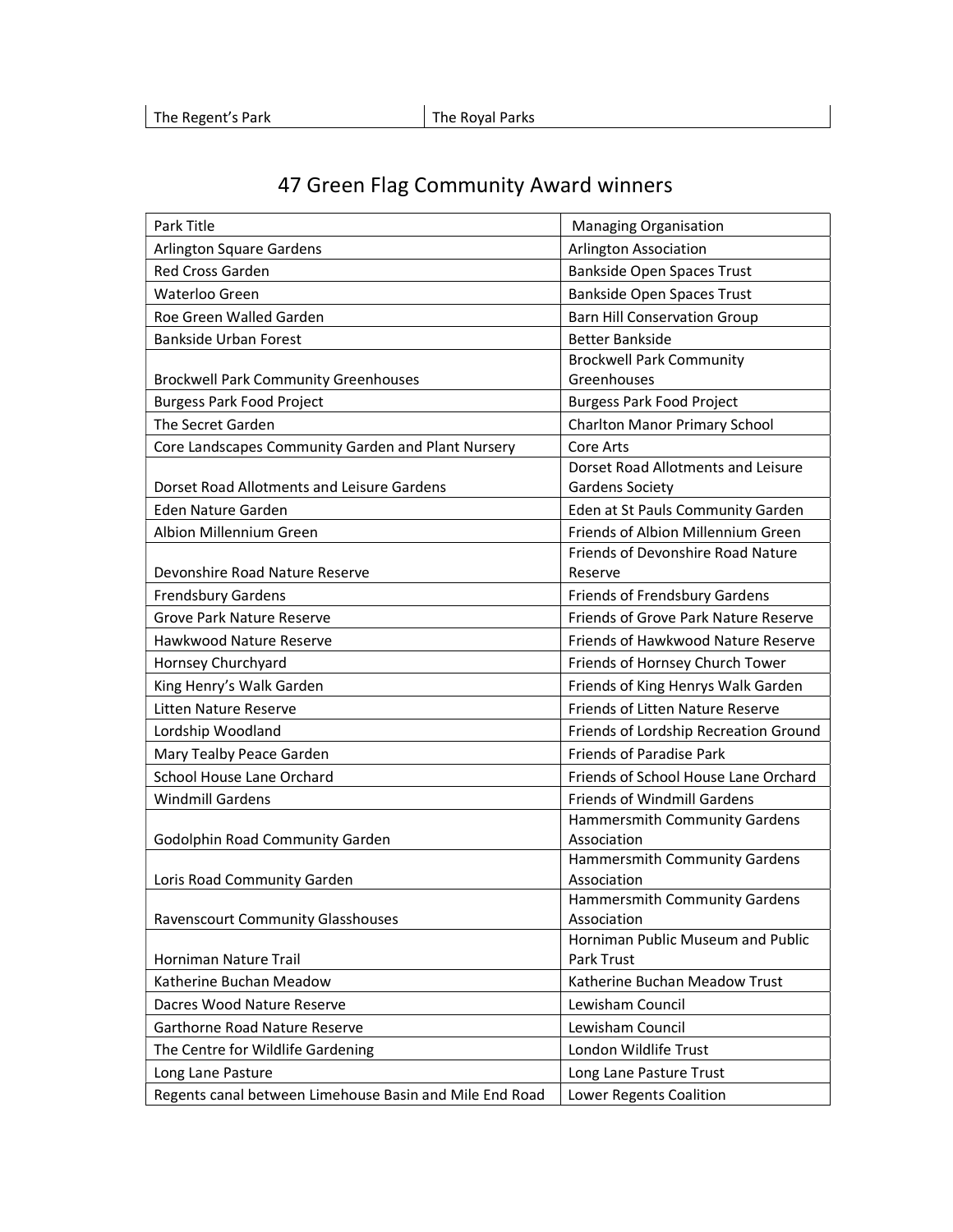| The Regent's Park | The Royal Parks |
|---|---|

## 47 Green Flag Community Award winners

| Park Title | Managing Organisation |
|---|---|
| Arlington Square Gardens | Arlington Association |
| Red Cross Garden | Bankside Open Spaces Trust |
| Waterloo Green | Bankside Open Spaces Trust |
| Roe Green Walled Garden | Barn Hill Conservation Group |
| Bankside Urban Forest | Better Bankside |
| Brockwell Park Community Greenhouses | Brockwell Park Community Greenhouses |
| Burgess Park Food Project | Burgess Park Food Project |
| The Secret Garden | Charlton Manor Primary School |
| Core Landscapes Community Garden and Plant Nursery | Core Arts |
| Dorset Road Allotments and Leisure Gardens | Dorset Road Allotments and Leisure Gardens Society |
| Eden Nature Garden | Eden at St Pauls Community Garden |
| Albion Millennium Green | Friends of Albion Millennium Green |
| Devonshire Road Nature Reserve | Friends of Devonshire Road Nature Reserve |
| Frendsbury Gardens | Friends of Frendsbury Gardens |
| Grove Park Nature Reserve | Friends of Grove Park Nature Reserve |
| Hawkwood Nature Reserve | Friends of Hawkwood Nature Reserve |
| Hornsey Churchyard | Friends of Hornsey Church Tower |
| King Henry's Walk Garden | Friends of King Henrys Walk Garden |
| Litten Nature Reserve | Friends of Litten Nature Reserve |
| Lordship Woodland | Friends of Lordship Recreation Ground |
| Mary Tealby Peace Garden | Friends of Paradise Park |
| School House Lane Orchard | Friends of School House Lane Orchard |
| Windmill Gardens | Friends of Windmill Gardens |
| Godolphin Road Community Garden | Hammersmith Community Gardens Association |
| Loris Road Community Garden | Hammersmith Community Gardens Association |
| Ravenscourt Community Glasshouses | Hammersmith Community Gardens Association |
| Horniman Nature Trail | Horniman Public Museum and Public Park Trust |
| Katherine Buchan Meadow | Katherine Buchan Meadow Trust |
| Dacres Wood Nature Reserve | Lewisham Council |
| Garthorne Road Nature Reserve | Lewisham Council |
| The Centre for Wildlife Gardening | London Wildlife Trust |
| Long Lane Pasture | Long Lane Pasture Trust |
| Regents canal between Limehouse Basin and Mile End Road | Lower Regents Coalition |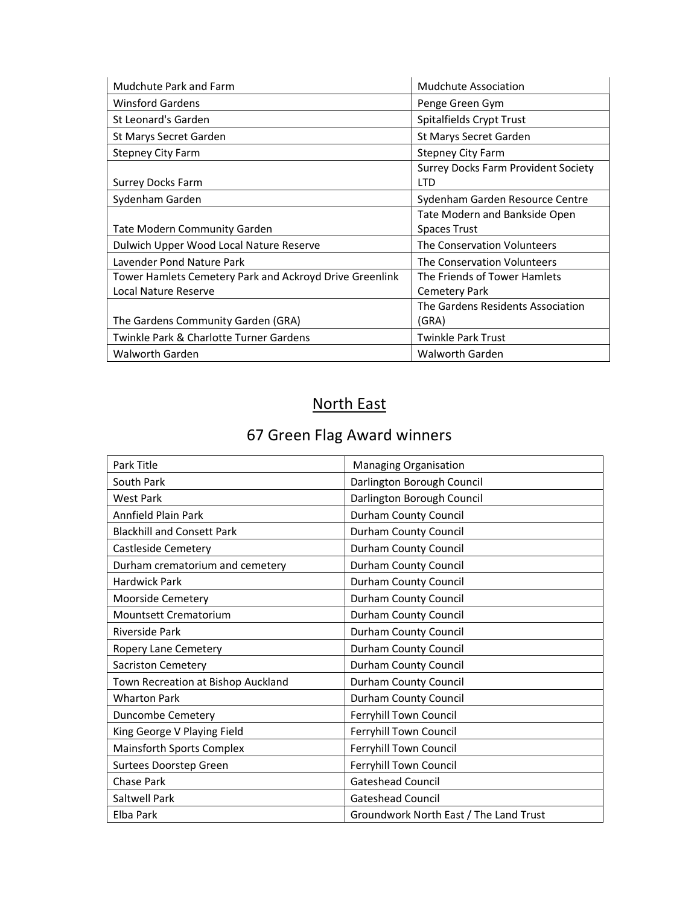| | |
|---|---|
| Mudchute Park and Farm | Mudchute Association |
| Winsford Gardens | Penge Green Gym |
| St Leonard's Garden | Spitalfields Crypt Trust |
| St Marys Secret Garden | St Marys Secret Garden |
| Stepney City Farm | Stepney City Farm |
| Surrey Docks Farm | Surrey Docks Farm Provident Society LTD |
| Sydenham Garden | Sydenham Garden Resource Centre |
| Tate Modern Community Garden | Tate Modern and Bankside Open Spaces Trust |
| Dulwich Upper Wood Local Nature Reserve | The Conservation Volunteers |
| Lavender Pond Nature Park | The Conservation Volunteers |
| Tower Hamlets Cemetery Park and Ackroyd Drive Greenlink Local Nature Reserve | The Friends of Tower Hamlets Cemetery Park |
| The Gardens Community Garden (GRA) | The Gardens Residents Association (GRA) |
| Twinkle Park & Charlotte Turner Gardens | Twinkle Park Trust |
| Walworth Garden | Walworth Garden |

## North East

## 67 Green Flag Award winners

| Park Title | Managing Organisation |
|---|---|
| South Park | Darlington Borough Council |
| West Park | Darlington Borough Council |
| Annfield Plain Park | Durham County Council |
| Blackhill and Consett Park | Durham County Council |
| Castleside Cemetery | Durham County Council |
| Durham crematorium and cemetery | Durham County Council |
| Hardwick Park | Durham County Council |
| Moorside Cemetery | Durham County Council |
| Mountsett Crematorium | Durham County Council |
| Riverside Park | Durham County Council |
| Ropery Lane Cemetery | Durham County Council |
| Sacriston Cemetery | Durham County Council |
| Town Recreation at Bishop Auckland | Durham County Council |
| Wharton Park | Durham County Council |
| Duncombe Cemetery | Ferryhill Town Council |
| King George V Playing Field | Ferryhill Town Council |
| Mainsforth Sports Complex | Ferryhill Town Council |
| Surtees Doorstep Green | Ferryhill Town Council |
| Chase Park | Gateshead Council |
| Saltwell Park | Gateshead Council |
| Elba Park | Groundwork North East / The Land Trust |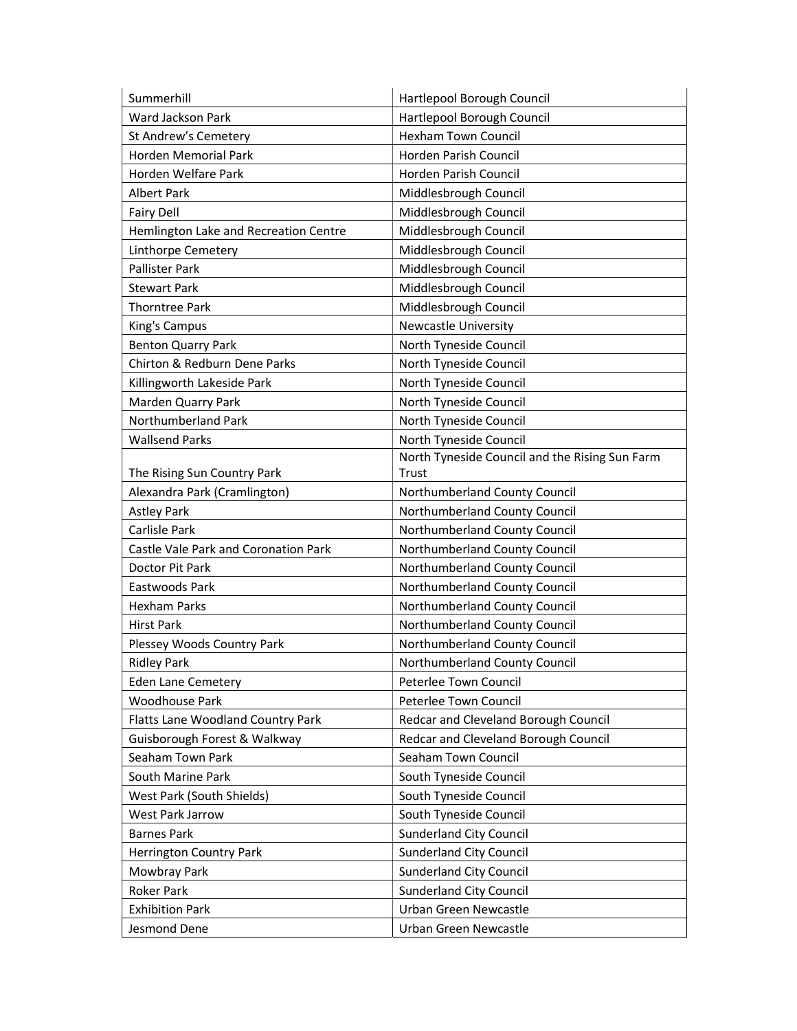| Summerhill | Hartlepool Borough Council |
|---|---|
| Ward Jackson Park | Hartlepool Borough Council |
| St Andrew's Cemetery | Hexham Town Council |
| Horden Memorial Park | Horden Parish Council |
| Horden Welfare Park | Horden Parish Council |
| Albert Park | Middlesbrough Council |
| Fairy Dell | Middlesbrough Council |
| Hemlington Lake and Recreation Centre | Middlesbrough Council |
| Linthorpe Cemetery | Middlesbrough Council |
| Pallister Park | Middlesbrough Council |
| Stewart Park | Middlesbrough Council |
| Thorntree Park | Middlesbrough Council |
| King's Campus | Newcastle University |
| Benton Quarry Park | North Tyneside Council |
| Chirton & Redburn Dene Parks | North Tyneside Council |
| Killingworth Lakeside Park | North Tyneside Council |
| Marden Quarry Park | North Tyneside Council |
| Northumberland Park | North Tyneside Council |
| Wallsend Parks | North Tyneside Council |
| The Rising Sun Country Park | North Tyneside Council and the Rising Sun Farm Trust |
| Alexandra Park (Cramlington) | Northumberland County Council |
| Astley Park | Northumberland County Council |
| Carlisle Park | Northumberland County Council |
| Castle Vale Park and Coronation Park | Northumberland County Council |
| Doctor Pit Park | Northumberland County Council |
| Eastwoods Park | Northumberland County Council |
| Hexham Parks | Northumberland County Council |
| Hirst Park | Northumberland County Council |
| Plessey Woods Country Park | Northumberland County Council |
| Ridley Park | Northumberland County Council |
| Eden Lane Cemetery | Peterlee Town Council |
| Woodhouse Park | Peterlee Town Council |
| Flatts Lane Woodland Country Park | Redcar and Cleveland Borough Council |
| Guisborough Forest & Walkway | Redcar and Cleveland Borough Council |
| Seaham Town Park | Seaham Town Council |
| South Marine Park | South Tyneside Council |
| West Park (South Shields) | South Tyneside Council |
| West Park Jarrow | South Tyneside Council |
| Barnes Park | Sunderland City Council |
| Herrington Country Park | Sunderland City Council |
| Mowbray Park | Sunderland City Council |
| Roker Park | Sunderland City Council |
| Exhibition Park | Urban Green Newcastle |
| Jesmond Dene | Urban Green Newcastle |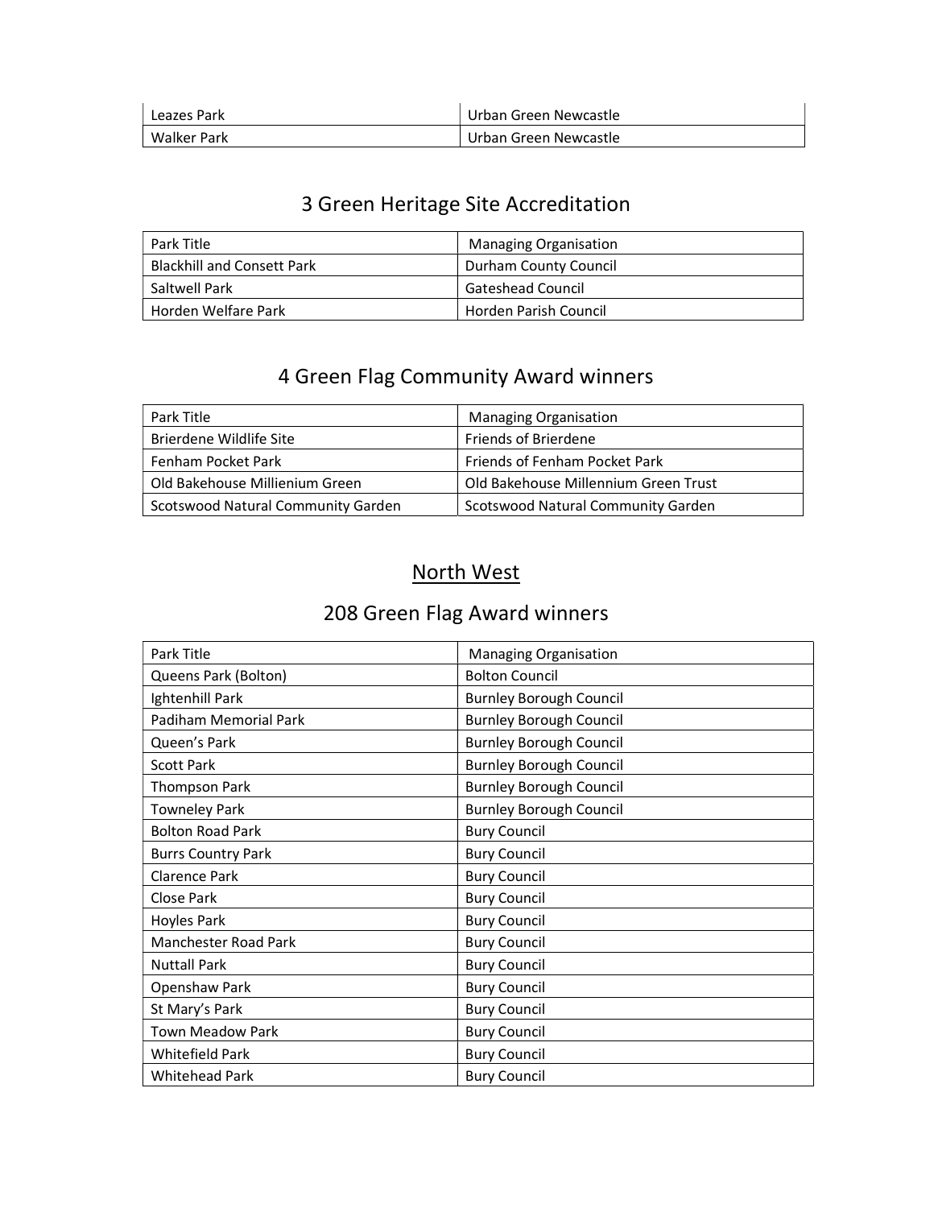| Leazes Park | Urban Green Newcastle |
| --- | --- |
| Walker Park | Urban Green Newcastle |

## 3 Green Heritage Site Accreditation

| Park Title | Managing Organisation |
| --- | --- |
| Blackhill and Consett Park | Durham County Council |
| Saltwell Park | Gateshead Council |
| Horden Welfare Park | Horden Parish Council |

## 4 Green Flag Community Award winners

| Park Title | Managing Organisation |
| --- | --- |
| Brierdene Wildlife Site | Friends of Brierdene |
| Fenham Pocket Park | Friends of Fenham Pocket Park |
| Old Bakehouse Millienium Green | Old Bakehouse Millennium Green Trust |
| Scotswood Natural Community Garden | Scotswood Natural Community Garden |

# North West

## 208 Green Flag Award winners

| Park Title | Managing Organisation |
| --- | --- |
| Queens Park (Bolton) | Bolton Council |
| Ightenhill Park | Burnley Borough Council |
| Padiham Memorial Park | Burnley Borough Council |
| Queen’s Park | Burnley Borough Council |
| Scott Park | Burnley Borough Council |
| Thompson Park | Burnley Borough Council |
| Towneley Park | Burnley Borough Council |
| Bolton Road Park | Bury Council |
| Burrs Country Park | Bury Council |
| Clarence Park | Bury Council |
| Close Park | Bury Council |
| Hoyles Park | Bury Council |
| Manchester Road Park | Bury Council |
| Nuttall Park | Bury Council |
| Openshaw Park | Bury Council |
| St Mary’s Park | Bury Council |
| Town Meadow Park | Bury Council |
| Whitefield Park | Bury Council |
| Whitehead Park | Bury Council |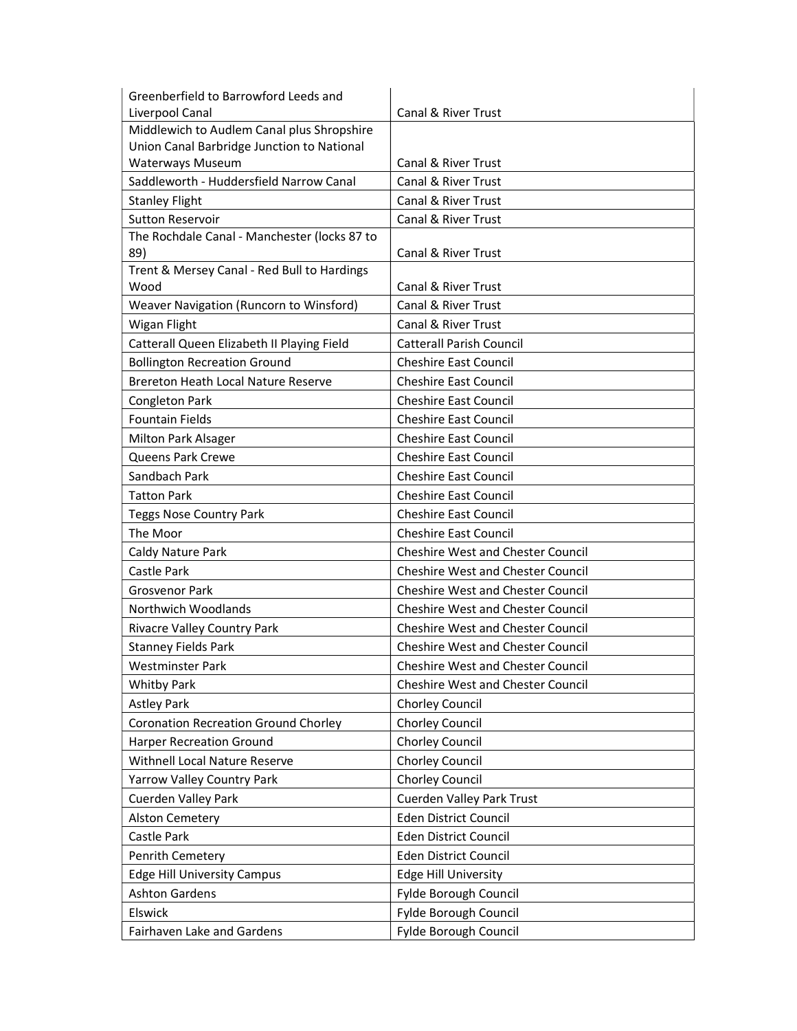| | |
|---|---|
| Greenberfield to Barrowford Leeds and Liverpool Canal | Canal & River Trust |
| Middlewich to Audlem Canal plus Shropshire Union Canal Barbridge Junction to National Waterways Museum | Canal & River Trust |
| Saddleworth - Huddersfield Narrow Canal | Canal & River Trust |
| Stanley Flight | Canal & River Trust |
| Sutton Reservoir | Canal & River Trust |
| The Rochdale Canal - Manchester (locks 87 to 89) | Canal & River Trust |
| Trent & Mersey Canal - Red Bull to Hardings Wood | Canal & River Trust |
| Weaver Navigation (Runcorn to Winsford) | Canal & River Trust |
| Wigan Flight | Canal & River Trust |
| Catterall Queen Elizabeth II Playing Field | Catterall Parish Council |
| Bollington Recreation Ground | Cheshire East Council |
| Brereton Heath Local Nature Reserve | Cheshire East Council |
| Congleton Park | Cheshire East Council |
| Fountain Fields | Cheshire East Council |
| Milton Park Alsager | Cheshire East Council |
| Queens Park Crewe | Cheshire East Council |
| Sandbach Park | Cheshire East Council |
| Tatton Park | Cheshire East Council |
| Teggs Nose Country Park | Cheshire East Council |
| The Moor | Cheshire East Council |
| Caldy Nature Park | Cheshire West and Chester Council |
| Castle Park | Cheshire West and Chester Council |
| Grosvenor Park | Cheshire West and Chester Council |
| Northwich Woodlands | Cheshire West and Chester Council |
| Rivacre Valley Country Park | Cheshire West and Chester Council |
| Stanney Fields Park | Cheshire West and Chester Council |
| Westminster Park | Cheshire West and Chester Council |
| Whitby Park | Cheshire West and Chester Council |
| Astley Park | Chorley Council |
| Coronation Recreation Ground Chorley | Chorley Council |
| Harper Recreation Ground | Chorley Council |
| Withnell Local Nature Reserve | Chorley Council |
| Yarrow Valley Country Park | Chorley Council |
| Cuerden Valley Park | Cuerden Valley Park Trust |
| Alston Cemetery | Eden District Council |
| Castle Park | Eden District Council |
| Penrith Cemetery | Eden District Council |
| Edge Hill University Campus | Edge Hill University |
| Ashton Gardens | Fylde Borough Council |
| Elswick | Fylde Borough Council |
| Fairhaven Lake and Gardens | Fylde Borough Council |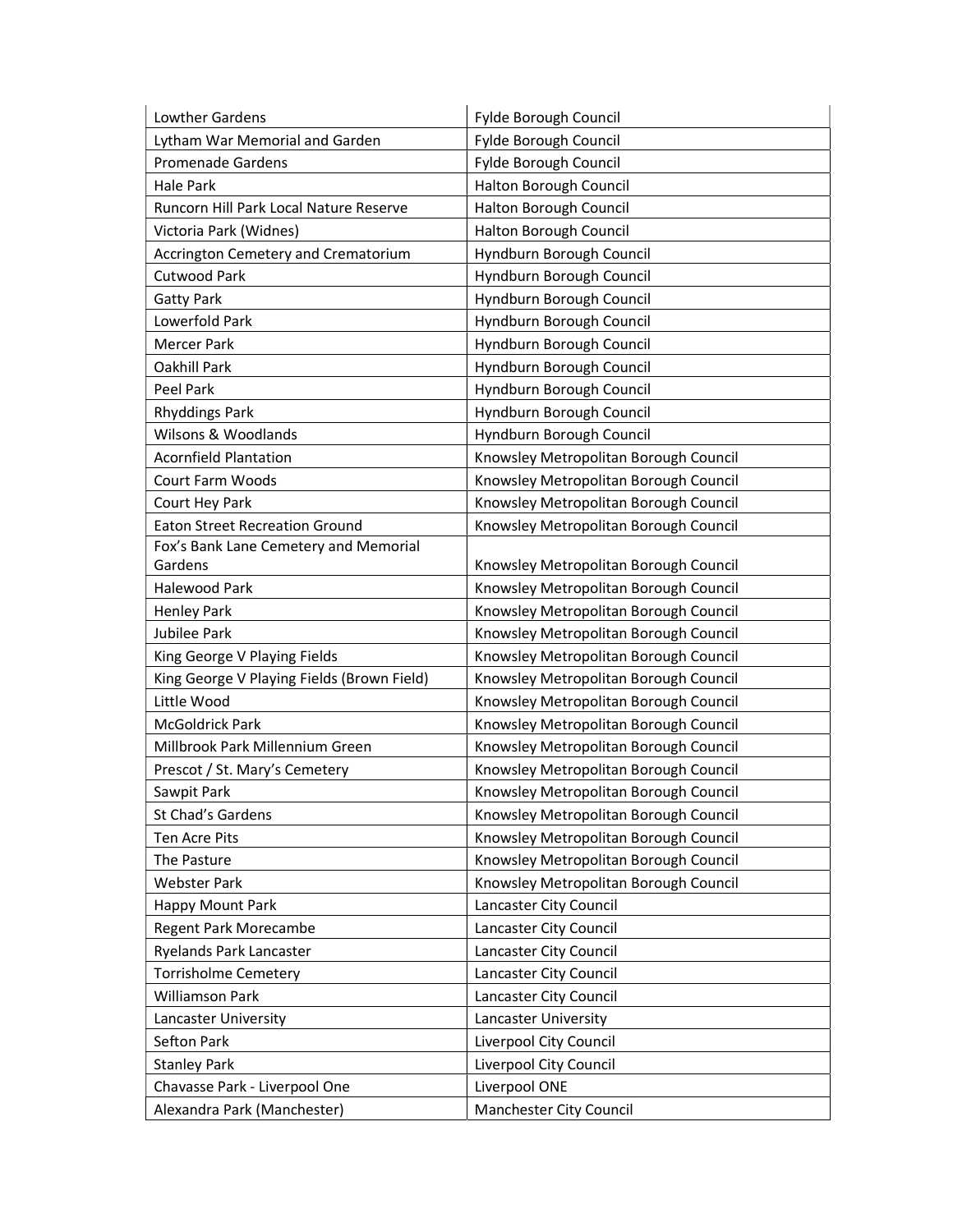| | |
|---|---|
| Lowther Gardens | Fylde Borough Council |
| Lytham War Memorial and Garden | Fylde Borough Council |
| Promenade Gardens | Fylde Borough Council |
| Hale Park | Halton Borough Council |
| Runcorn Hill Park Local Nature Reserve | Halton Borough Council |
| Victoria Park (Widnes) | Halton Borough Council |
| Accrington Cemetery and Crematorium | Hyndburn Borough Council |
| Cutwood Park | Hyndburn Borough Council |
| Gatty Park | Hyndburn Borough Council |
| Lowerfold Park | Hyndburn Borough Council |
| Mercer Park | Hyndburn Borough Council |
| Oakhill Park | Hyndburn Borough Council |
| Peel Park | Hyndburn Borough Council |
| Rhyddings Park | Hyndburn Borough Council |
| Wilsons & Woodlands | Hyndburn Borough Council |
| Acornfield Plantation | Knowsley Metropolitan Borough Council |
| Court Farm Woods | Knowsley Metropolitan Borough Council |
| Court Hey Park | Knowsley Metropolitan Borough Council |
| Eaton Street Recreation Ground | Knowsley Metropolitan Borough Council |
| Fox's Bank Lane Cemetery and Memorial Gardens | Knowsley Metropolitan Borough Council |
| Halewood Park | Knowsley Metropolitan Borough Council |
| Henley Park | Knowsley Metropolitan Borough Council |
| Jubilee Park | Knowsley Metropolitan Borough Council |
| King George V Playing Fields | Knowsley Metropolitan Borough Council |
| King George V Playing Fields (Brown Field) | Knowsley Metropolitan Borough Council |
| Little Wood | Knowsley Metropolitan Borough Council |
| McGoldrick Park | Knowsley Metropolitan Borough Council |
| Millbrook Park Millennium Green | Knowsley Metropolitan Borough Council |
| Prescot / St. Mary's Cemetery | Knowsley Metropolitan Borough Council |
| Sawpit Park | Knowsley Metropolitan Borough Council |
| St Chad's Gardens | Knowsley Metropolitan Borough Council |
| Ten Acre Pits | Knowsley Metropolitan Borough Council |
| The Pasture | Knowsley Metropolitan Borough Council |
| Webster Park | Knowsley Metropolitan Borough Council |
| Happy Mount Park | Lancaster City Council |
| Regent Park Morecambe | Lancaster City Council |
| Ryelands Park Lancaster | Lancaster City Council |
| Torrisholme Cemetery | Lancaster City Council |
| Williamson Park | Lancaster City Council |
| Lancaster University | Lancaster University |
| Sefton Park | Liverpool City Council |
| Stanley Park | Liverpool City Council |
| Chavasse Park - Liverpool One | Liverpool ONE |
| Alexandra Park (Manchester) | Manchester City Council |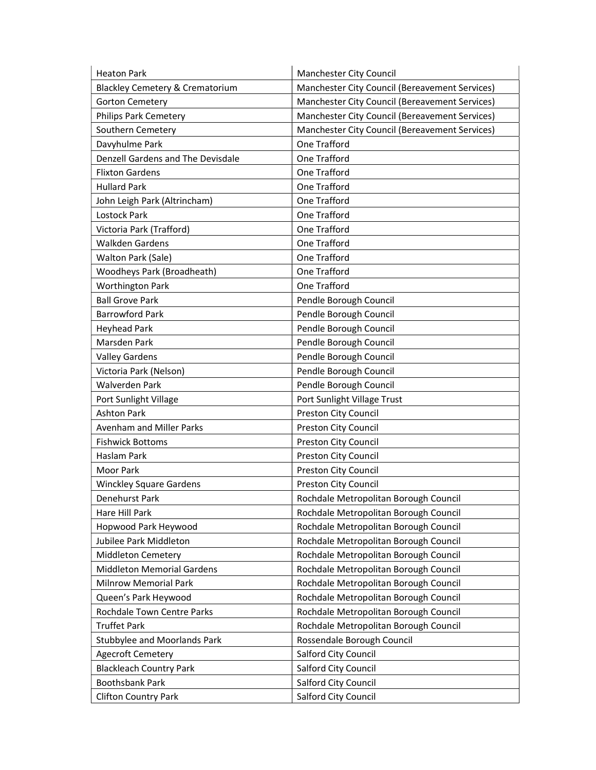| Heaton Park | Manchester City Council |
|---|---|
| Blackley Cemetery & Crematorium | Manchester City Council (Bereavement Services) |
| Gorton Cemetery | Manchester City Council (Bereavement Services) |
| Philips Park Cemetery | Manchester City Council (Bereavement Services) |
| Southern Cemetery | Manchester City Council (Bereavement Services) |
| Davyhulme Park | One Trafford |
| Denzell Gardens and The Devisdale | One Trafford |
| Flixton Gardens | One Trafford |
| Hullard Park | One Trafford |
| John Leigh Park (Altrincham) | One Trafford |
| Lostock Park | One Trafford |
| Victoria Park (Trafford) | One Trafford |
| Walkden Gardens | One Trafford |
| Walton Park (Sale) | One Trafford |
| Woodheys Park (Broadheath) | One Trafford |
| Worthington Park | One Trafford |
| Ball Grove Park | Pendle Borough Council |
| Barrowford Park | Pendle Borough Council |
| Heyhead Park | Pendle Borough Council |
| Marsden Park | Pendle Borough Council |
| Valley Gardens | Pendle Borough Council |
| Victoria Park (Nelson) | Pendle Borough Council |
| Walverden Park | Pendle Borough Council |
| Port Sunlight Village | Port Sunlight Village Trust |
| Ashton Park | Preston City Council |
| Avenham and Miller Parks | Preston City Council |
| Fishwick Bottoms | Preston City Council |
| Haslam Park | Preston City Council |
| Moor Park | Preston City Council |
| Winckley Square Gardens | Preston City Council |
| Denehurst Park | Rochdale Metropolitan Borough Council |
| Hare Hill Park | Rochdale Metropolitan Borough Council |
| Hopwood Park Heywood | Rochdale Metropolitan Borough Council |
| Jubilee Park Middleton | Rochdale Metropolitan Borough Council |
| Middleton Cemetery | Rochdale Metropolitan Borough Council |
| Middleton Memorial Gardens | Rochdale Metropolitan Borough Council |
| Milnrow Memorial Park | Rochdale Metropolitan Borough Council |
| Queen's Park Heywood | Rochdale Metropolitan Borough Council |
| Rochdale Town Centre Parks | Rochdale Metropolitan Borough Council |
| Truffet Park | Rochdale Metropolitan Borough Council |
| Stubbylee and Moorlands Park | Rossendale Borough Council |
| Agecroft Cemetery | Salford City Council |
| Blackleach Country Park | Salford City Council |
| Boothsbank Park | Salford City Council |
| Clifton Country Park | Salford City Council |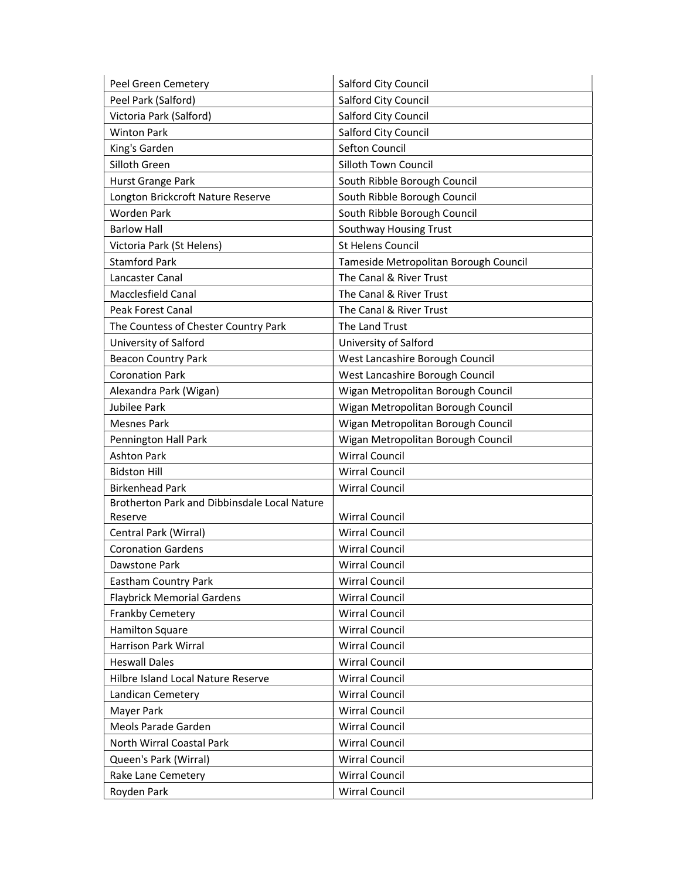| Peel Green Cemetery | Salford City Council |
|---|---|
| Peel Park (Salford) | Salford City Council |
| Victoria Park (Salford) | Salford City Council |
| Winton Park | Salford City Council |
| King's Garden | Sefton Council |
| Silloth Green | Silloth Town Council |
| Hurst Grange Park | South Ribble Borough Council |
| Longton Brickcroft Nature Reserve | South Ribble Borough Council |
| Worden Park | South Ribble Borough Council |
| Barlow Hall | Southway Housing Trust |
| Victoria Park (St Helens) | St Helens Council |
| Stamford Park | Tameside Metropolitan Borough Council |
| Lancaster Canal | The Canal & River Trust |
| Macclesfield Canal | The Canal & River Trust |
| Peak Forest Canal | The Canal & River Trust |
| The Countess of Chester Country Park | The Land Trust |
| University of Salford | University of Salford |
| Beacon Country Park | West Lancashire Borough Council |
| Coronation Park | West Lancashire Borough Council |
| Alexandra Park (Wigan) | Wigan Metropolitan Borough Council |
| Jubilee Park | Wigan Metropolitan Borough Council |
| Mesnes Park | Wigan Metropolitan Borough Council |
| Pennington Hall Park | Wigan Metropolitan Borough Council |
| Ashton Park | Wirral Council |
| Bidston Hill | Wirral Council |
| Birkenhead Park | Wirral Council |
| Brotherton Park and Dibbinsdale Local Nature Reserve | Wirral Council |
| Central Park (Wirral) | Wirral Council |
| Coronation Gardens | Wirral Council |
| Dawstone Park | Wirral Council |
| Eastham Country Park | Wirral Council |
| Flaybrick Memorial Gardens | Wirral Council |
| Frankby Cemetery | Wirral Council |
| Hamilton Square | Wirral Council |
| Harrison Park Wirral | Wirral Council |
| Heswall Dales | Wirral Council |
| Hilbre Island Local Nature Reserve | Wirral Council |
| Landican Cemetery | Wirral Council |
| Mayer Park | Wirral Council |
| Meols Parade Garden | Wirral Council |
| North Wirral Coastal Park | Wirral Council |
| Queen's Park (Wirral) | Wirral Council |
| Rake Lane Cemetery | Wirral Council |
| Royden Park | Wirral Council |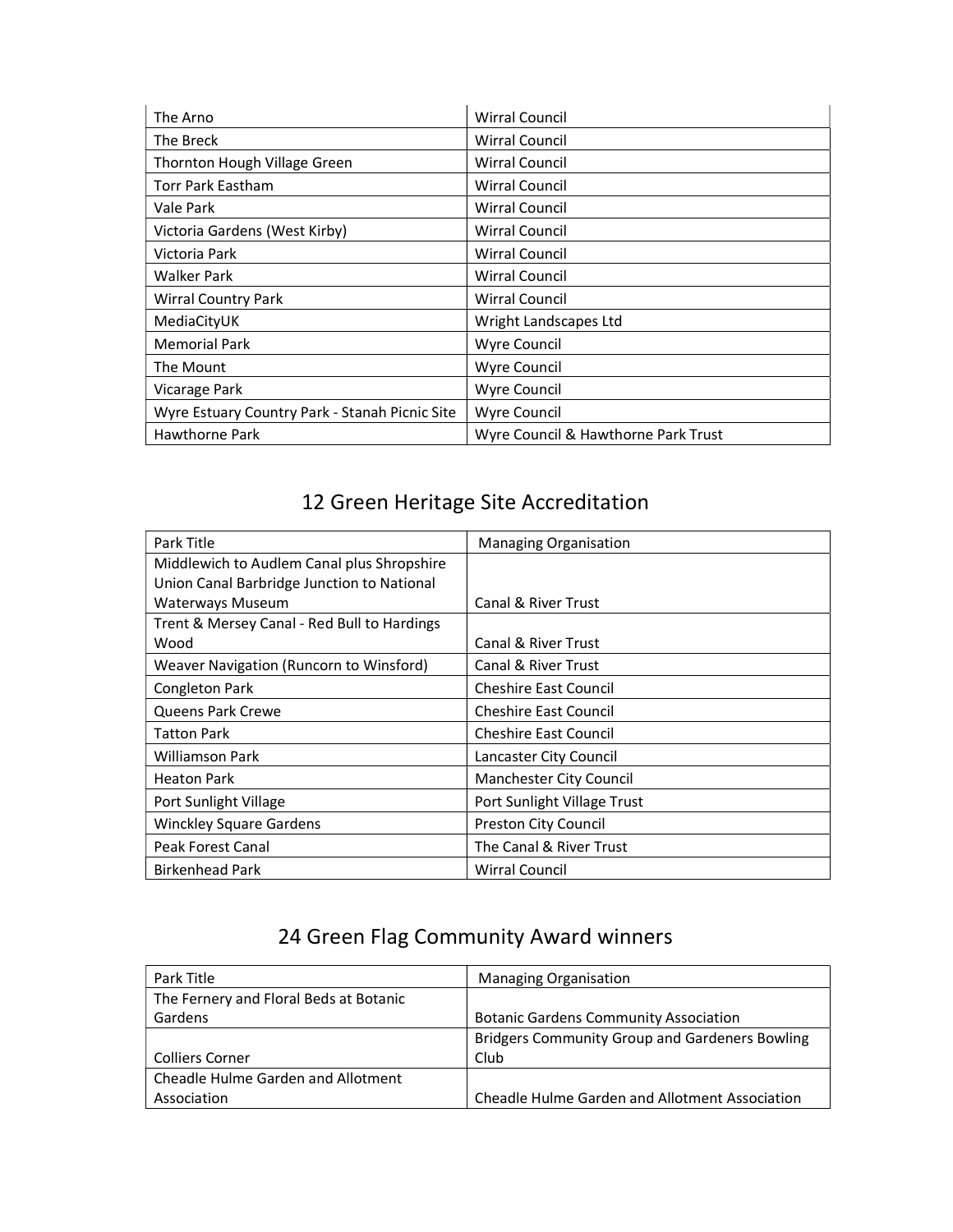| The Arno | Wirral Council |
| --- | --- |
| The Breck | Wirral Council |
| Thornton Hough Village Green | Wirral Council |
| Torr Park Eastham | Wirral Council |
| Vale Park | Wirral Council |
| Victoria Gardens (West Kirby) | Wirral Council |
| Victoria Park | Wirral Council |
| Walker Park | Wirral Council |
| Wirral Country Park | Wirral Council |
| MediaCityUK | Wright Landscapes Ltd |
| Memorial Park | Wyre Council |
| The Mount | Wyre Council |
| Vicarage Park | Wyre Council |
| Wyre Estuary Country Park - Stanah Picnic Site | Wyre Council |
| Hawthorne Park | Wyre Council & Hawthorne Park Trust |

## 12 Green Heritage Site Accreditation

| Park Title | Managing Organisation |
| --- | --- |
| Middlewich to Audlem Canal plus Shropshire Union Canal Barbridge Junction to National Waterways Museum | Canal & River Trust |
| Trent & Mersey Canal - Red Bull to Hardings Wood | Canal & River Trust |
| Weaver Navigation (Runcorn to Winsford) | Canal & River Trust |
| Congleton Park | Cheshire East Council |
| Queens Park Crewe | Cheshire East Council |
| Tatton Park | Cheshire East Council |
| Williamson Park | Lancaster City Council |
| Heaton Park | Manchester City Council |
| Port Sunlight Village | Port Sunlight Village Trust |
| Winckley Square Gardens | Preston City Council |
| Peak Forest Canal | The Canal & River Trust |
| Birkenhead Park | Wirral Council |

## 24 Green Flag Community Award winners

| Park Title | Managing Organisation |
| --- | --- |
| The Fernery and Floral Beds at Botanic Gardens | Botanic Gardens Community Association |
| Colliers Corner | Bridgers Community Group and Gardeners Bowling Club |
| Cheadle Hulme Garden and Allotment Association | Cheadle Hulme Garden and Allotment Association |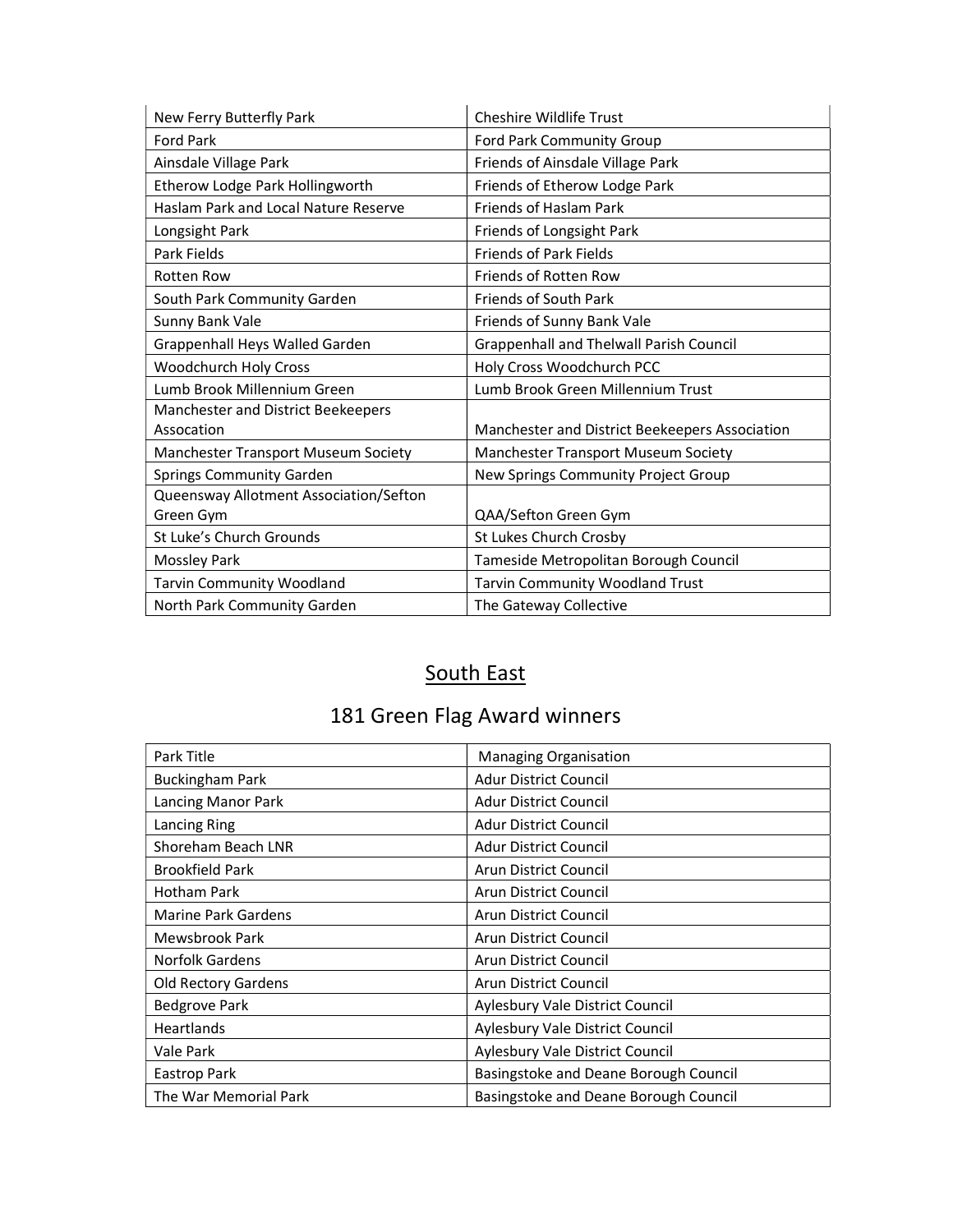| | |
|---|---|
| New Ferry Butterfly Park | Cheshire Wildlife Trust |
| Ford Park | Ford Park Community Group |
| Ainsdale Village Park | Friends of Ainsdale Village Park |
| Etherow Lodge Park Hollingworth | Friends of Etherow Lodge Park |
| Haslam Park and Local Nature Reserve | Friends of Haslam Park |
| Longsight Park | Friends of Longsight Park |
| Park Fields | Friends of Park Fields |
| Rotten Row | Friends of Rotten Row |
| South Park Community Garden | Friends of South Park |
| Sunny Bank Vale | Friends of Sunny Bank Vale |
| Grappenhall Heys Walled Garden | Grappenhall and Thelwall Parish Council |
| Woodchurch Holy Cross | Holy Cross Woodchurch PCC |
| Lumb Brook Millennium Green | Lumb Brook Green Millennium Trust |
| Manchester and District Beekeepers Assocation | Manchester and District Beekeepers Association |
| Manchester Transport Museum Society | Manchester Transport Museum Society |
| Springs Community Garden | New Springs Community Project Group |
| Queensway Allotment Association/Sefton Green Gym | QAA/Sefton Green Gym |
| St Luke's Church Grounds | St Lukes Church Crosby |
| Mossley Park | Tameside Metropolitan Borough Council |
| Tarvin Community Woodland | Tarvin Community Woodland Trust |
| North Park Community Garden | The Gateway Collective |

## South East

### 181 Green Flag Award winners

| Park Title | Managing Organisation |
|---|---|
| Buckingham Park | Adur District Council |
| Lancing Manor Park | Adur District Council |
| Lancing Ring | Adur District Council |
| Shoreham Beach LNR | Adur District Council |
| Brookfield Park | Arun District Council |
| Hotham Park | Arun District Council |
| Marine Park Gardens | Arun District Council |
| Mewsbrook Park | Arun District Council |
| Norfolk Gardens | Arun District Council |
| Old Rectory Gardens | Arun District Council |
| Bedgrove Park | Aylesbury Vale District Council |
| Heartlands | Aylesbury Vale District Council |
| Vale Park | Aylesbury Vale District Council |
| Eastrop Park | Basingstoke and Deane Borough Council |
| The War Memorial Park | Basingstoke and Deane Borough Council |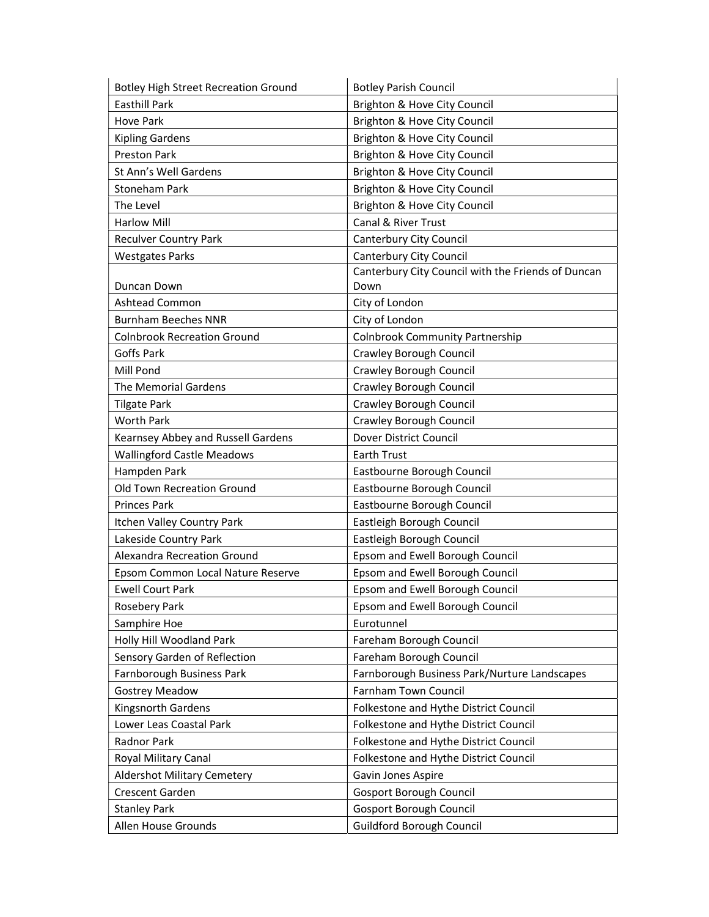| Botley High Street Recreation Ground | Botley Parish Council |
|---|---|
| Easthill Park | Brighton & Hove City Council |
| Hove Park | Brighton & Hove City Council |
| Kipling Gardens | Brighton & Hove City Council |
| Preston Park | Brighton & Hove City Council |
| St Ann's Well Gardens | Brighton & Hove City Council |
| Stoneham Park | Brighton & Hove City Council |
| The Level | Brighton & Hove City Council |
| Harlow Mill | Canal & River Trust |
| Reculver Country Park | Canterbury City Council |
| Westgates Parks | Canterbury City Council |
| Duncan Down | Canterbury City Council with the Friends of Duncan Down |
| Ashtead Common | City of London |
| Burnham Beeches NNR | City of London |
| Colnbrook Recreation Ground | Colnbrook Community Partnership |
| Goffs Park | Crawley Borough Council |
| Mill Pond | Crawley Borough Council |
| The Memorial Gardens | Crawley Borough Council |
| Tilgate Park | Crawley Borough Council |
| Worth Park | Crawley Borough Council |
| Kearnsey Abbey and Russell Gardens | Dover District Council |
| Wallingford Castle Meadows | Earth Trust |
| Hampden Park | Eastbourne Borough Council |
| Old Town Recreation Ground | Eastbourne Borough Council |
| Princes Park | Eastbourne Borough Council |
| Itchen Valley Country Park | Eastleigh Borough Council |
| Lakeside Country Park | Eastleigh Borough Council |
| Alexandra Recreation Ground | Epsom and Ewell Borough Council |
| Epsom Common Local Nature Reserve | Epsom and Ewell Borough Council |
| Ewell Court Park | Epsom and Ewell Borough Council |
| Rosebery Park | Epsom and Ewell Borough Council |
| Samphire Hoe | Eurotunnel |
| Holly Hill Woodland Park | Fareham Borough Council |
| Sensory Garden of Reflection | Fareham Borough Council |
| Farnborough Business Park | Farnborough Business Park/Nurture Landscapes |
| Gostrey Meadow | Farnham Town Council |
| Kingsnorth Gardens | Folkestone and Hythe District Council |
| Lower Leas Coastal Park | Folkestone and Hythe District Council |
| Radnor Park | Folkestone and Hythe District Council |
| Royal Military Canal | Folkestone and Hythe District Council |
| Aldershot Military Cemetery | Gavin Jones Aspire |
| Crescent Garden | Gosport Borough Council |
| Stanley Park | Gosport Borough Council |
| Allen House Grounds | Guildford Borough Council |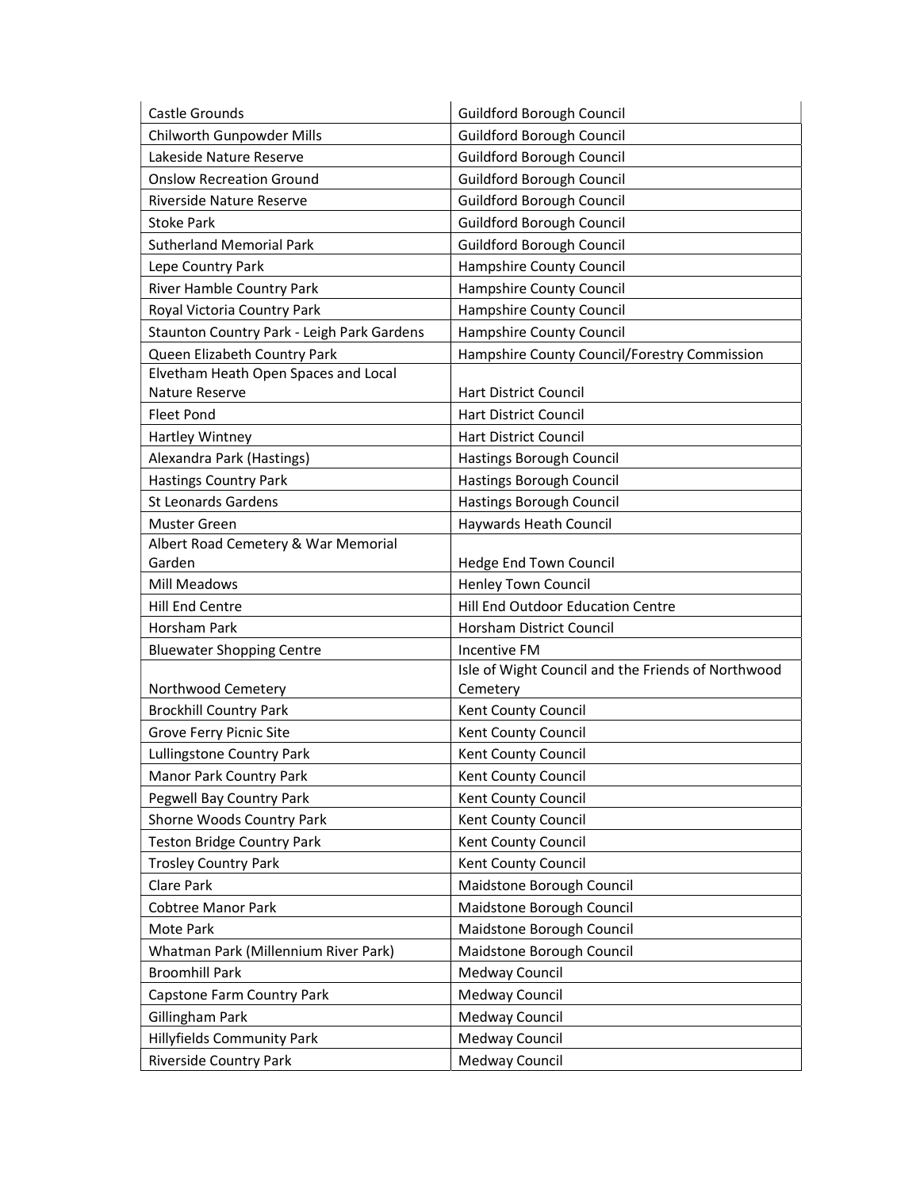| Castle Grounds | Guildford Borough Council |
|---|---|
| Chilworth Gunpowder Mills | Guildford Borough Council |
| Lakeside Nature Reserve | Guildford Borough Council |
| Onslow Recreation Ground | Guildford Borough Council |
| Riverside Nature Reserve | Guildford Borough Council |
| Stoke Park | Guildford Borough Council |
| Sutherland Memorial Park | Guildford Borough Council |
| Lepe Country Park | Hampshire County Council |
| River Hamble Country Park | Hampshire County Council |
| Royal Victoria Country Park | Hampshire County Council |
| Staunton Country Park - Leigh Park Gardens | Hampshire County Council |
| Queen Elizabeth Country Park | Hampshire County Council/Forestry Commission |
| Elvetham Heath Open Spaces and Local Nature Reserve | Hart District Council |
| Fleet Pond | Hart District Council |
| Hartley Wintney | Hart District Council |
| Alexandra Park (Hastings) | Hastings Borough Council |
| Hastings Country Park | Hastings Borough Council |
| St Leonards Gardens | Hastings Borough Council |
| Muster Green | Haywards Heath Council |
| Albert Road Cemetery & War Memorial Garden | Hedge End Town Council |
| Mill Meadows | Henley Town Council |
| Hill End Centre | Hill End Outdoor Education Centre |
| Horsham Park | Horsham District Council |
| Bluewater Shopping Centre | Incentive FM |
| Northwood Cemetery | Isle of Wight Council and the Friends of Northwood Cemetery |
| Brockhill Country Park | Kent County Council |
| Grove Ferry Picnic Site | Kent County Council |
| Lullingstone Country Park | Kent County Council |
| Manor Park Country Park | Kent County Council |
| Pegwell Bay Country Park | Kent County Council |
| Shorne Woods Country Park | Kent County Council |
| Teston Bridge Country Park | Kent County Council |
| Trosley Country Park | Kent County Council |
| Clare Park | Maidstone Borough Council |
| Cobtree Manor Park | Maidstone Borough Council |
| Mote Park | Maidstone Borough Council |
| Whatman Park (Millennium River Park) | Maidstone Borough Council |
| Broomhill Park | Medway Council |
| Capstone Farm Country Park | Medway Council |
| Gillingham Park | Medway Council |
| Hillyfields Community Park | Medway Council |
| Riverside Country Park | Medway Council |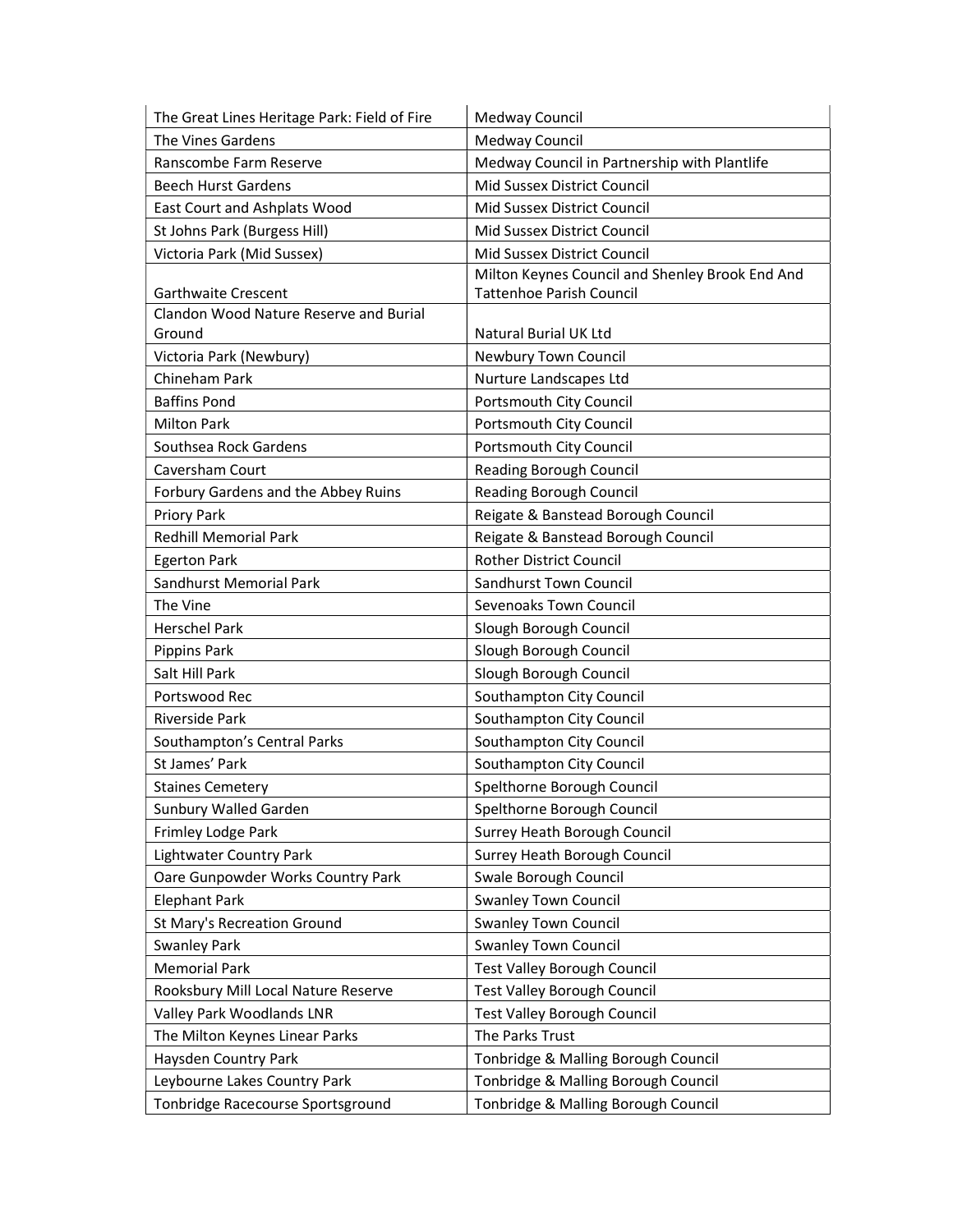| | |
|---|---|
| The Great Lines Heritage Park: Field of Fire | Medway Council |
| The Vines Gardens | Medway Council |
| Ranscombe Farm Reserve | Medway Council in Partnership with Plantlife |
| Beech Hurst Gardens | Mid Sussex District Council |
| East Court and Ashplats Wood | Mid Sussex District Council |
| St Johns Park (Burgess Hill) | Mid Sussex District Council |
| Victoria Park (Mid Sussex) | Mid Sussex District Council |
| Garthwaite Crescent | Milton Keynes Council and Shenley Brook End And Tattenhoe Parish Council |
| Clandon Wood Nature Reserve and Burial Ground | Natural Burial UK Ltd |
| Victoria Park (Newbury) | Newbury Town Council |
| Chineham Park | Nurture Landscapes Ltd |
| Baffins Pond | Portsmouth City Council |
| Milton Park | Portsmouth City Council |
| Southsea Rock Gardens | Portsmouth City Council |
| Caversham Court | Reading Borough Council |
| Forbury Gardens and the Abbey Ruins | Reading Borough Council |
| Priory Park | Reigate & Banstead Borough Council |
| Redhill Memorial Park | Reigate & Banstead Borough Council |
| Egerton Park | Rother District Council |
| Sandhurst Memorial Park | Sandhurst Town Council |
| The Vine | Sevenoaks Town Council |
| Herschel Park | Slough Borough Council |
| Pippins Park | Slough Borough Council |
| Salt Hill Park | Slough Borough Council |
| Portswood Rec | Southampton City Council |
| Riverside Park | Southampton City Council |
| Southampton's Central Parks | Southampton City Council |
| St James' Park | Southampton City Council |
| Staines Cemetery | Spelthorne Borough Council |
| Sunbury Walled Garden | Spelthorne Borough Council |
| Frimley Lodge Park | Surrey Heath Borough Council |
| Lightwater Country Park | Surrey Heath Borough Council |
| Oare Gunpowder Works Country Park | Swale Borough Council |
| Elephant Park | Swanley Town Council |
| St Mary's Recreation Ground | Swanley Town Council |
| Swanley Park | Swanley Town Council |
| Memorial Park | Test Valley Borough Council |
| Rooksbury Mill Local Nature Reserve | Test Valley Borough Council |
| Valley Park Woodlands LNR | Test Valley Borough Council |
| The Milton Keynes Linear Parks | The Parks Trust |
| Haysden Country Park | Tonbridge & Malling Borough Council |
| Leybourne Lakes Country Park | Tonbridge & Malling Borough Council |
| Tonbridge Racecourse Sportsground | Tonbridge & Malling Borough Council |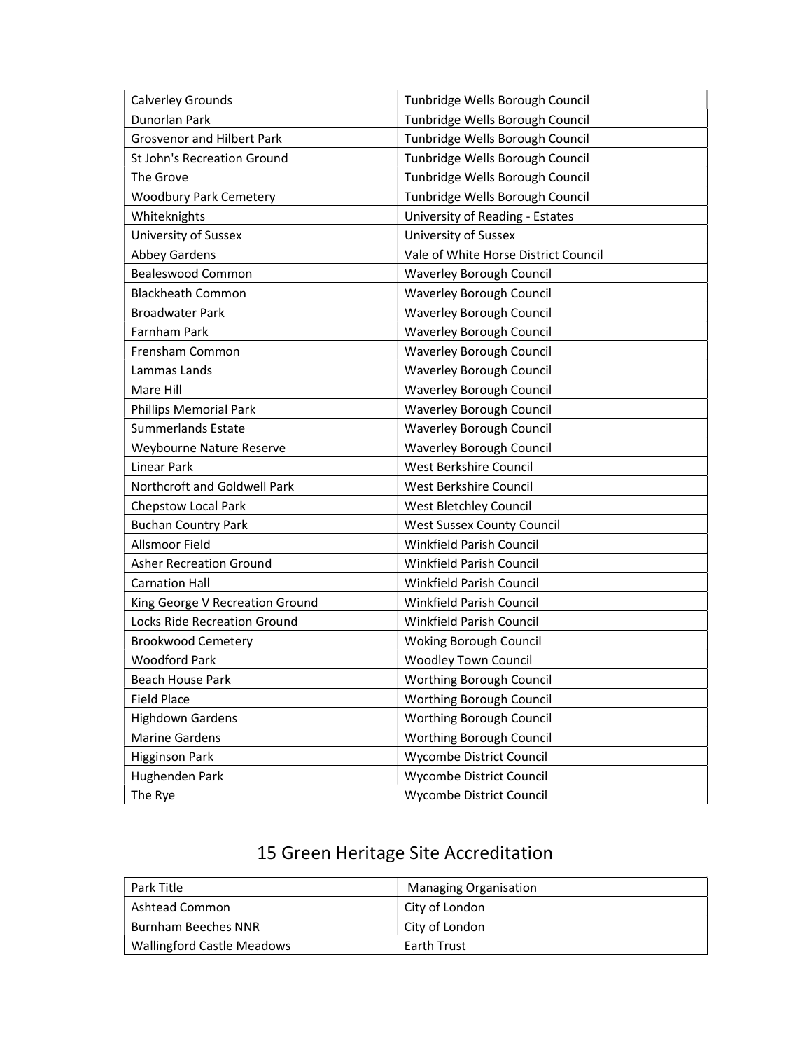| | |
|---|---|
| Calverley Grounds | Tunbridge Wells Borough Council |
| Dunorlan Park | Tunbridge Wells Borough Council |
| Grosvenor and Hilbert Park | Tunbridge Wells Borough Council |
| St John's Recreation Ground | Tunbridge Wells Borough Council |
| The Grove | Tunbridge Wells Borough Council |
| Woodbury Park Cemetery | Tunbridge Wells Borough Council |
| Whiteknights | University of Reading - Estates |
| University of Sussex | University of Sussex |
| Abbey Gardens | Vale of White Horse District Council |
| Bealeswood Common | Waverley Borough Council |
| Blackheath Common | Waverley Borough Council |
| Broadwater Park | Waverley Borough Council |
| Farnham Park | Waverley Borough Council |
| Frensham Common | Waverley Borough Council |
| Lammas Lands | Waverley Borough Council |
| Mare Hill | Waverley Borough Council |
| Phillips Memorial Park | Waverley Borough Council |
| Summerlands Estate | Waverley Borough Council |
| Weybourne Nature Reserve | Waverley Borough Council |
| Linear Park | West Berkshire Council |
| Northcroft and Goldwell Park | West Berkshire Council |
| Chepstow Local Park | West Bletchley Council |
| Buchan Country Park | West Sussex County Council |
| Allsmoor Field | Winkfield Parish Council |
| Asher Recreation Ground | Winkfield Parish Council |
| Carnation Hall | Winkfield Parish Council |
| King George V Recreation Ground | Winkfield Parish Council |
| Locks Ride Recreation Ground | Winkfield Parish Council |
| Brookwood Cemetery | Woking Borough Council |
| Woodford Park | Woodley Town Council |
| Beach House Park | Worthing Borough Council |
| Field Place | Worthing Borough Council |
| Highdown Gardens | Worthing Borough Council |
| Marine Gardens | Worthing Borough Council |
| Higginson Park | Wycombe District Council |
| Hughenden Park | Wycombe District Council |
| The Rye | Wycombe District Council |

# 15 Green Heritage Site Accreditation

| Park Title | Managing Organisation |
|---|---|
| Ashtead Common | City of London |
| Burnham Beeches NNR | City of London |
| Wallingford Castle Meadows | Earth Trust |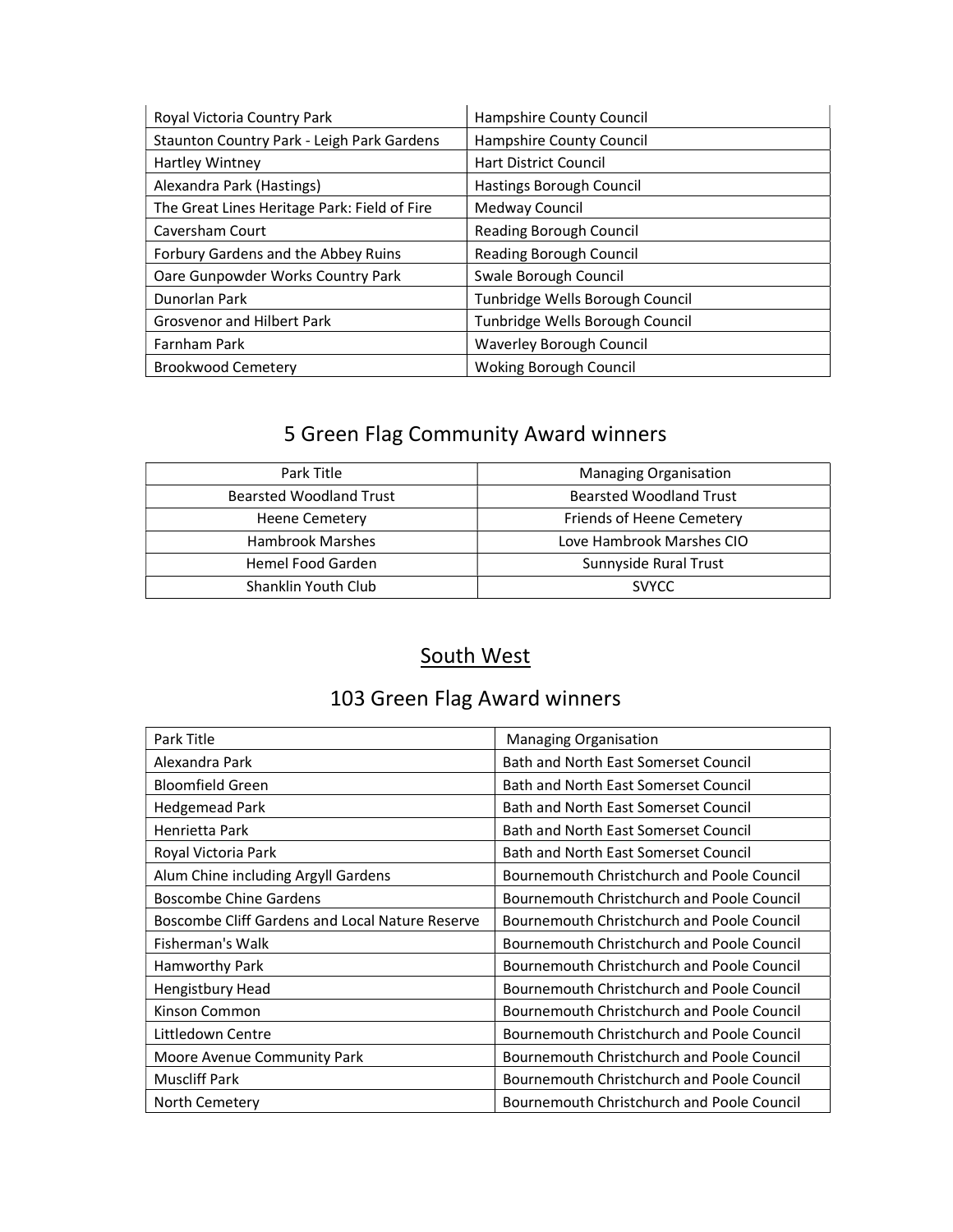| | |
|---|---|
| Royal Victoria Country Park | Hampshire County Council |
| Staunton Country Park - Leigh Park Gardens | Hampshire County Council |
| Hartley Wintney | Hart District Council |
| Alexandra Park (Hastings) | Hastings Borough Council |
| The Great Lines Heritage Park: Field of Fire | Medway Council |
| Caversham Court | Reading Borough Council |
| Forbury Gardens and the Abbey Ruins | Reading Borough Council |
| Oare Gunpowder Works Country Park | Swale Borough Council |
| Dunorlan Park | Tunbridge Wells Borough Council |
| Grosvenor and Hilbert Park | Tunbridge Wells Borough Council |
| Farnham Park | Waverley Borough Council |
| Brookwood Cemetery | Woking Borough Council |

## 5 Green Flag Community Award winners

| Park Title | Managing Organisation |
|---|---|
| Bearsted Woodland Trust | Bearsted Woodland Trust |
| Heene Cemetery | Friends of Heene Cemetery |
| Hambrook Marshes | Love Hambrook Marshes CIO |
| Hemel Food Garden | Sunnyside Rural Trust |
| Shanklin Youth Club | SVYCC |

# South West

## 103 Green Flag Award winners

| Park Title | Managing Organisation |
|---|---|
| Alexandra Park | Bath and North East Somerset Council |
| Bloomfield Green | Bath and North East Somerset Council |
| Hedgemead Park | Bath and North East Somerset Council |
| Henrietta Park | Bath and North East Somerset Council |
| Royal Victoria Park | Bath and North East Somerset Council |
| Alum Chine including Argyll Gardens | Bournemouth Christchurch and Poole Council |
| Boscombe Chine Gardens | Bournemouth Christchurch and Poole Council |
| Boscombe Cliff Gardens and Local Nature Reserve | Bournemouth Christchurch and Poole Council |
| Fisherman's Walk | Bournemouth Christchurch and Poole Council |
| Hamworthy Park | Bournemouth Christchurch and Poole Council |
| Hengistbury Head | Bournemouth Christchurch and Poole Council |
| Kinson Common | Bournemouth Christchurch and Poole Council |
| Littledown Centre | Bournemouth Christchurch and Poole Council |
| Moore Avenue Community Park | Bournemouth Christchurch and Poole Council |
| Muscliff Park | Bournemouth Christchurch and Poole Council |
| North Cemetery | Bournemouth Christchurch and Poole Council |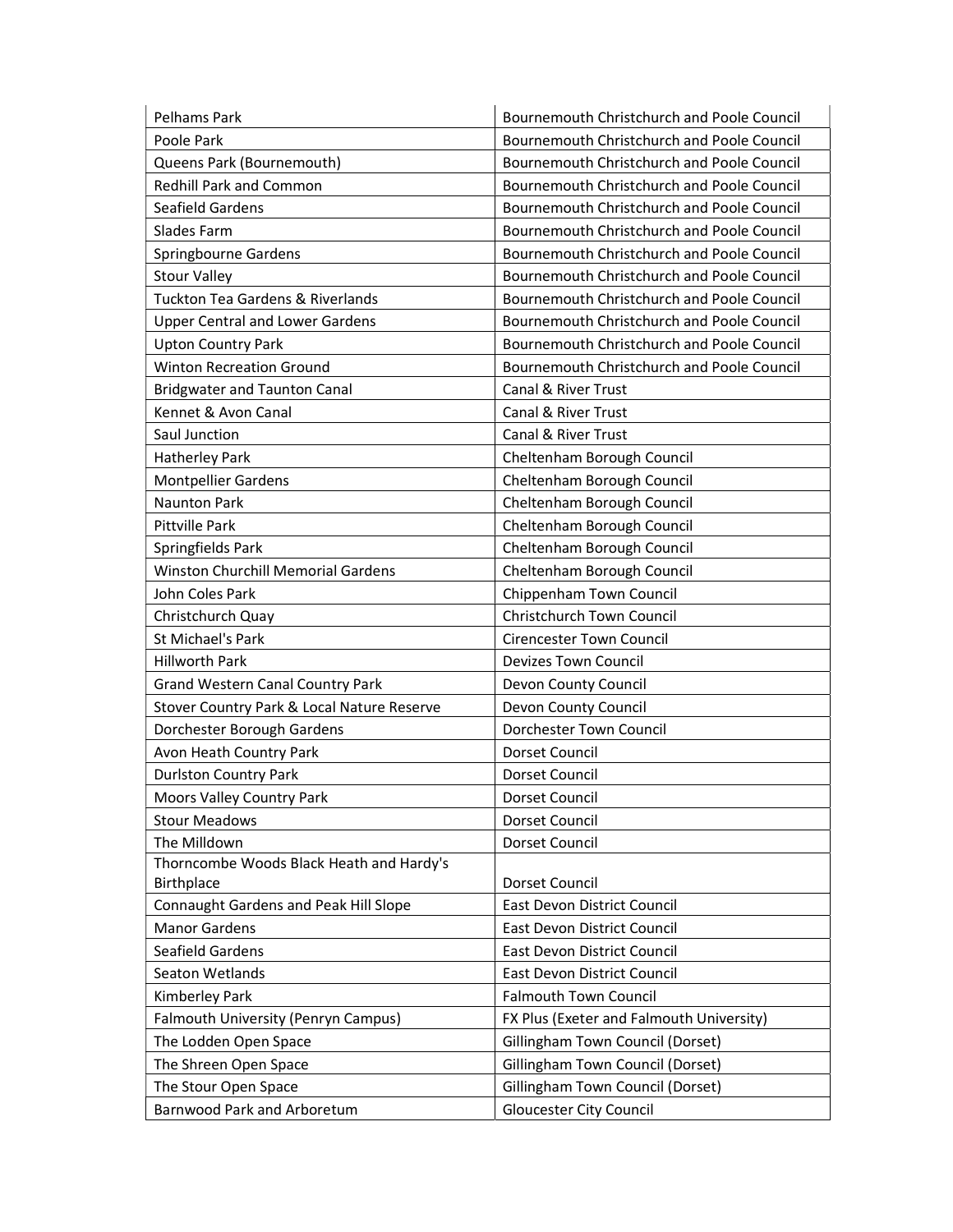| Pelhams Park | Bournemouth Christchurch and Poole Council |
|---|---|
| Poole Park | Bournemouth Christchurch and Poole Council |
| Queens Park (Bournemouth) | Bournemouth Christchurch and Poole Council |
| Redhill Park and Common | Bournemouth Christchurch and Poole Council |
| Seafield Gardens | Bournemouth Christchurch and Poole Council |
| Slades Farm | Bournemouth Christchurch and Poole Council |
| Springbourne Gardens | Bournemouth Christchurch and Poole Council |
| Stour Valley | Bournemouth Christchurch and Poole Council |
| Tuckton Tea Gardens & Riverlands | Bournemouth Christchurch and Poole Council |
| Upper Central and Lower Gardens | Bournemouth Christchurch and Poole Council |
| Upton Country Park | Bournemouth Christchurch and Poole Council |
| Winton Recreation Ground | Bournemouth Christchurch and Poole Council |
| Bridgwater and Taunton Canal | Canal & River Trust |
| Kennet & Avon Canal | Canal & River Trust |
| Saul Junction | Canal & River Trust |
| Hatherley Park | Cheltenham Borough Council |
| Montpellier Gardens | Cheltenham Borough Council |
| Naunton Park | Cheltenham Borough Council |
| Pittville Park | Cheltenham Borough Council |
| Springfields Park | Cheltenham Borough Council |
| Winston Churchill Memorial Gardens | Cheltenham Borough Council |
| John Coles Park | Chippenham Town Council |
| Christchurch Quay | Christchurch Town Council |
| St Michael's Park | Cirencester Town Council |
| Hillworth Park | Devizes Town Council |
| Grand Western Canal Country Park | Devon County Council |
| Stover Country Park & Local Nature Reserve | Devon County Council |
| Dorchester Borough Gardens | Dorchester Town Council |
| Avon Heath Country Park | Dorset Council |
| Durlston Country Park | Dorset Council |
| Moors Valley Country Park | Dorset Council |
| Stour Meadows | Dorset Council |
| The Milldown | Dorset Council |
| Thorncombe Woods Black Heath and Hardy's Birthplace | Dorset Council |
| Connaught Gardens and Peak Hill Slope | East Devon District Council |
| Manor Gardens | East Devon District Council |
| Seafield Gardens | East Devon District Council |
| Seaton Wetlands | East Devon District Council |
| Kimberley Park | Falmouth Town Council |
| Falmouth University (Penryn Campus) | FX Plus (Exeter and Falmouth University) |
| The Lodden Open Space | Gillingham Town Council (Dorset) |
| The Shreen Open Space | Gillingham Town Council (Dorset) |
| The Stour Open Space | Gillingham Town Council (Dorset) |
| Barnwood Park and Arboretum | Gloucester City Council |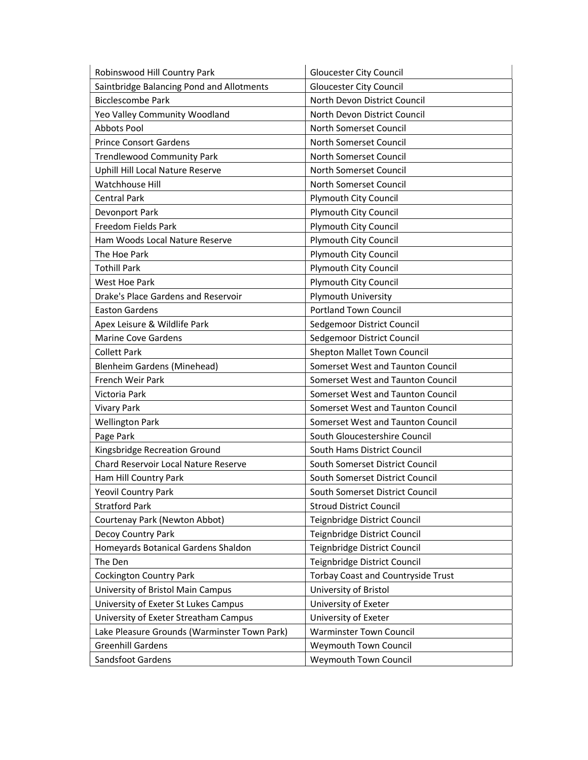| Robinswood Hill Country Park | Gloucester City Council |
|---|---|
| Saintbridge Balancing Pond and Allotments | Gloucester City Council |
| Bicclescombe Park | North Devon District Council |
| Yeo Valley Community Woodland | North Devon District Council |
| Abbots Pool | North Somerset Council |
| Prince Consort Gardens | North Somerset Council |
| Trendlewood Community Park | North Somerset Council |
| Uphill Hill Local Nature Reserve | North Somerset Council |
| Watchhouse Hill | North Somerset Council |
| Central Park | Plymouth City Council |
| Devonport Park | Plymouth City Council |
| Freedom Fields Park | Plymouth City Council |
| Ham Woods Local Nature Reserve | Plymouth City Council |
| The Hoe Park | Plymouth City Council |
| Tothill Park | Plymouth City Council |
| West Hoe Park | Plymouth City Council |
| Drake's Place Gardens and Reservoir | Plymouth University |
| Easton Gardens | Portland Town Council |
| Apex Leisure & Wildlife Park | Sedgemoor District Council |
| Marine Cove Gardens | Sedgemoor District Council |
| Collett Park | Shepton Mallet Town Council |
| Blenheim Gardens (Minehead) | Somerset West and Taunton Council |
| French Weir Park | Somerset West and Taunton Council |
| Victoria Park | Somerset West and Taunton Council |
| Vivary Park | Somerset West and Taunton Council |
| Wellington Park | Somerset West and Taunton Council |
| Page Park | South Gloucestershire Council |
| Kingsbridge Recreation Ground | South Hams District Council |
| Chard Reservoir Local Nature Reserve | South Somerset District Council |
| Ham Hill Country Park | South Somerset District Council |
| Yeovil Country Park | South Somerset District Council |
| Stratford Park | Stroud District Council |
| Courtenay Park (Newton Abbot) | Teignbridge District Council |
| Decoy Country Park | Teignbridge District Council |
| Homeyards Botanical Gardens Shaldon | Teignbridge District Council |
| The Den | Teignbridge District Council |
| Cockington Country Park | Torbay Coast and Countryside Trust |
| University of Bristol Main Campus | University of Bristol |
| University of Exeter St Lukes Campus | University of Exeter |
| University of Exeter Streatham Campus | University of Exeter |
| Lake Pleasure Grounds (Warminster Town Park) | Warminster Town Council |
| Greenhill Gardens | Weymouth Town Council |
| Sandsfoot Gardens | Weymouth Town Council |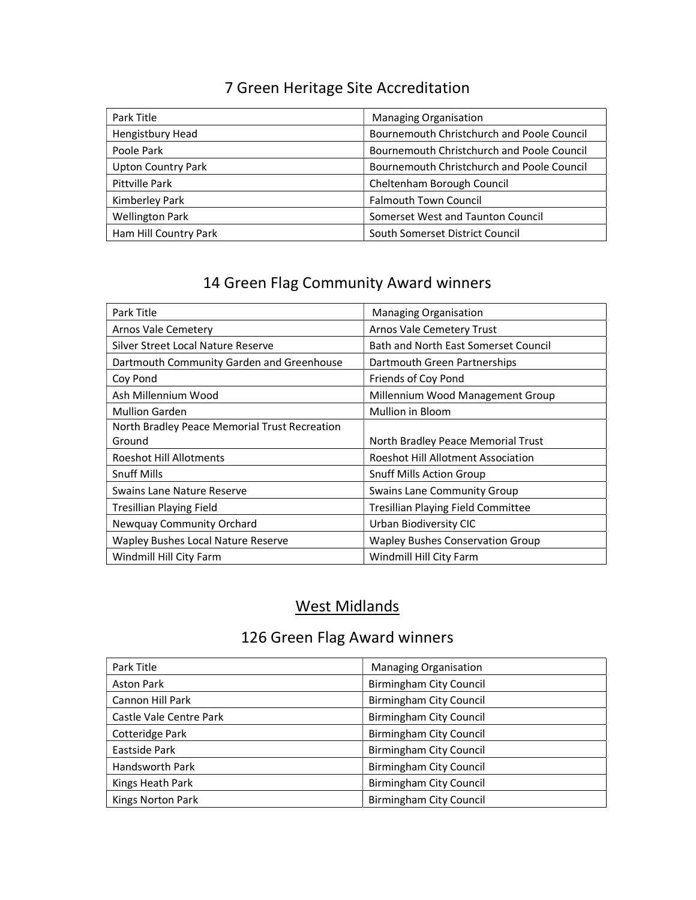## 7 Green Heritage Site Accreditation

| Park Title | Managing Organisation |
|---|---|
| Hengistbury Head | Bournemouth Christchurch and Poole Council |
| Poole Park | Bournemouth Christchurch and Poole Council |
| Upton Country Park | Bournemouth Christchurch and Poole Council |
| Pittville Park | Cheltenham Borough Council |
| Kimberley Park | Falmouth Town Council |
| Wellington Park | Somerset West and Taunton Council |
| Ham Hill Country Park | South Somerset District Council |

## 14 Green Flag Community Award winners

| Park Title | Managing Organisation |
|---|---|
| Arnos Vale Cemetery | Arnos Vale Cemetery Trust |
| Silver Street Local Nature Reserve | Bath and North East Somerset Council |
| Dartmouth Community Garden and Greenhouse | Dartmouth Green Partnerships |
| Coy Pond | Friends of Coy Pond |
| Ash Millennium Wood | Millennium Wood Management Group |
| Mullion Garden | Mullion in Bloom |
| North Bradley Peace Memorial Trust Recreation Ground | North Bradley Peace Memorial Trust |
| Roeshot Hill Allotments | Roeshot Hill Allotment Association |
| Snuff Mills | Snuff Mills Action Group |
| Swains Lane Nature Reserve | Swains Lane Community Group |
| Tresillian Playing Field | Tresillian Playing Field Committee |
| Newquay Community Orchard | Urban Biodiversity CIC |
| Wapley Bushes Local Nature Reserve | Wapley Bushes Conservation Group |
| Windmill Hill City Farm | Windmill Hill City Farm |

# West Midlands

## 126 Green Flag Award winners

| Park Title | Managing Organisation |
|---|---|
| Aston Park | Birmingham City Council |
| Cannon Hill Park | Birmingham City Council |
| Castle Vale Centre Park | Birmingham City Council |
| Cotteridge Park | Birmingham City Council |
| Eastside Park | Birmingham City Council |
| Handsworth Park | Birmingham City Council |
| Kings Heath Park | Birmingham City Council |
| Kings Norton Park | Birmingham City Council |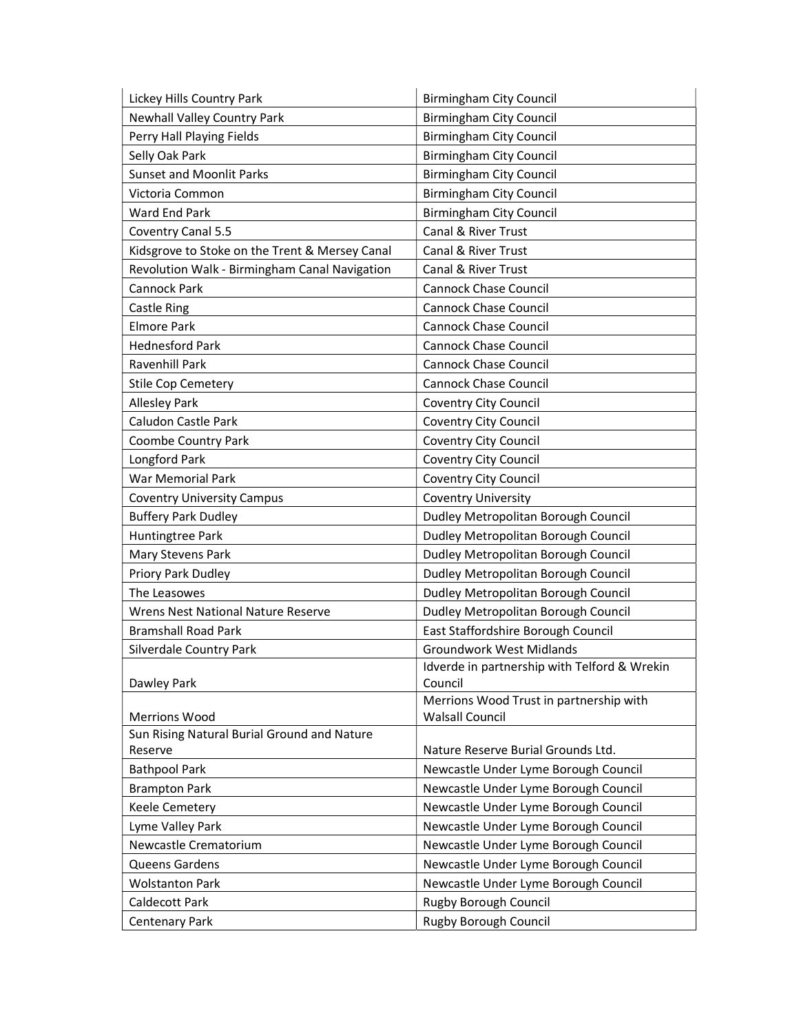| | |
|---|---|
| Lickey Hills Country Park | Birmingham City Council |
| Newhall Valley Country Park | Birmingham City Council |
| Perry Hall Playing Fields | Birmingham City Council |
| Selly Oak Park | Birmingham City Council |
| Sunset and Moonlit Parks | Birmingham City Council |
| Victoria Common | Birmingham City Council |
| Ward End Park | Birmingham City Council |
| Coventry Canal 5.5 | Canal & River Trust |
| Kidsgrove to Stoke on the Trent & Mersey Canal | Canal & River Trust |
| Revolution Walk - Birmingham Canal Navigation | Canal & River Trust |
| Cannock Park | Cannock Chase Council |
| Castle Ring | Cannock Chase Council |
| Elmore Park | Cannock Chase Council |
| Hednesford Park | Cannock Chase Council |
| Ravenhill Park | Cannock Chase Council |
| Stile Cop Cemetery | Cannock Chase Council |
| Allesley Park | Coventry City Council |
| Caludon Castle Park | Coventry City Council |
| Coombe Country Park | Coventry City Council |
| Longford Park | Coventry City Council |
| War Memorial Park | Coventry City Council |
| Coventry University Campus | Coventry University |
| Buffery Park Dudley | Dudley Metropolitan Borough Council |
| Huntingtree Park | Dudley Metropolitan Borough Council |
| Mary Stevens Park | Dudley Metropolitan Borough Council |
| Priory Park Dudley | Dudley Metropolitan Borough Council |
| The Leasowes | Dudley Metropolitan Borough Council |
| Wrens Nest National Nature Reserve | Dudley Metropolitan Borough Council |
| Bramshall Road Park | East Staffordshire Borough Council |
| Silverdale Country Park | Groundwork West Midlands |
| Dawley Park | Idverde in partnership with Telford & Wrekin Council |
| Merrions Wood | Merrions Wood Trust in partnership with Walsall Council |
| Sun Rising Natural Burial Ground and Nature Reserve | Nature Reserve Burial Grounds Ltd. |
| Bathpool Park | Newcastle Under Lyme Borough Council |
| Brampton Park | Newcastle Under Lyme Borough Council |
| Keele Cemetery | Newcastle Under Lyme Borough Council |
| Lyme Valley Park | Newcastle Under Lyme Borough Council |
| Newcastle Crematorium | Newcastle Under Lyme Borough Council |
| Queens Gardens | Newcastle Under Lyme Borough Council |
| Wolstanton Park | Newcastle Under Lyme Borough Council |
| Caldecott Park | Rugby Borough Council |
| Centenary Park | Rugby Borough Council |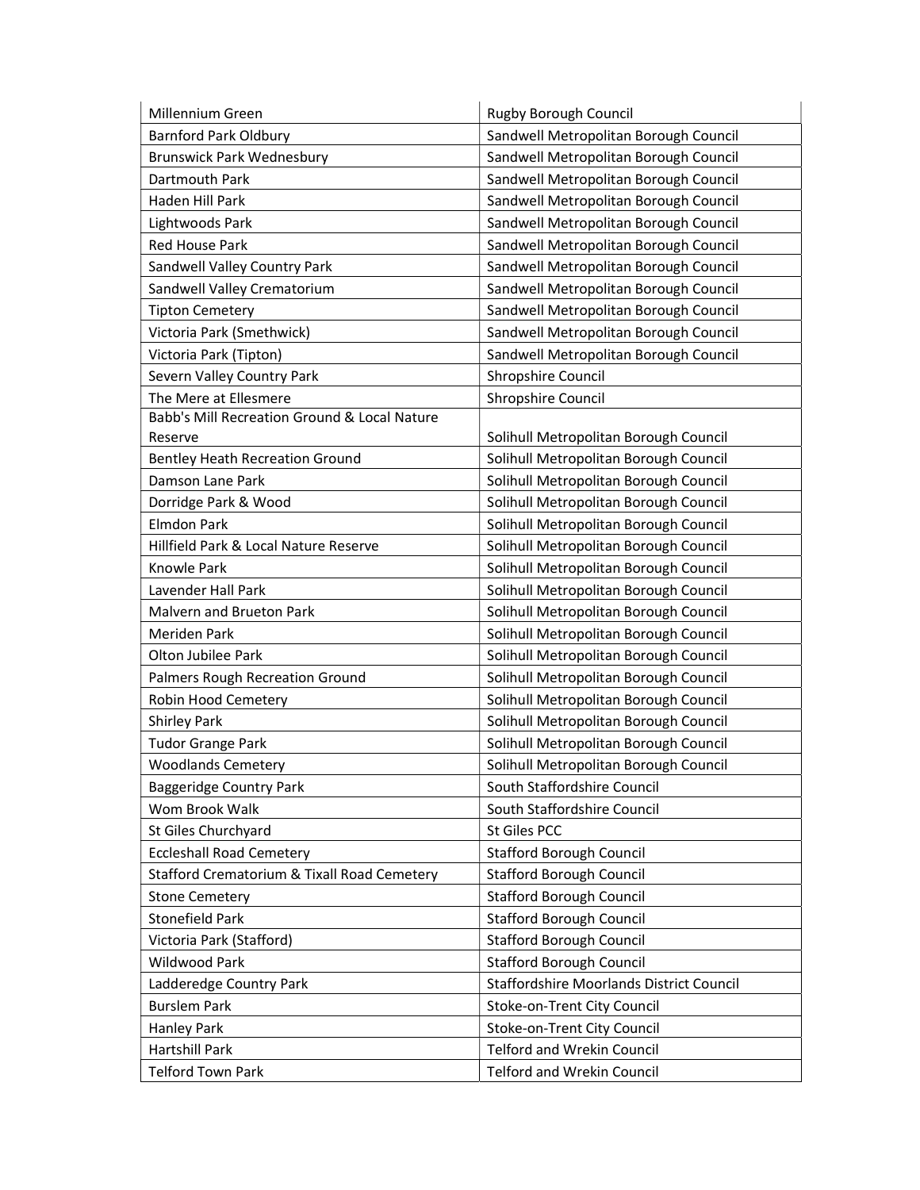| | |
|---|---|
| Millennium Green | Rugby Borough Council |
| Barnford Park Oldbury | Sandwell Metropolitan Borough Council |
| Brunswick Park Wednesbury | Sandwell Metropolitan Borough Council |
| Dartmouth Park | Sandwell Metropolitan Borough Council |
| Haden Hill Park | Sandwell Metropolitan Borough Council |
| Lightwoods Park | Sandwell Metropolitan Borough Council |
| Red House Park | Sandwell Metropolitan Borough Council |
| Sandwell Valley Country Park | Sandwell Metropolitan Borough Council |
| Sandwell Valley Crematorium | Sandwell Metropolitan Borough Council |
| Tipton Cemetery | Sandwell Metropolitan Borough Council |
| Victoria Park (Smethwick) | Sandwell Metropolitan Borough Council |
| Victoria Park (Tipton) | Sandwell Metropolitan Borough Council |
| Severn Valley Country Park | Shropshire Council |
| The Mere at Ellesmere | Shropshire Council |
| Babb's Mill Recreation Ground & Local Nature Reserve | Solihull Metropolitan Borough Council |
| Bentley Heath Recreation Ground | Solihull Metropolitan Borough Council |
| Damson Lane Park | Solihull Metropolitan Borough Council |
| Dorridge Park & Wood | Solihull Metropolitan Borough Council |
| Elmdon Park | Solihull Metropolitan Borough Council |
| Hillfield Park & Local Nature Reserve | Solihull Metropolitan Borough Council |
| Knowle Park | Solihull Metropolitan Borough Council |
| Lavender Hall Park | Solihull Metropolitan Borough Council |
| Malvern and Brueton Park | Solihull Metropolitan Borough Council |
| Meriden Park | Solihull Metropolitan Borough Council |
| Olton Jubilee Park | Solihull Metropolitan Borough Council |
| Palmers Rough Recreation Ground | Solihull Metropolitan Borough Council |
| Robin Hood Cemetery | Solihull Metropolitan Borough Council |
| Shirley Park | Solihull Metropolitan Borough Council |
| Tudor Grange Park | Solihull Metropolitan Borough Council |
| Woodlands Cemetery | Solihull Metropolitan Borough Council |
| Baggeridge Country Park | South Staffordshire Council |
| Wom Brook Walk | South Staffordshire Council |
| St Giles Churchyard | St Giles PCC |
| Eccleshall Road Cemetery | Stafford Borough Council |
| Stafford Crematorium & Tixall Road Cemetery | Stafford Borough Council |
| Stone Cemetery | Stafford Borough Council |
| Stonefield Park | Stafford Borough Council |
| Victoria Park (Stafford) | Stafford Borough Council |
| Wildwood Park | Stafford Borough Council |
| Ladderedge Country Park | Staffordshire Moorlands District Council |
| Burslem Park | Stoke-on-Trent City Council |
| Hanley Park | Stoke-on-Trent City Council |
| Hartshill Park | Telford and Wrekin Council |
| Telford Town Park | Telford and Wrekin Council |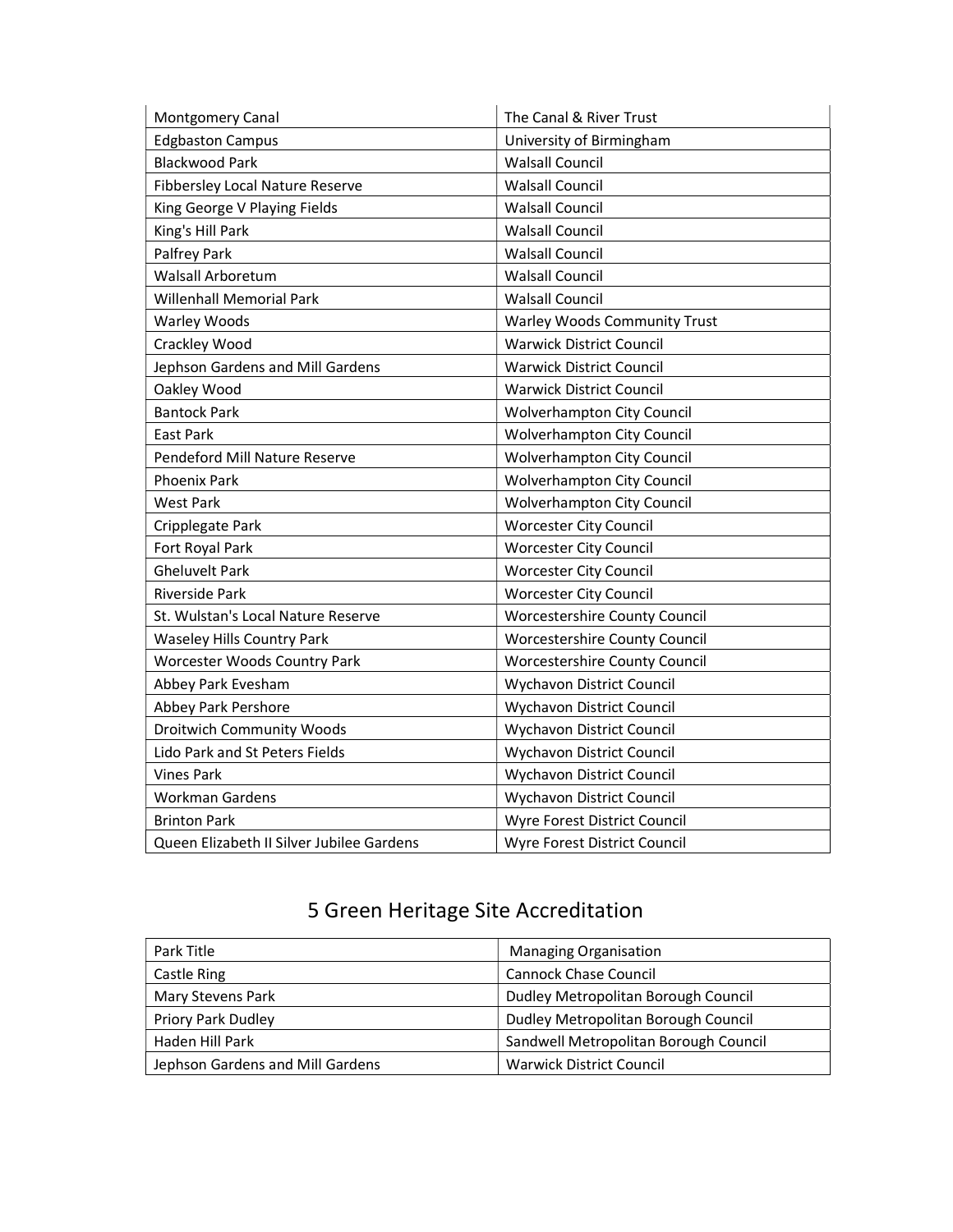| | |
|---|---|
| Montgomery Canal | The Canal & River Trust |
| Edgbaston Campus | University of Birmingham |
| Blackwood Park | Walsall Council |
| Fibbersley Local Nature Reserve | Walsall Council |
| King George V Playing Fields | Walsall Council |
| King's Hill Park | Walsall Council |
| Palfrey Park | Walsall Council |
| Walsall Arboretum | Walsall Council |
| Willenhall Memorial Park | Walsall Council |
| Warley Woods | Warley Woods Community Trust |
| Crackley Wood | Warwick District Council |
| Jephson Gardens and Mill Gardens | Warwick District Council |
| Oakley Wood | Warwick District Council |
| Bantock Park | Wolverhampton City Council |
| East Park | Wolverhampton City Council |
| Pendeford Mill Nature Reserve | Wolverhampton City Council |
| Phoenix Park | Wolverhampton City Council |
| West Park | Wolverhampton City Council |
| Cripplegate Park | Worcester City Council |
| Fort Royal Park | Worcester City Council |
| Gheluvelt Park | Worcester City Council |
| Riverside Park | Worcester City Council |
| St. Wulstan's Local Nature Reserve | Worcestershire County Council |
| Waseley Hills Country Park | Worcestershire County Council |
| Worcester Woods Country Park | Worcestershire County Council |
| Abbey Park Evesham | Wychavon District Council |
| Abbey Park Pershore | Wychavon District Council |
| Droitwich Community Woods | Wychavon District Council |
| Lido Park and St Peters Fields | Wychavon District Council |
| Vines Park | Wychavon District Council |
| Workman Gardens | Wychavon District Council |
| Brinton Park | Wyre Forest District Council |
| Queen Elizabeth II Silver Jubilee Gardens | Wyre Forest District Council |

## 5 Green Heritage Site Accreditation

| Park Title | Managing Organisation |
|---|---|
| Castle Ring | Cannock Chase Council |
| Mary Stevens Park | Dudley Metropolitan Borough Council |
| Priory Park Dudley | Dudley Metropolitan Borough Council |
| Haden Hill Park | Sandwell Metropolitan Borough Council |
| Jephson Gardens and Mill Gardens | Warwick District Council |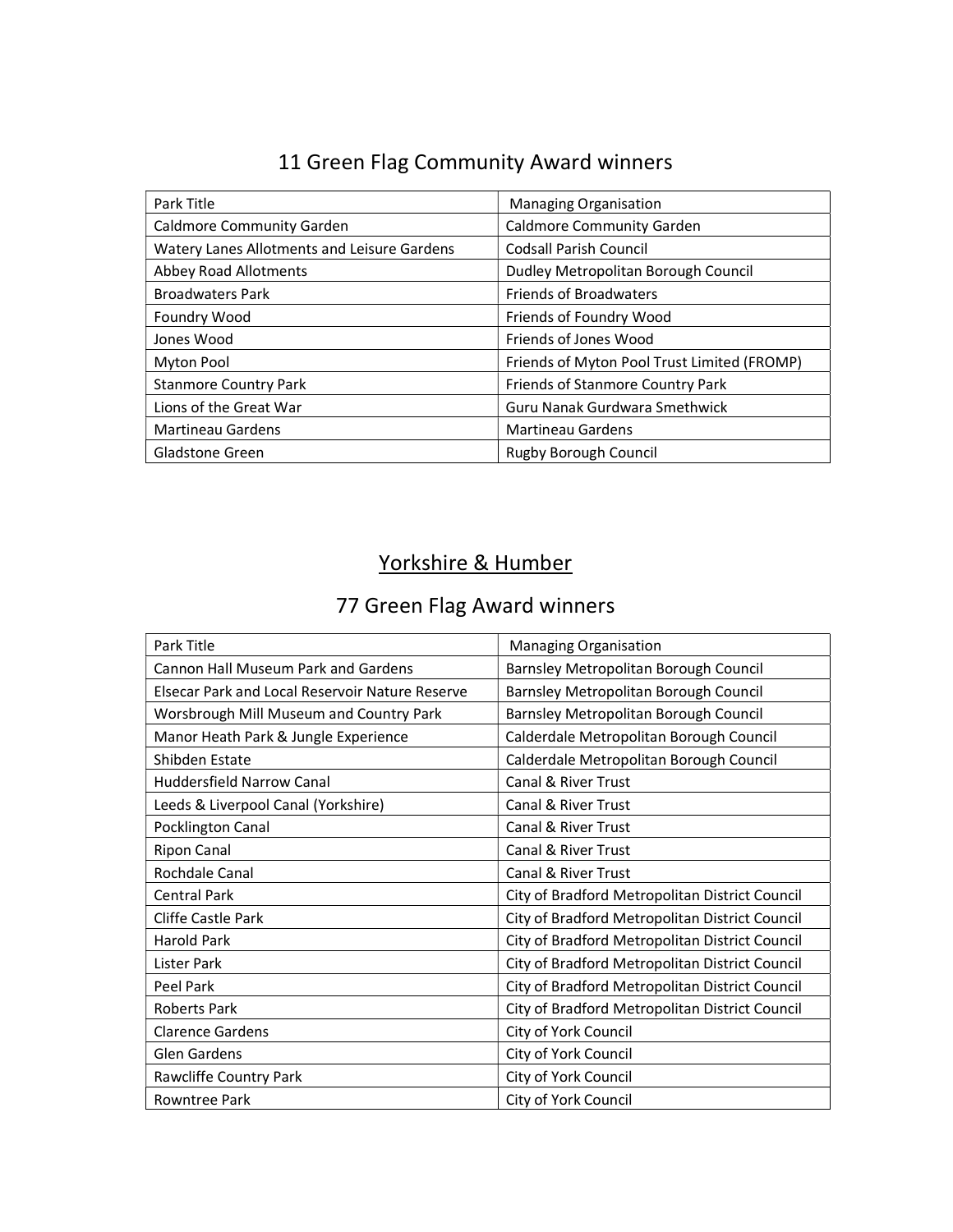## 11 Green Flag Community Award winners

| Park Title | Managing Organisation |
|---|---|
| Caldmore Community Garden | Caldmore Community Garden |
| Watery Lanes Allotments and Leisure Gardens | Codsall Parish Council |
| Abbey Road Allotments | Dudley Metropolitan Borough Council |
| Broadwaters Park | Friends of Broadwaters |
| Foundry Wood | Friends of Foundry Wood |
| Jones Wood | Friends of Jones Wood |
| Myton Pool | Friends of Myton Pool Trust Limited (FROMP) |
| Stanmore Country Park | Friends of Stanmore Country Park |
| Lions of the Great War | Guru Nanak Gurdwara Smethwick |
| Martineau Gardens | Martineau Gardens |
| Gladstone Green | Rugby Borough Council |

# Yorkshire & Humber

## 77 Green Flag Award winners

| Park Title | Managing Organisation |
|---|---|
| Cannon Hall Museum Park and Gardens | Barnsley Metropolitan Borough Council |
| Elsecar Park and Local Reservoir Nature Reserve | Barnsley Metropolitan Borough Council |
| Worsbrough Mill Museum and Country Park | Barnsley Metropolitan Borough Council |
| Manor Heath Park & Jungle Experience | Calderdale Metropolitan Borough Council |
| Shibden Estate | Calderdale Metropolitan Borough Council |
| Huddersfield Narrow Canal | Canal & River Trust |
| Leeds & Liverpool Canal (Yorkshire) | Canal & River Trust |
| Pocklington Canal | Canal & River Trust |
| Ripon Canal | Canal & River Trust |
| Rochdale Canal | Canal & River Trust |
| Central Park | City of Bradford Metropolitan District Council |
| Cliffe Castle Park | City of Bradford Metropolitan District Council |
| Harold Park | City of Bradford Metropolitan District Council |
| Lister Park | City of Bradford Metropolitan District Council |
| Peel Park | City of Bradford Metropolitan District Council |
| Roberts Park | City of Bradford Metropolitan District Council |
| Clarence Gardens | City of York Council |
| Glen Gardens | City of York Council |
| Rawcliffe Country Park | City of York Council |
| Rowntree Park | City of York Council |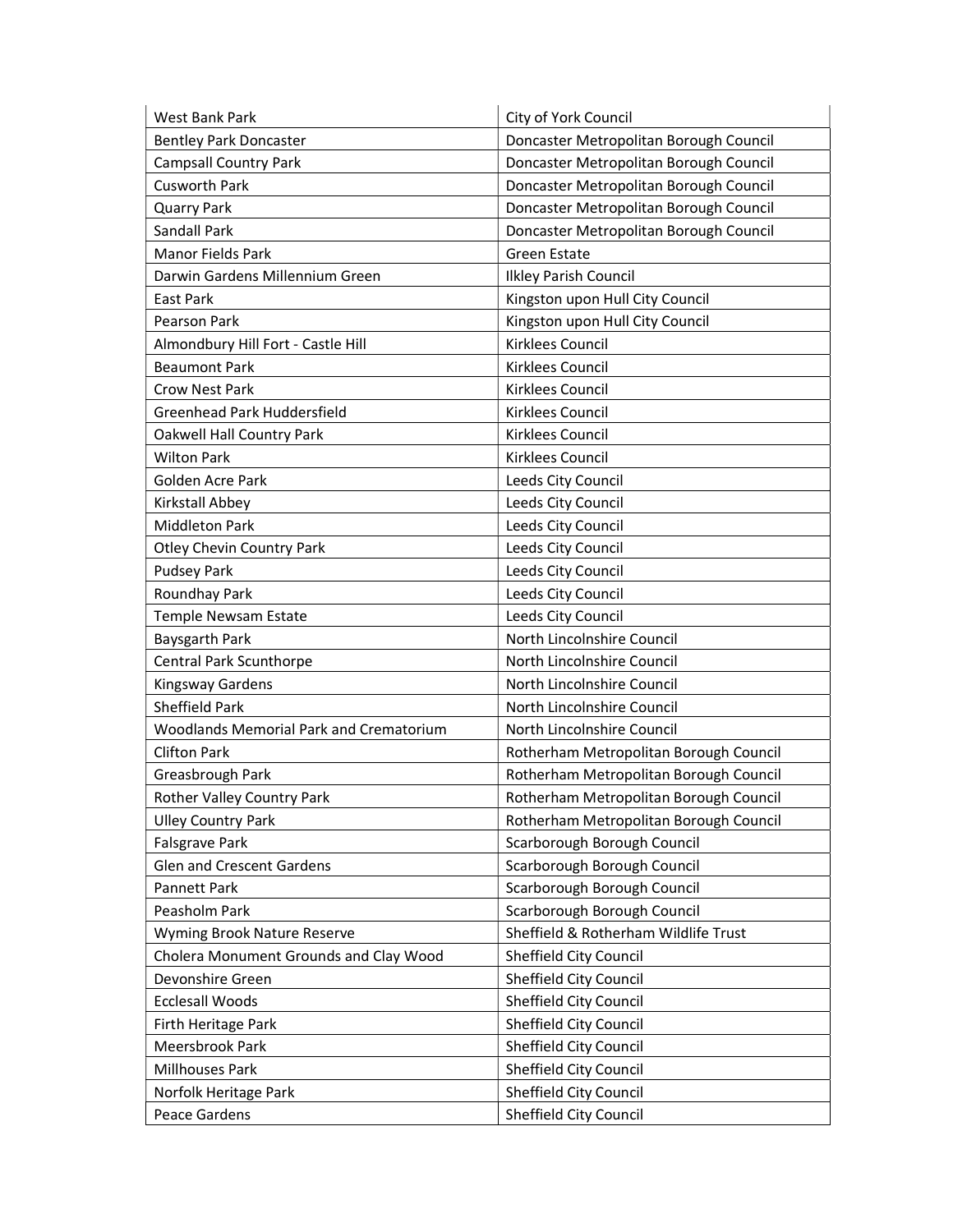| | |
|---|---|
| West Bank Park | City of York Council |
| Bentley Park Doncaster | Doncaster Metropolitan Borough Council |
| Campsall Country Park | Doncaster Metropolitan Borough Council |
| Cusworth Park | Doncaster Metropolitan Borough Council |
| Quarry Park | Doncaster Metropolitan Borough Council |
| Sandall Park | Doncaster Metropolitan Borough Council |
| Manor Fields Park | Green Estate |
| Darwin Gardens Millennium Green | Ilkley Parish Council |
| East Park | Kingston upon Hull City Council |
| Pearson Park | Kingston upon Hull City Council |
| Almondbury Hill Fort - Castle Hill | Kirklees Council |
| Beaumont Park | Kirklees Council |
| Crow Nest Park | Kirklees Council |
| Greenhead Park Huddersfield | Kirklees Council |
| Oakwell Hall Country Park | Kirklees Council |
| Wilton Park | Kirklees Council |
| Golden Acre Park | Leeds City Council |
| Kirkstall Abbey | Leeds City Council |
| Middleton Park | Leeds City Council |
| Otley Chevin Country Park | Leeds City Council |
| Pudsey Park | Leeds City Council |
| Roundhay Park | Leeds City Council |
| Temple Newsam Estate | Leeds City Council |
| Baysgarth Park | North Lincolnshire Council |
| Central Park Scunthorpe | North Lincolnshire Council |
| Kingsway Gardens | North Lincolnshire Council |
| Sheffield Park | North Lincolnshire Council |
| Woodlands Memorial Park and Crematorium | North Lincolnshire Council |
| Clifton Park | Rotherham Metropolitan Borough Council |
| Greasbrough Park | Rotherham Metropolitan Borough Council |
| Rother Valley Country Park | Rotherham Metropolitan Borough Council |
| Ulley Country Park | Rotherham Metropolitan Borough Council |
| Falsgrave Park | Scarborough Borough Council |
| Glen and Crescent Gardens | Scarborough Borough Council |
| Pannett Park | Scarborough Borough Council |
| Peasholm Park | Scarborough Borough Council |
| Wyming Brook Nature Reserve | Sheffield & Rotherham Wildlife Trust |
| Cholera Monument Grounds and Clay Wood | Sheffield City Council |
| Devonshire Green | Sheffield City Council |
| Ecclesall Woods | Sheffield City Council |
| Firth Heritage Park | Sheffield City Council |
| Meersbrook Park | Sheffield City Council |
| Millhouses Park | Sheffield City Council |
| Norfolk Heritage Park | Sheffield City Council |
| Peace Gardens | Sheffield City Council |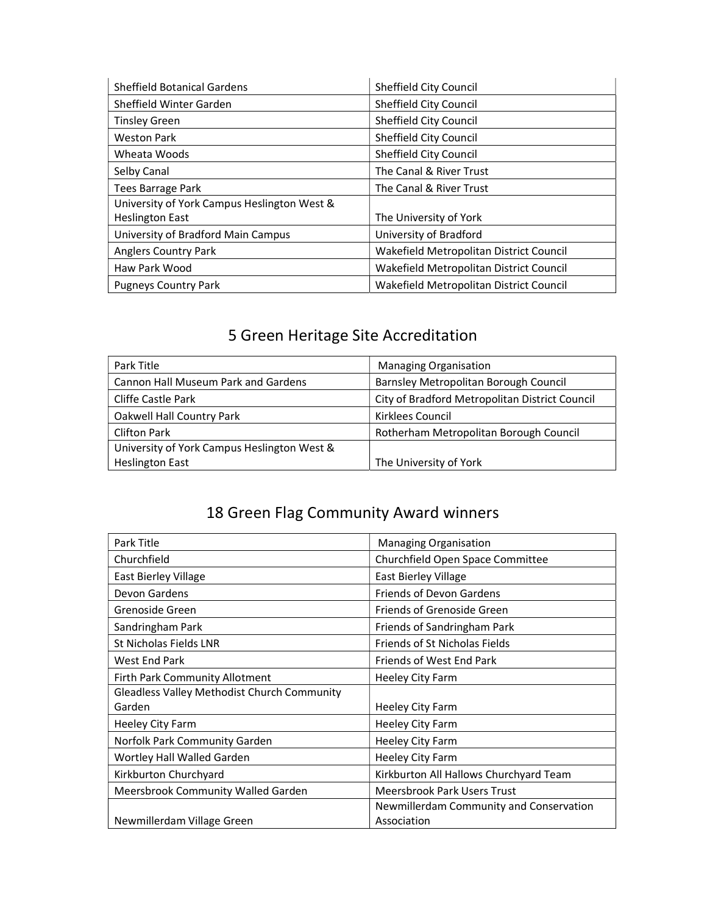| | |
|---|---|
| Sheffield Botanical Gardens | Sheffield City Council |
| Sheffield Winter Garden | Sheffield City Council |
| Tinsley Green | Sheffield City Council |
| Weston Park | Sheffield City Council |
| Wheata Woods | Sheffield City Council |
| Selby Canal | The Canal & River Trust |
| Tees Barrage Park | The Canal & River Trust |
| University of York Campus Heslington West & Heslington East | The University of York |
| University of Bradford Main Campus | University of Bradford |
| Anglers Country Park | Wakefield Metropolitan District Council |
| Haw Park Wood | Wakefield Metropolitan District Council |
| Pugneys Country Park | Wakefield Metropolitan District Council |

## 5 Green Heritage Site Accreditation

| Park Title | Managing Organisation |
|---|---|
| Cannon Hall Museum Park and Gardens | Barnsley Metropolitan Borough Council |
| Cliffe Castle Park | City of Bradford Metropolitan District Council |
| Oakwell Hall Country Park | Kirklees Council |
| Clifton Park | Rotherham Metropolitan Borough Council |
| University of York Campus Heslington West & Heslington East | The University of York |

## 18 Green Flag Community Award winners

| Park Title | Managing Organisation |
|---|---|
| Churchfield | Churchfield Open Space Committee |
| East Bierley Village | East Bierley Village |
| Devon Gardens | Friends of Devon Gardens |
| Grenoside Green | Friends of Grenoside Green |
| Sandringham Park | Friends of Sandringham Park |
| St Nicholas Fields LNR | Friends of St Nicholas Fields |
| West End Park | Friends of West End Park |
| Firth Park Community Allotment | Heeley City Farm |
| Gleadless Valley Methodist Church Community Garden | Heeley City Farm |
| Heeley City Farm | Heeley City Farm |
| Norfolk Park Community Garden | Heeley City Farm |
| Wortley Hall Walled Garden | Heeley City Farm |
| Kirkburton Churchyard | Kirkburton All Hallows Churchyard Team |
| Meersbrook Community Walled Garden | Meersbrook Park Users Trust |
| Newmillerdam Village Green | Newmillerdam Community and Conservation Association |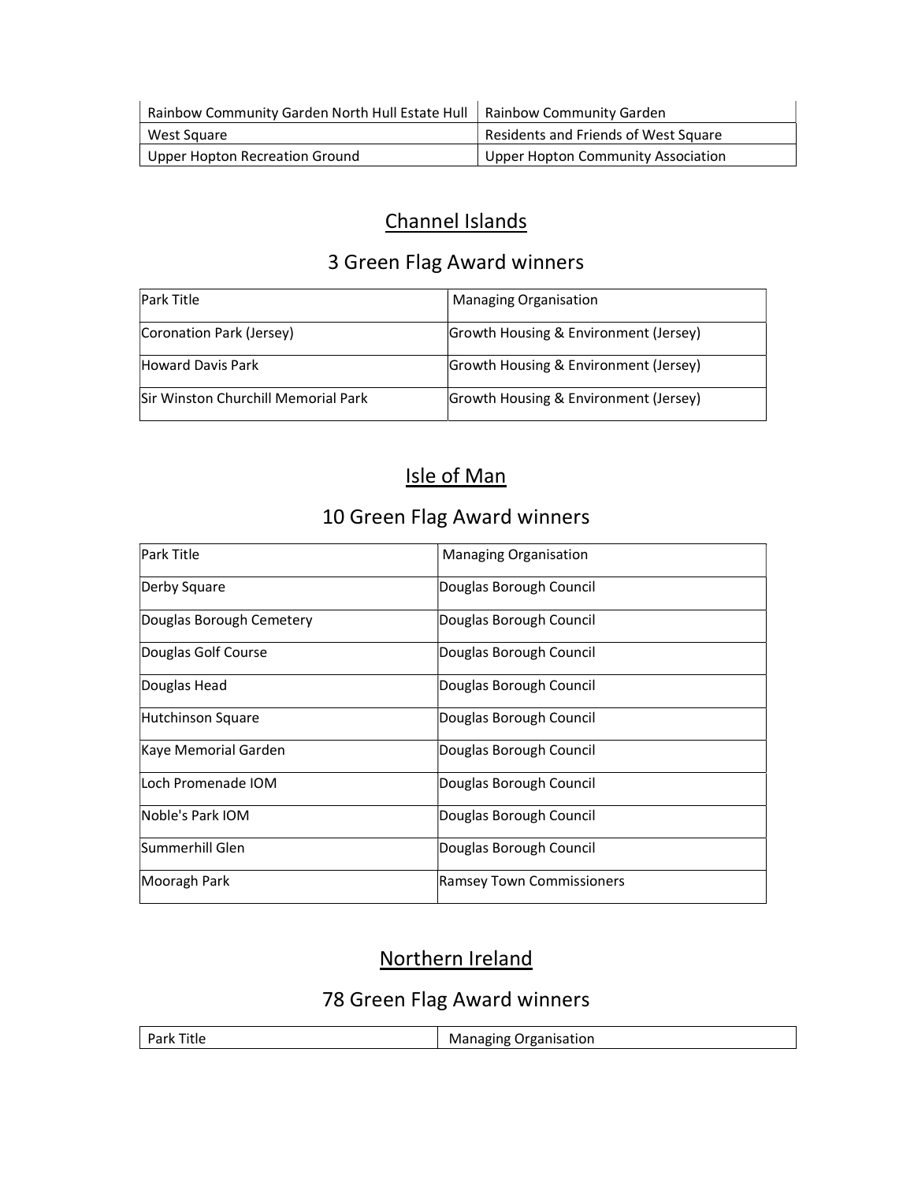| Rainbow Community Garden North Hull Estate Hull | Rainbow Community Garden |
|---|---|
| West Square | Residents and Friends of West Square |
| Upper Hopton Recreation Ground | Upper Hopton Community Association |

## Channel Islands

## 3 Green Flag Award winners

| Park Title | Managing Organisation |
|---|---|
| Coronation Park (Jersey) | Growth Housing & Environment (Jersey) |
| Howard Davis Park | Growth Housing & Environment (Jersey) |
| Sir Winston Churchill Memorial Park | Growth Housing & Environment (Jersey) |

## Isle of Man

## 10 Green Flag Award winners

| Park Title | Managing Organisation |
|---|---|
| Derby Square | Douglas Borough Council |
| Douglas Borough Cemetery | Douglas Borough Council |
| Douglas Golf Course | Douglas Borough Council |
| Douglas Head | Douglas Borough Council |
| Hutchinson Square | Douglas Borough Council |
| Kaye Memorial Garden | Douglas Borough Council |
| Loch Promenade IOM | Douglas Borough Council |
| Noble's Park IOM | Douglas Borough Council |
| Summerhill Glen | Douglas Borough Council |
| Mooragh Park | Ramsey Town Commissioners |

## Northern Ireland

## 78 Green Flag Award winners

| Park Title | Managing Organisation |
|---|---|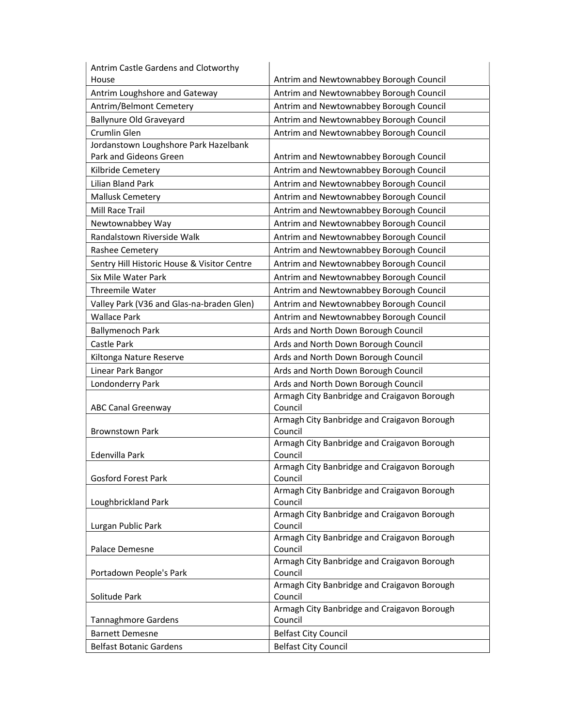| | |
|---|---|
| Antrim Castle Gardens and Clotworthy House | Antrim and Newtownabbey Borough Council |
| Antrim Loughshore and Gateway | Antrim and Newtownabbey Borough Council |
| Antrim/Belmont Cemetery | Antrim and Newtownabbey Borough Council |
| Ballynure Old Graveyard | Antrim and Newtownabbey Borough Council |
| Crumlin Glen | Antrim and Newtownabbey Borough Council |
| Jordanstown Loughshore Park Hazelbank Park and Gideons Green | Antrim and Newtownabbey Borough Council |
| Kilbride Cemetery | Antrim and Newtownabbey Borough Council |
| Lilian Bland Park | Antrim and Newtownabbey Borough Council |
| Mallusk Cemetery | Antrim and Newtownabbey Borough Council |
| Mill Race Trail | Antrim and Newtownabbey Borough Council |
| Newtownabbey Way | Antrim and Newtownabbey Borough Council |
| Randalstown Riverside Walk | Antrim and Newtownabbey Borough Council |
| Rashee Cemetery | Antrim and Newtownabbey Borough Council |
| Sentry Hill Historic House & Visitor Centre | Antrim and Newtownabbey Borough Council |
| Six Mile Water Park | Antrim and Newtownabbey Borough Council |
| Threemile Water | Antrim and Newtownabbey Borough Council |
| Valley Park (V36 and Glas-na-braden Glen) | Antrim and Newtownabbey Borough Council |
| Wallace Park | Antrim and Newtownabbey Borough Council |
| Ballymenoch Park | Ards and North Down Borough Council |
| Castle Park | Ards and North Down Borough Council |
| Kiltonga Nature Reserve | Ards and North Down Borough Council |
| Linear Park Bangor | Ards and North Down Borough Council |
| Londonderry Park | Ards and North Down Borough Council |
| ABC Canal Greenway | Armagh City Banbridge and Craigavon Borough Council |
| Brownstown Park | Armagh City Banbridge and Craigavon Borough Council |
| Edenvilla Park | Armagh City Banbridge and Craigavon Borough Council |
| Gosford Forest Park | Armagh City Banbridge and Craigavon Borough Council |
| Loughbrickland Park | Armagh City Banbridge and Craigavon Borough Council |
| Lurgan Public Park | Armagh City Banbridge and Craigavon Borough Council |
| Palace Demesne | Armagh City Banbridge and Craigavon Borough Council |
| Portadown People's Park | Armagh City Banbridge and Craigavon Borough Council |
| Solitude Park | Armagh City Banbridge and Craigavon Borough Council |
| Tannaghmore Gardens | Armagh City Banbridge and Craigavon Borough Council |
| Barnett Demesne | Belfast City Council |
| Belfast Botanic Gardens | Belfast City Council |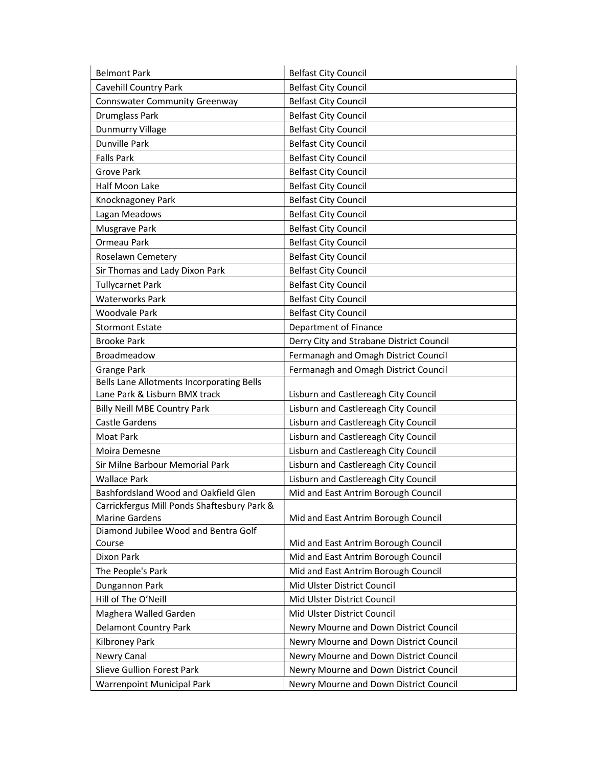| | |
|---|---|
| Belmont Park | Belfast City Council |
| Cavehill Country Park | Belfast City Council |
| Connswater Community Greenway | Belfast City Council |
| Drumglass Park | Belfast City Council |
| Dunmurry Village | Belfast City Council |
| Dunville Park | Belfast City Council |
| Falls Park | Belfast City Council |
| Grove Park | Belfast City Council |
| Half Moon Lake | Belfast City Council |
| Knocknagoney Park | Belfast City Council |
| Lagan Meadows | Belfast City Council |
| Musgrave Park | Belfast City Council |
| Ormeau Park | Belfast City Council |
| Roselawn Cemetery | Belfast City Council |
| Sir Thomas and Lady Dixon Park | Belfast City Council |
| Tullycarnet Park | Belfast City Council |
| Waterworks Park | Belfast City Council |
| Woodvale Park | Belfast City Council |
| Stormont Estate | Department of Finance |
| Brooke Park | Derry City and Strabane District Council |
| Broadmeadow | Fermanagh and Omagh District Council |
| Grange Park | Fermanagh and Omagh District Council |
| Bells Lane Allotments Incorporating Bells Lane Park & Lisburn BMX track | Lisburn and Castlereagh City Council |
| Billy Neill MBE Country Park | Lisburn and Castlereagh City Council |
| Castle Gardens | Lisburn and Castlereagh City Council |
| Moat Park | Lisburn and Castlereagh City Council |
| Moira Demesne | Lisburn and Castlereagh City Council |
| Sir Milne Barbour Memorial Park | Lisburn and Castlereagh City Council |
| Wallace Park | Lisburn and Castlereagh City Council |
| Bashfordsland Wood and Oakfield Glen | Mid and East Antrim Borough Council |
| Carrickfergus Mill Ponds Shaftesbury Park & Marine Gardens | Mid and East Antrim Borough Council |
| Diamond Jubilee Wood and Bentra Golf Course | Mid and East Antrim Borough Council |
| Dixon Park | Mid and East Antrim Borough Council |
| The People's Park | Mid and East Antrim Borough Council |
| Dungannon Park | Mid Ulster District Council |
| Hill of The O'Neill | Mid Ulster District Council |
| Maghera Walled Garden | Mid Ulster District Council |
| Delamont Country Park | Newry Mourne and Down District Council |
| Kilbroney Park | Newry Mourne and Down District Council |
| Newry Canal | Newry Mourne and Down District Council |
| Slieve Gullion Forest Park | Newry Mourne and Down District Council |
| Warrenpoint Municipal Park | Newry Mourne and Down District Council |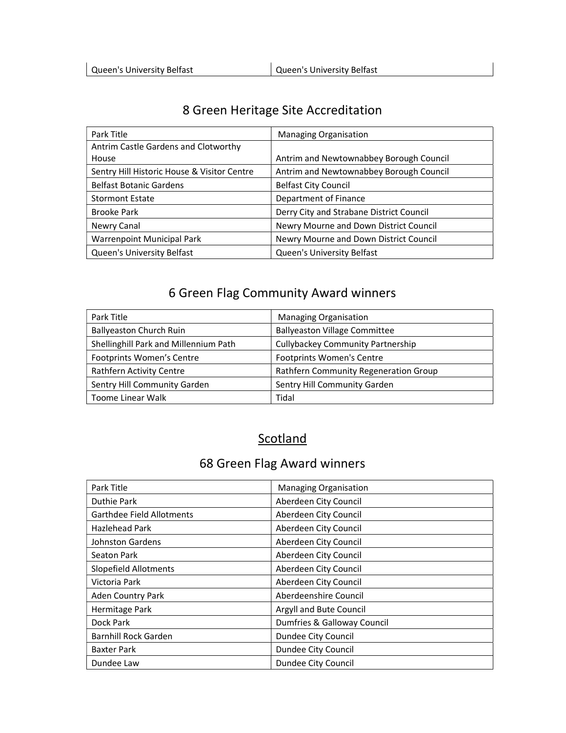| Queen's University Belfast | Queen's University Belfast |
|---|---|

## 8 Green Heritage Site Accreditation

| Park Title | Managing Organisation |
|---|---|
| Antrim Castle Gardens and Clotworthy House | Antrim and Newtownabbey Borough Council |
| Sentry Hill Historic House & Visitor Centre | Antrim and Newtownabbey Borough Council |
| Belfast Botanic Gardens | Belfast City Council |
| Stormont Estate | Department of Finance |
| Brooke Park | Derry City and Strabane District Council |
| Newry Canal | Newry Mourne and Down District Council |
| Warrenpoint Municipal Park | Newry Mourne and Down District Council |
| Queen's University Belfast | Queen's University Belfast |

## 6 Green Flag Community Award winners

| Park Title | Managing Organisation |
|---|---|
| Ballyeaston Church Ruin | Ballyeaston Village Committee |
| Shellinghill Park and Millennium Path | Cullybackey Community Partnership |
| Footprints Women's Centre | Footprints Women's Centre |
| Rathfern Activity Centre | Rathfern Community Regeneration Group |
| Sentry Hill Community Garden | Sentry Hill Community Garden |
| Toome Linear Walk | Tidal |

# Scotland

## 68 Green Flag Award winners

| Park Title | Managing Organisation |
|---|---|
| Duthie Park | Aberdeen City Council |
| Garthdee Field Allotments | Aberdeen City Council |
| Hazlehead Park | Aberdeen City Council |
| Johnston Gardens | Aberdeen City Council |
| Seaton Park | Aberdeen City Council |
| Slopefield Allotments | Aberdeen City Council |
| Victoria Park | Aberdeen City Council |
| Aden Country Park | Aberdeenshire Council |
| Hermitage Park | Argyll and Bute Council |
| Dock Park | Dumfries & Galloway Council |
| Barnhill Rock Garden | Dundee City Council |
| Baxter Park | Dundee City Council |
| Dundee Law | Dundee City Council |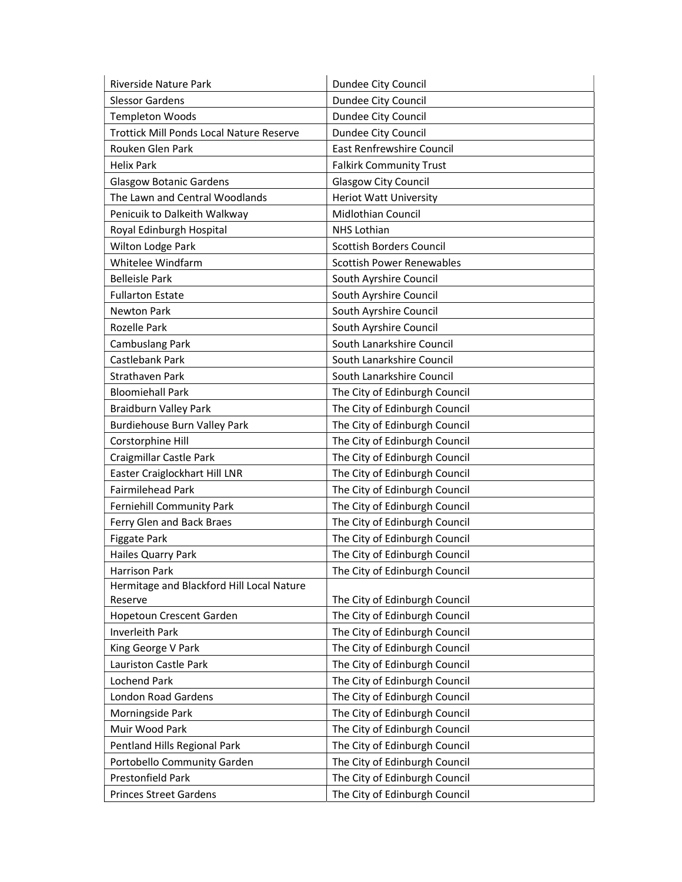| Riverside Nature Park | Dundee City Council |
|---|---|
| Slessor Gardens | Dundee City Council |
| Templeton Woods | Dundee City Council |
| Trottick Mill Ponds Local Nature Reserve | Dundee City Council |
| Rouken Glen Park | East Renfrewshire Council |
| Helix Park | Falkirk Community Trust |
| Glasgow Botanic Gardens | Glasgow City Council |
| The Lawn and Central Woodlands | Heriot Watt University |
| Penicuik to Dalkeith Walkway | Midlothian Council |
| Royal Edinburgh Hospital | NHS Lothian |
| Wilton Lodge Park | Scottish Borders Council |
| Whitelee Windfarm | Scottish Power Renewables |
| Belleisle Park | South Ayrshire Council |
| Fullarton Estate | South Ayrshire Council |
| Newton Park | South Ayrshire Council |
| Rozelle Park | South Ayrshire Council |
| Cambuslang Park | South Lanarkshire Council |
| Castlebank Park | South Lanarkshire Council |
| Strathaven Park | South Lanarkshire Council |
| Bloomiehall Park | The City of Edinburgh Council |
| Braidburn Valley Park | The City of Edinburgh Council |
| Burdiehouse Burn Valley Park | The City of Edinburgh Council |
| Corstorphine Hill | The City of Edinburgh Council |
| Craigmillar Castle Park | The City of Edinburgh Council |
| Easter Craiglockhart Hill LNR | The City of Edinburgh Council |
| Fairmilehead Park | The City of Edinburgh Council |
| Ferniehill Community Park | The City of Edinburgh Council |
| Ferry Glen and Back Braes | The City of Edinburgh Council |
| Figgate Park | The City of Edinburgh Council |
| Hailes Quarry Park | The City of Edinburgh Council |
| Harrison Park | The City of Edinburgh Council |
| Hermitage and Blackford Hill Local Nature Reserve | The City of Edinburgh Council |
| Hopetoun Crescent Garden | The City of Edinburgh Council |
| Inverleith Park | The City of Edinburgh Council |
| King George V Park | The City of Edinburgh Council |
| Lauriston Castle Park | The City of Edinburgh Council |
| Lochend Park | The City of Edinburgh Council |
| London Road Gardens | The City of Edinburgh Council |
| Morningside Park | The City of Edinburgh Council |
| Muir Wood Park | The City of Edinburgh Council |
| Pentland Hills Regional Park | The City of Edinburgh Council |
| Portobello Community Garden | The City of Edinburgh Council |
| Prestonfield Park | The City of Edinburgh Council |
| Princes Street Gardens | The City of Edinburgh Council |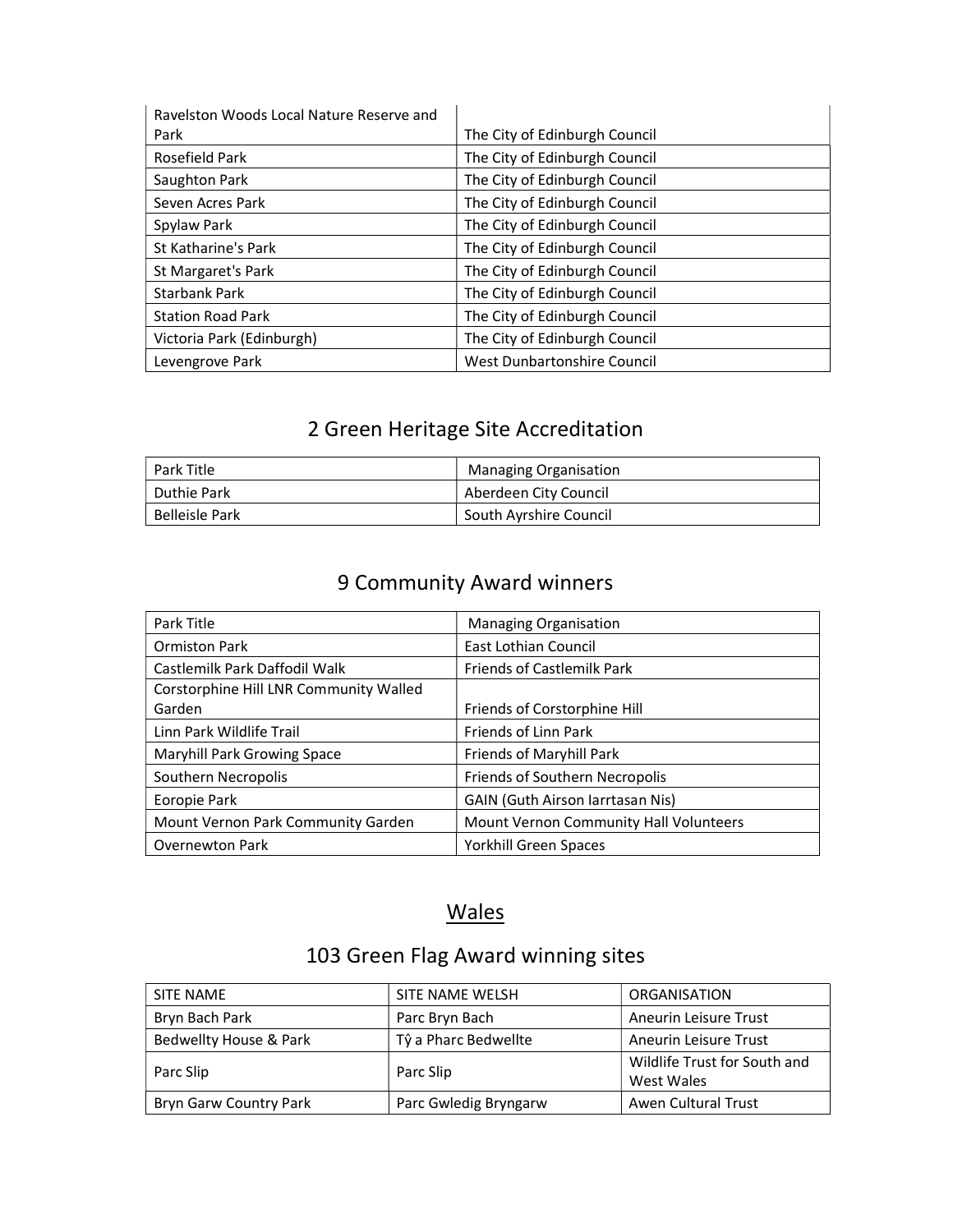| | |
|---|---|
| Ravelston Woods Local Nature Reserve and Park | The City of Edinburgh Council |
| Rosefield Park | The City of Edinburgh Council |
| Saughton Park | The City of Edinburgh Council |
| Seven Acres Park | The City of Edinburgh Council |
| Spylaw Park | The City of Edinburgh Council |
| St Katharine's Park | The City of Edinburgh Council |
| St Margaret's Park | The City of Edinburgh Council |
| Starbank Park | The City of Edinburgh Council |
| Station Road Park | The City of Edinburgh Council |
| Victoria Park (Edinburgh) | The City of Edinburgh Council |
| Levengrove Park | West Dunbartonshire Council |

## 2 Green Heritage Site Accreditation

| Park Title | Managing Organisation |
|---|---|
| Duthie Park | Aberdeen City Council |
| Belleisle Park | South Ayrshire Council |

## 9 Community Award winners

| Park Title | Managing Organisation |
|---|---|
| Ormiston Park | East Lothian Council |
| Castlemilk Park Daffodil Walk | Friends of Castlemilk Park |
| Corstorphine Hill LNR Community Walled Garden | Friends of Corstorphine Hill |
| Linn Park Wildlife Trail | Friends of Linn Park |
| Maryhill Park Growing Space | Friends of Maryhill Park |
| Southern Necropolis | Friends of Southern Necropolis |
| Eoropie Park | GAIN (Guth Airson Iarrtasan Nis) |
| Mount Vernon Park Community Garden | Mount Vernon Community Hall Volunteers |
| Overnewton Park | Yorkhill Green Spaces |

# Wales

## 103 Green Flag Award winning sites

| SITE NAME | SITE NAME WELSH | ORGANISATION |
|---|---|---|
| Bryn Bach Park | Parc Bryn Bach | Aneurin Leisure Trust |
| Bedwellty House & Park | Tŷ a Pharc Bedwellte | Aneurin Leisure Trust |
| Parc Slip | Parc Slip | Wildlife Trust for South and West Wales |
| Bryn Garw Country Park | Parc Gwledig Bryngarw | Awen Cultural Trust |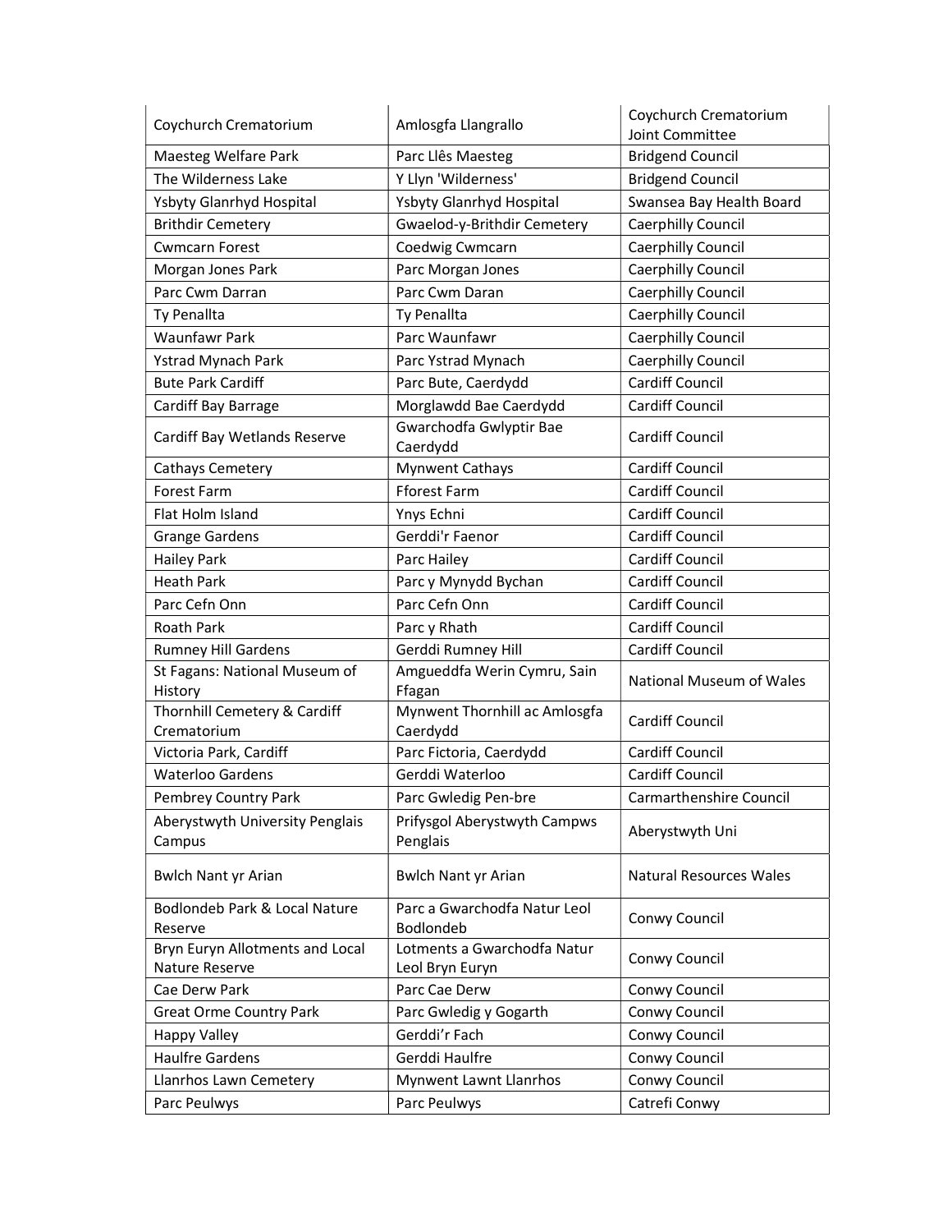| Coychurch Crematorium | Amlosgfa Llangrallo | Coychurch Crematorium Joint Committee |
|---|---|---|
| Maesteg Welfare Park | Parc Llês Maesteg | Bridgend Council |
| The Wilderness Lake | Y Llyn 'Wilderness' | Bridgend Council |
| Ysbyty Glanrhyd Hospital | Ysbyty Glanrhyd Hospital | Swansea Bay Health Board |
| Brithdir Cemetery | Gwaelod-y-Brithdir Cemetery | Caerphilly Council |
| Cwmcarn Forest | Coedwig Cwmcarn | Caerphilly Council |
| Morgan Jones Park | Parc Morgan Jones | Caerphilly Council |
| Parc Cwm Darran | Parc Cwm Daran | Caerphilly Council |
| Ty Penallta | Ty Penallta | Caerphilly Council |
| Waunfawr Park | Parc Waunfawr | Caerphilly Council |
| Ystrad Mynach Park | Parc Ystrad Mynach | Caerphilly Council |
| Bute Park Cardiff | Parc Bute, Caerdydd | Cardiff Council |
| Cardiff Bay Barrage | Morglawdd Bae Caerdydd | Cardiff Council |
| Cardiff Bay Wetlands Reserve | Gwarchodfa Gwlyptir Bae Caerdydd | Cardiff Council |
| Cathays Cemetery | Mynwent Cathays | Cardiff Council |
| Forest Farm | Fforest Farm | Cardiff Council |
| Flat Holm Island | Ynys Echni | Cardiff Council |
| Grange Gardens | Gerddi'r Faenor | Cardiff Council |
| Hailey Park | Parc Hailey | Cardiff Council |
| Heath Park | Parc y Mynydd Bychan | Cardiff Council |
| Parc Cefn Onn | Parc Cefn Onn | Cardiff Council |
| Roath Park | Parc y Rhath | Cardiff Council |
| Rumney Hill Gardens | Gerddi Rumney Hill | Cardiff Council |
| St Fagans: National Museum of History | Amgueddfa Werin Cymru, Sain Ffagan | National Museum of Wales |
| Thornhill Cemetery & Cardiff Crematorium | Mynwent Thornhill ac Amlosgfa Caerdydd | Cardiff Council |
| Victoria Park, Cardiff | Parc Fictoria, Caerdydd | Cardiff Council |
| Waterloo Gardens | Gerddi Waterloo | Cardiff Council |
| Pembrey Country Park | Parc Gwledig Pen-bre | Carmarthenshire Council |
| Aberystwyth University Penglais Campus | Prifysgol Aberystwyth Campws Penglais | Aberystwyth Uni |
| Bwlch Nant yr Arian | Bwlch Nant yr Arian | Natural Resources Wales |
| Bodlondeb Park & Local Nature Reserve | Parc a Gwarchodfa Natur Leol Bodlondeb | Conwy Council |
| Bryn Euryn Allotments and Local Nature Reserve | Lotments a Gwarchodfa Natur Leol Bryn Euryn | Conwy Council |
| Cae Derw Park | Parc Cae Derw | Conwy Council |
| Great Orme Country Park | Parc Gwledig y Gogarth | Conwy Council |
| Happy Valley | Gerddi'r Fach | Conwy Council |
| Haulfre Gardens | Gerddi Haulfre | Conwy Council |
| Llanrhos Lawn Cemetery | Mynwent Lawnt Llanrhos | Conwy Council |
| Parc Peulwys | Parc Peulwys | Catrefi Conwy |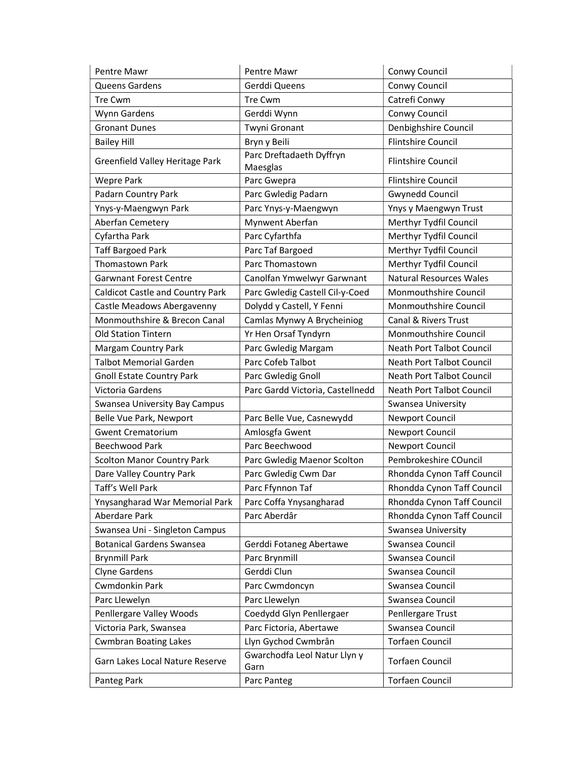| Pentre Mawr | Pentre Mawr | Conwy Council |
|---|---|---|
| Queens Gardens | Gerddi Queens | Conwy Council |
| Tre Cwm | Tre Cwm | Catrefi Conwy |
| Wynn Gardens | Gerddi Wynn | Conwy Council |
| Gronant Dunes | Twyni Gronant | Denbighshire Council |
| Bailey Hill | Bryn y Beili | Flintshire Council |
| Greenfield Valley Heritage Park | Parc Dreftadaeth Dyffryn Maesglas | Flintshire Council |
| Wepre Park | Parc Gwepra | Flintshire Council |
| Padarn Country Park | Parc Gwledig Padarn | Gwynedd Council |
| Ynys-y-Maengwyn Park | Parc Ynys-y-Maengwyn | Ynys y Maengwyn Trust |
| Aberfan Cemetery | Mynwent Aberfan | Merthyr Tydfil Council |
| Cyfartha Park | Parc Cyfarthfa | Merthyr Tydfil Council |
| Taff Bargoed Park | Parc Taf Bargoed | Merthyr Tydfil Council |
| Thomastown Park | Parc Thomastown | Merthyr Tydfil Council |
| Garwnant Forest Centre | Canolfan Ymwelwyr Garwnant | Natural Resources Wales |
| Caldicot Castle and Country Park | Parc Gwledig Castell Cil-y-Coed | Monmouthshire Council |
| Castle Meadows Abergavenny | Dolydd y Castell, Y Fenni | Monmouthshire Council |
| Monmouthshire & Brecon Canal | Camlas Mynwy A Brycheiniog | Canal & Rivers Trust |
| Old Station Tintern | Yr Hen Orsaf Tyndyrn | Monmouthshire Council |
| Margam Country Park | Parc Gwledig Margam | Neath Port Talbot Council |
| Talbot Memorial Garden | Parc Cofeb Talbot | Neath Port Talbot Council |
| Gnoll Estate Country Park | Parc Gwledig Gnoll | Neath Port Talbot Council |
| Victoria Gardens | Parc Gardd Victoria, Castellnedd | Neath Port Talbot Council |
| Swansea University Bay Campus | | Swansea University |
| Belle Vue Park, Newport | Parc Belle Vue, Casnewydd | Newport Council |
| Gwent Crematorium | Amlosgfa Gwent | Newport Council |
| Beechwood Park | Parc Beechwood | Newport Council |
| Scolton Manor Country Park | Parc Gwledig Maenor Scolton | Pembrokeshire COuncil |
| Dare Valley Country Park | Parc Gwledig Cwm Dar | Rhondda Cynon Taff Council |
| Taff's Well Park | Parc Ffynnon Taf | Rhondda Cynon Taff Council |
| Ynysangharad War Memorial Park | Parc Coffa Ynysangharad | Rhondda Cynon Taff Council |
| Aberdare Park | Parc Aberdâr | Rhondda Cynon Taff Council |
| Swansea Uni - Singleton Campus | | Swansea University |
| Botanical Gardens Swansea | Gerddi Fotaneg Abertawe | Swansea Council |
| Brynmill Park | Parc Brynmill | Swansea Council |
| Clyne Gardens | Gerddi Clun | Swansea Council |
| Cwmdonkin Park | Parc Cwmdoncyn | Swansea Council |
| Parc Llewelyn | Parc Llewelyn | Swansea Council |
| Penllergare Valley Woods | Coedydd Glyn Penllergaer | Penllergare Trust |
| Victoria Park, Swansea | Parc Fictoria, Abertawe | Swansea Council |
| Cwmbran Boating Lakes | Llyn Gychod Cwmbrân | Torfaen Council |
| Garn Lakes Local Nature Reserve | Gwarchodfa Leol Natur Llyn y Garn | Torfaen Council |
| Panteg Park | Parc Panteg | Torfaen Council |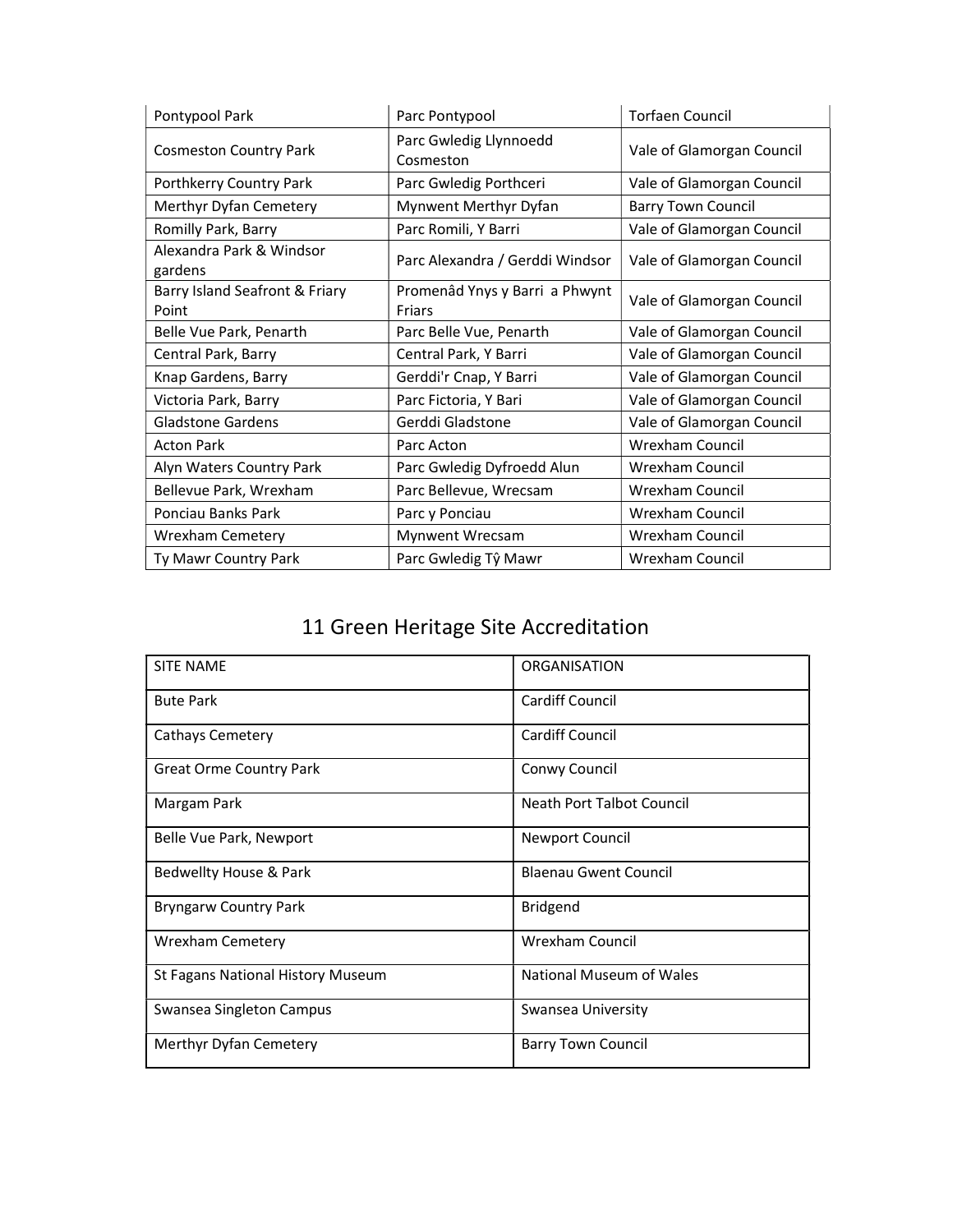| Pontypool Park | Parc Pontypool | Torfaen Council |
|---|---|---|
| Cosmeston Country Park | Parc Gwledig Llynnoedd Cosmeston | Vale of Glamorgan Council |
| Porthkerry Country Park | Parc Gwledig Porthceri | Vale of Glamorgan Council |
| Merthyr Dyfan Cemetery | Mynwent Merthyr Dyfan | Barry Town Council |
| Romilly Park, Barry | Parc Romili, Y Barri | Vale of Glamorgan Council |
| Alexandra Park & Windsor gardens | Parc Alexandra / Gerddi Windsor | Vale of Glamorgan Council |
| Barry Island Seafront & Friary Point | Promenâd Ynys y Barri a Phwynt Friars | Vale of Glamorgan Council |
| Belle Vue Park, Penarth | Parc Belle Vue, Penarth | Vale of Glamorgan Council |
| Central Park, Barry | Central Park, Y Barri | Vale of Glamorgan Council |
| Knap Gardens, Barry | Gerddi'r Cnap, Y Barri | Vale of Glamorgan Council |
| Victoria Park, Barry | Parc Fictoria, Y Bari | Vale of Glamorgan Council |
| Gladstone Gardens | Gerddi Gladstone | Vale of Glamorgan Council |
| Acton Park | Parc Acton | Wrexham Council |
| Alyn Waters Country Park | Parc Gwledig Dyfroedd Alun | Wrexham Council |
| Bellevue Park, Wrexham | Parc Bellevue, Wrecsam | Wrexham Council |
| Ponciau Banks Park | Parc y Ponciau | Wrexham Council |
| Wrexham Cemetery | Mynwent Wrecsam | Wrexham Council |
| Ty Mawr Country Park | Parc Gwledig Tŷ Mawr | Wrexham Council |

# 11 Green Heritage Site Accreditation

| SITE NAME | ORGANISATION |
|---|---|
| Bute Park | Cardiff Council |
| Cathays Cemetery | Cardiff Council |
| Great Orme Country Park | Conwy Council |
| Margam Park | Neath Port Talbot Council |
| Belle Vue Park, Newport | Newport Council |
| Bedwellty House & Park | Blaenau Gwent Council |
| Bryngarw Country Park | Bridgend |
| Wrexham Cemetery | Wrexham Council |
| St Fagans National History Museum | National Museum of Wales |
| Swansea Singleton Campus | Swansea University |
| Merthyr Dyfan Cemetery | Barry Town Council |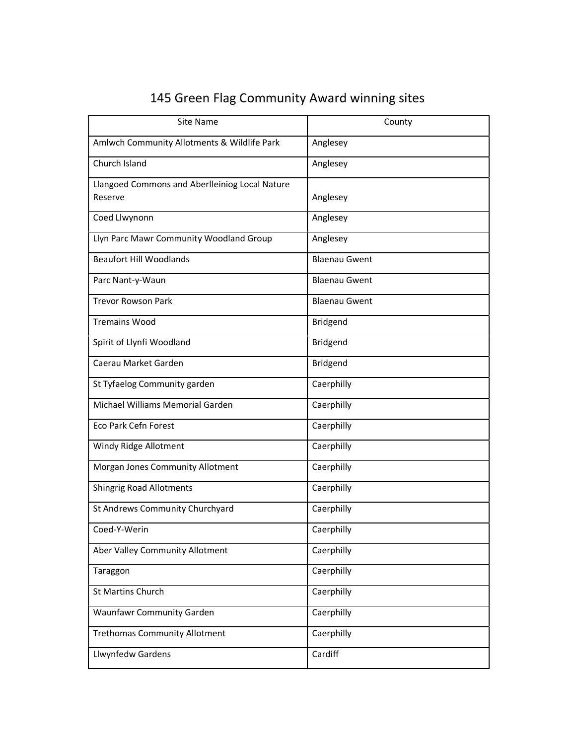# 145 Green Flag Community Award winning sites

| Site Name | County |
|---|---|
| Amlwch Community Allotments & Wildlife Park | Anglesey |
| Church Island | Anglesey |
| Llangoed Commons and Aberlleiniog Local Nature Reserve | Anglesey |
| Coed Llwynonn | Anglesey |
| Llyn Parc Mawr Community Woodland Group | Anglesey |
| Beaufort Hill Woodlands | Blaenau Gwent |
| Parc Nant-y-Waun | Blaenau Gwent |
| Trevor Rowson Park | Blaenau Gwent |
| Tremains Wood | Bridgend |
| Spirit of Llynfi Woodland | Bridgend |
| Caerau Market Garden | Bridgend |
| St Tyfaelog Community garden | Caerphilly |
| Michael Williams Memorial Garden | Caerphilly |
| Eco Park Cefn Forest | Caerphilly |
| Windy Ridge Allotment | Caerphilly |
| Morgan Jones Community Allotment | Caerphilly |
| Shingrig Road Allotments | Caerphilly |
| St Andrews Community Churchyard | Caerphilly |
| Coed-Y-Werin | Caerphilly |
| Aber Valley Community Allotment | Caerphilly |
| Taraggon | Caerphilly |
| St Martins Church | Caerphilly |
| Waunfawr Community Garden | Caerphilly |
| Trethomas Community Allotment | Caerphilly |
| Llwynfedw Gardens | Cardiff |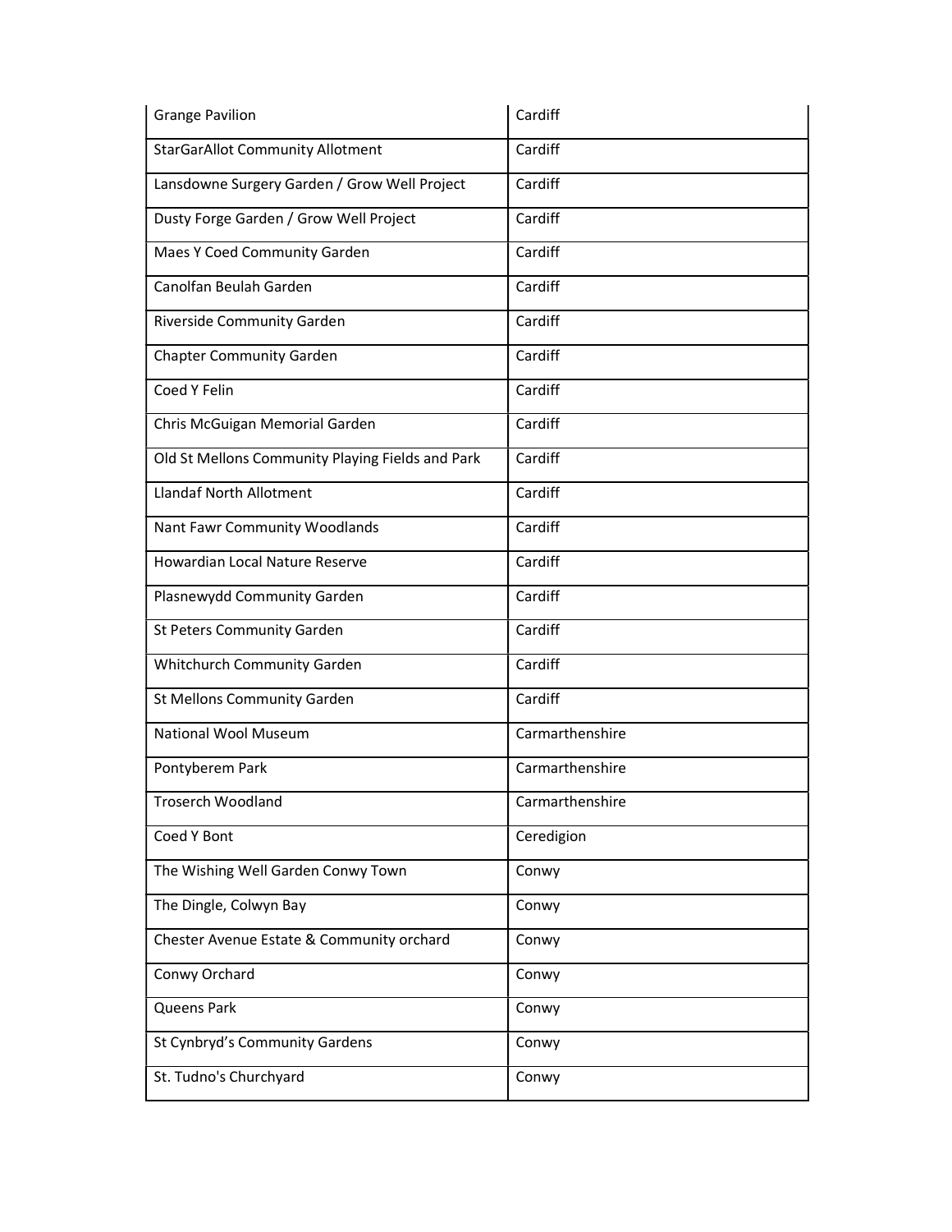| | |
|---|---|
| Grange Pavilion | Cardiff |
| StarGarAllot Community Allotment | Cardiff |
| Lansdowne Surgery Garden / Grow Well Project | Cardiff |
| Dusty Forge Garden / Grow Well Project | Cardiff |
| Maes Y Coed Community Garden | Cardiff |
| Canolfan Beulah Garden | Cardiff |
| Riverside Community Garden | Cardiff |
| Chapter Community Garden | Cardiff |
| Coed Y Felin | Cardiff |
| Chris McGuigan Memorial Garden | Cardiff |
| Old St Mellons Community Playing Fields and Park | Cardiff |
| Llandaf North Allotment | Cardiff |
| Nant Fawr Community Woodlands | Cardiff |
| Howardian Local Nature Reserve | Cardiff |
| Plasnewydd Community Garden | Cardiff |
| St Peters Community Garden | Cardiff |
| Whitchurch Community Garden | Cardiff |
| St Mellons Community Garden | Cardiff |
| National Wool Museum | Carmarthenshire |
| Pontyberem Park | Carmarthenshire |
| Troserch Woodland | Carmarthenshire |
| Coed Y Bont | Ceredigion |
| The Wishing Well Garden Conwy Town | Conwy |
| The Dingle, Colwyn Bay | Conwy |
| Chester Avenue Estate & Community orchard | Conwy |
| Conwy Orchard | Conwy |
| Queens Park | Conwy |
| St Cynbryd's Community Gardens | Conwy |
| St. Tudno's Churchyard | Conwy |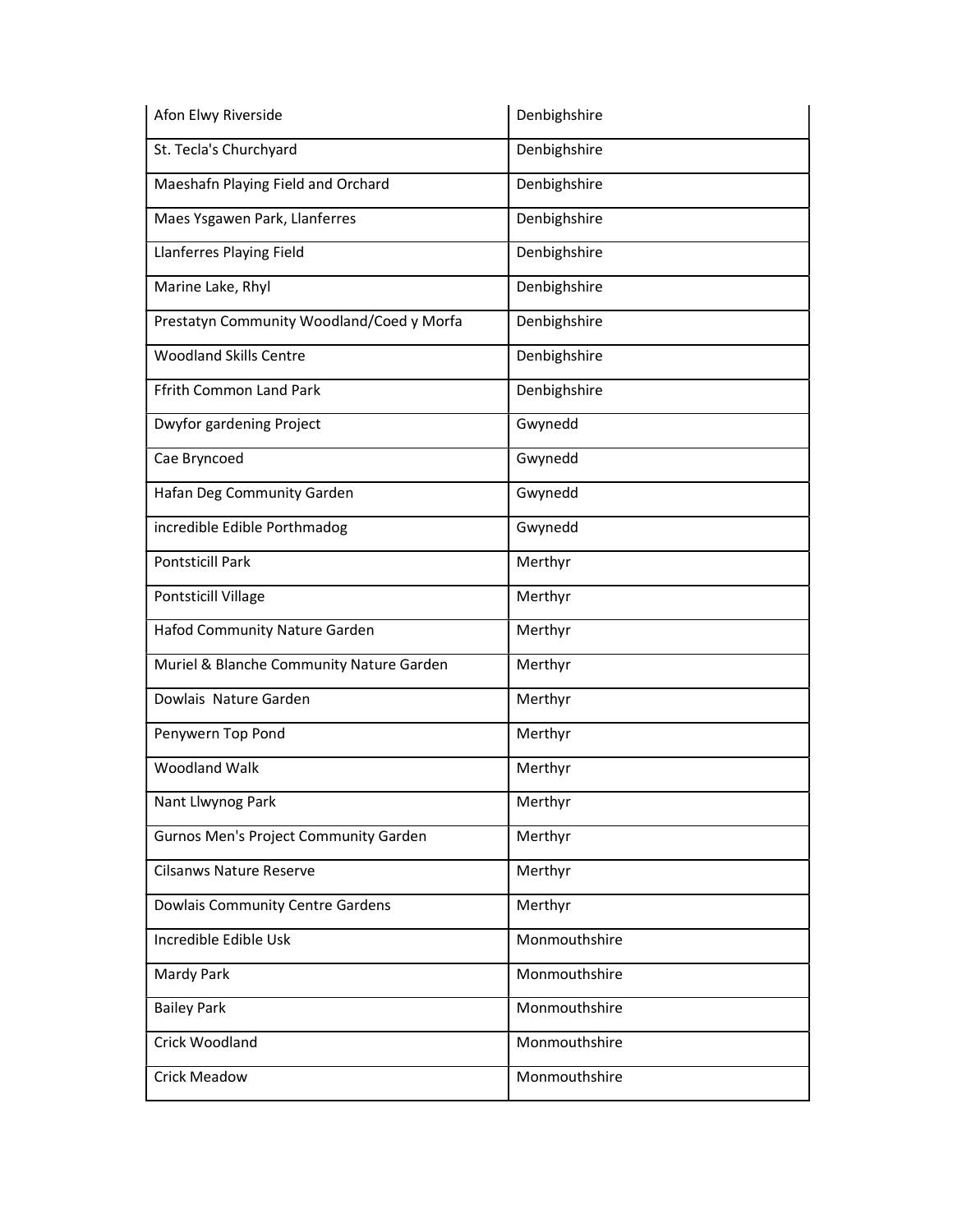| | |
|---|---|
| Afon Elwy Riverside | Denbighshire |
| St. Tecla's Churchyard | Denbighshire |
| Maeshafn Playing Field and Orchard | Denbighshire |
| Maes Ysgawen Park, Llanferres | Denbighshire |
| Llanferres Playing Field | Denbighshire |
| Marine Lake, Rhyl | Denbighshire |
| Prestatyn Community Woodland/Coed y Morfa | Denbighshire |
| Woodland Skills Centre | Denbighshire |
| Ffrith Common Land Park | Denbighshire |
| Dwyfor gardening Project | Gwynedd |
| Cae Bryncoed | Gwynedd |
| Hafan Deg Community Garden | Gwynedd |
| incredible Edible Porthmadog | Gwynedd |
| Pontsticill Park | Merthyr |
| Pontsticill Village | Merthyr |
| Hafod Community Nature Garden | Merthyr |
| Muriel & Blanche Community Nature Garden | Merthyr |
| Dowlais Nature Garden | Merthyr |
| Penywern Top Pond | Merthyr |
| Woodland Walk | Merthyr |
| Nant Llwynog Park | Merthyr |
| Gurnos Men's Project Community Garden | Merthyr |
| Cilsanws Nature Reserve | Merthyr |
| Dowlais Community Centre Gardens | Merthyr |
| Incredible Edible Usk | Monmouthshire |
| Mardy Park | Monmouthshire |
| Bailey Park | Monmouthshire |
| Crick Woodland | Monmouthshire |
| Crick Meadow | Monmouthshire |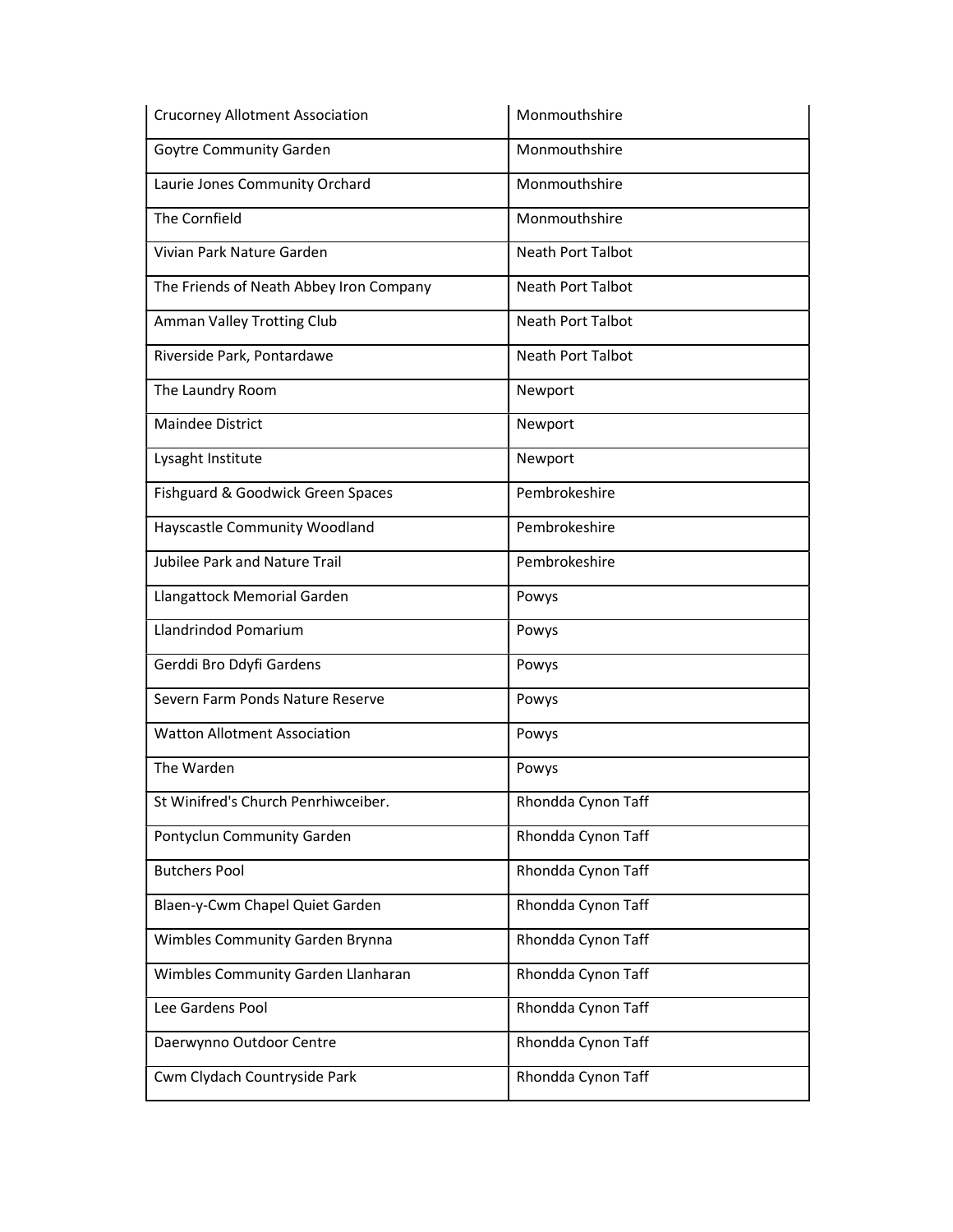| Crucorney Allotment Association | Monmouthshire |
| --- | --- |
| Goytre Community Garden | Monmouthshire |
| Laurie Jones Community Orchard | Monmouthshire |
| The Cornfield | Monmouthshire |
| Vivian Park Nature Garden | Neath Port Talbot |
| The Friends of Neath Abbey Iron Company | Neath Port Talbot |
| Amman Valley Trotting Club | Neath Port Talbot |
| Riverside Park, Pontardawe | Neath Port Talbot |
| The Laundry Room | Newport |
| Maindee District | Newport |
| Lysaght Institute | Newport |
| Fishguard & Goodwick Green Spaces | Pembrokeshire |
| Hayscastle Community Woodland | Pembrokeshire |
| Jubilee Park and Nature Trail | Pembrokeshire |
| Llangattock Memorial Garden | Powys |
| Llandrindod Pomarium | Powys |
| Gerddi Bro Ddyfi Gardens | Powys |
| Severn Farm Ponds Nature Reserve | Powys |
| Watton Allotment Association | Powys |
| The Warden | Powys |
| St Winifred's Church Penrhiwceiber. | Rhondda Cynon Taff |
| Pontyclun Community Garden | Rhondda Cynon Taff |
| Butchers Pool | Rhondda Cynon Taff |
| Blaen-y-Cwm Chapel Quiet Garden | Rhondda Cynon Taff |
| Wimbles Community Garden Brynna | Rhondda Cynon Taff |
| Wimbles Community Garden Llanharan | Rhondda Cynon Taff |
| Lee Gardens Pool | Rhondda Cynon Taff |
| Daerwynno Outdoor Centre | Rhondda Cynon Taff |
| Cwm Clydach Countryside Park | Rhondda Cynon Taff |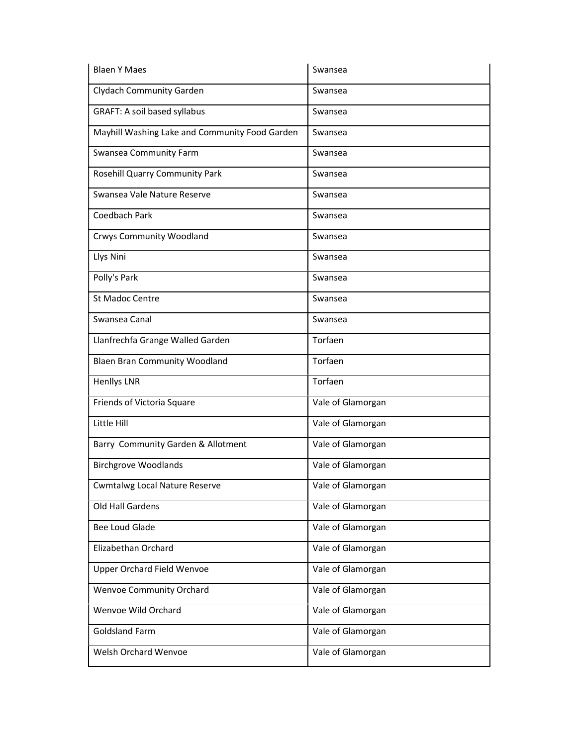| | |
|---|---|
| Blaen Y Maes | Swansea |
| Clydach Community Garden | Swansea |
| GRAFT: A soil based syllabus | Swansea |
| Mayhill Washing Lake and Community Food Garden | Swansea |
| Swansea Community Farm | Swansea |
| Rosehill Quarry Community Park | Swansea |
| Swansea Vale Nature Reserve | Swansea |
| Coedbach Park | Swansea |
| Crwys Community Woodland | Swansea |
| Llys Nini | Swansea |
| Polly's Park | Swansea |
| St Madoc Centre | Swansea |
| Swansea Canal | Swansea |
| Llanfrechfa Grange Walled Garden | Torfaen |
| Blaen Bran Community Woodland | Torfaen |
| Henllys LNR | Torfaen |
| Friends of Victoria Square | Vale of Glamorgan |
| Little Hill | Vale of Glamorgan |
| Barry Community Garden & Allotment | Vale of Glamorgan |
| Birchgrove Woodlands | Vale of Glamorgan |
| Cwmtalwg Local Nature Reserve | Vale of Glamorgan |
| Old Hall Gardens | Vale of Glamorgan |
| Bee Loud Glade | Vale of Glamorgan |
| Elizabethan Orchard | Vale of Glamorgan |
| Upper Orchard Field Wenvoe | Vale of Glamorgan |
| Wenvoe Community Orchard | Vale of Glamorgan |
| Wenvoe Wild Orchard | Vale of Glamorgan |
| Goldsland Farm | Vale of Glamorgan |
| Welsh Orchard Wenvoe | Vale of Glamorgan |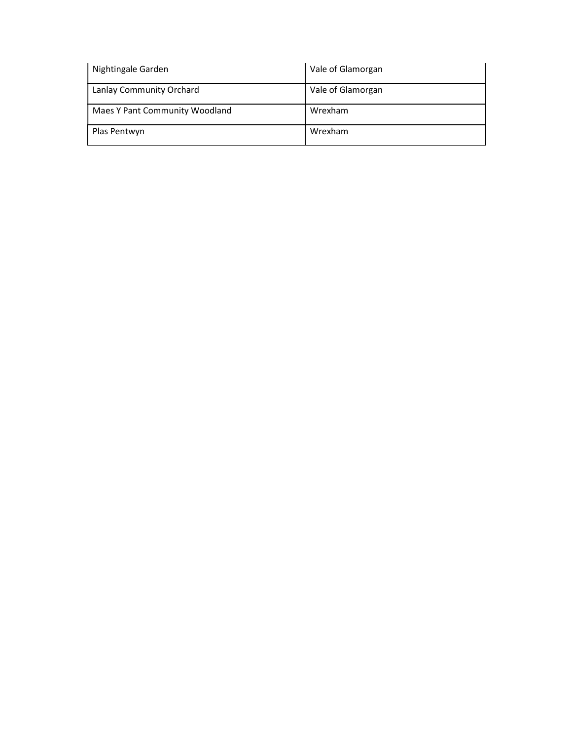| | |
|---|---|
| Nightingale Garden | Vale of Glamorgan |
| Lanlay Community Orchard | Vale of Glamorgan |
| Maes Y Pant Community Woodland | Wrexham |
| Plas Pentwyn | Wrexham |